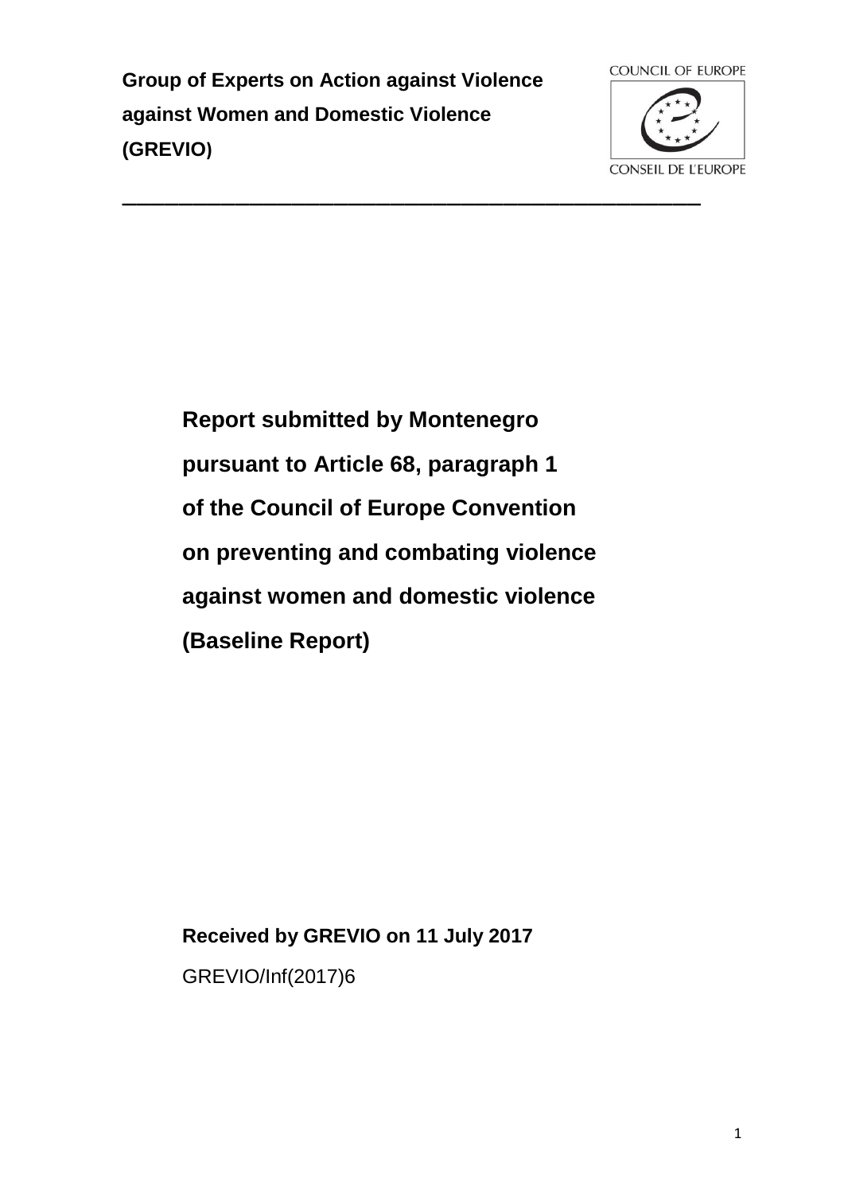**Group of Experts on Action against Violence against Women and Domestic Violence (GREVIO)**

COUNCIL OF EUROPE

CONSEIL DE L'EUROPE

---

# Report submitted by Montenegro pursuant to Article 68, paragraph 1 of the Council of Europe Convention on preventing and combating violence against women and domestic violence (Baseline Report)

**Received by GREVIO on 11 July 2017**

GREVIO/Inf(2017)6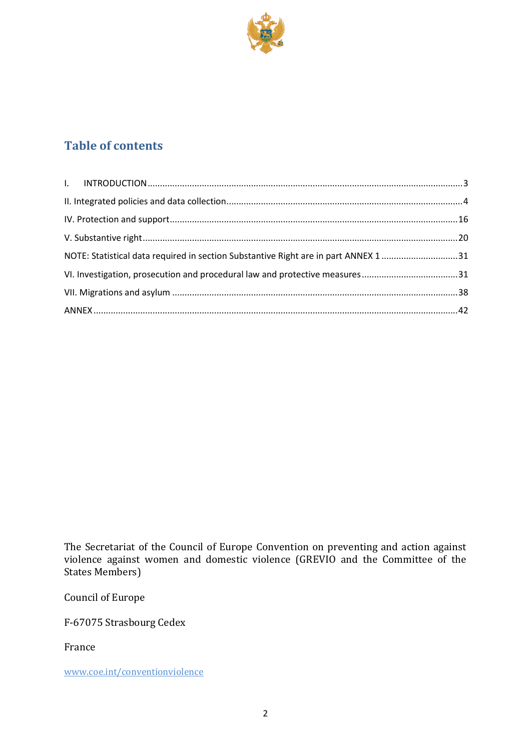## Table of contents

I. INTRODUCTION ..... 3

II. Integrated policies and data collection ..... 4

IV. Protection and support ..... 16

V. Substantive right ..... 20

NOTE: Statistical data required in section Substantive Right are in part ANNEX 1 ..... 31

VI. Investigation, prosecution and procedural law and protective measures ..... 31

VII. Migrations and asylum ..... 38

ANNEX ..... 42

The Secretariat of the Council of Europe Convention on preventing and action against violence against women and domestic violence (GREVIO and the Committee of the States Members)

Council of Europe

F-67075 Strasbourg Cedex

France

www.coe.int/conventionviolence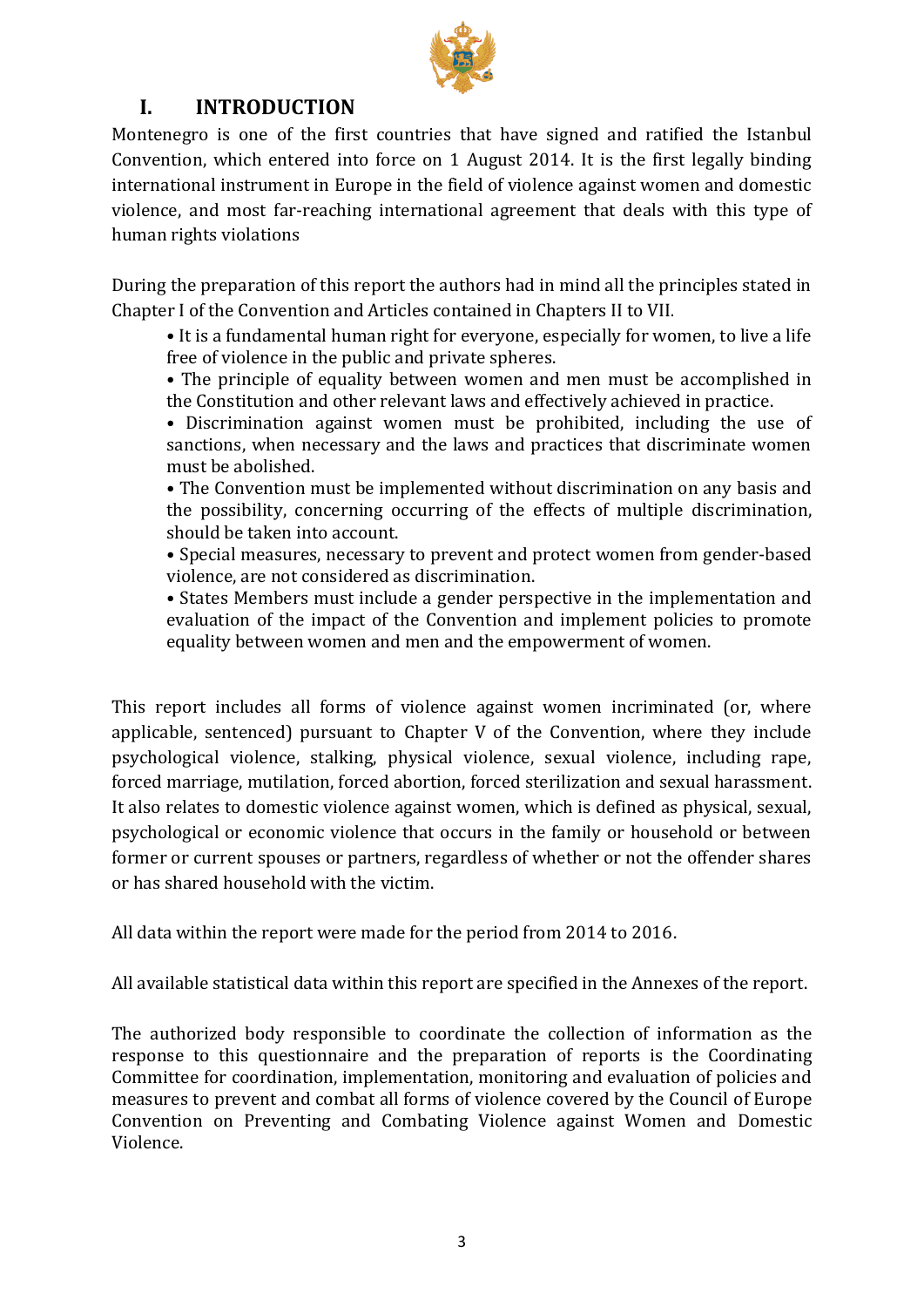# I. INTRODUCTION

Montenegro is one of the first countries that have signed and ratified the Istanbul Convention, which entered into force on 1 August 2014. It is the first legally binding international instrument in Europe in the field of violence against women and domestic violence, and most far-reaching international agreement that deals with this type of human rights violations

During the preparation of this report the authors had in mind all the principles stated in Chapter I of the Convention and Articles contained in Chapters II to VII.

- It is a fundamental human right for everyone, especially for women, to live a life free of violence in the public and private spheres.
- The principle of equality between women and men must be accomplished in the Constitution and other relevant laws and effectively achieved in practice.
- Discrimination against women must be prohibited, including the use of sanctions, when necessary and the laws and practices that discriminate women must be abolished.
- The Convention must be implemented without discrimination on any basis and the possibility, concerning occurring of the effects of multiple discrimination, should be taken into account.
- Special measures, necessary to prevent and protect women from gender-based violence, are not considered as discrimination.
- States Members must include a gender perspective in the implementation and evaluation of the impact of the Convention and implement policies to promote equality between women and men and the empowerment of women.

This report includes all forms of violence against women incriminated (or, where applicable, sentenced) pursuant to Chapter V of the Convention, where they include psychological violence, stalking, physical violence, sexual violence, including rape, forced marriage, mutilation, forced abortion, forced sterilization and sexual harassment. It also relates to domestic violence against women, which is defined as physical, sexual, psychological or economic violence that occurs in the family or household or between former or current spouses or partners, regardless of whether or not the offender shares or has shared household with the victim.

All data within the report were made for the period from 2014 to 2016.

All available statistical data within this report are specified in the Annexes of the report.

The authorized body responsible to coordinate the collection of information as the response to this questionnaire and the preparation of reports is the Coordinating Committee for coordination, implementation, monitoring and evaluation of policies and measures to prevent and combat all forms of violence covered by the Council of Europe Convention on Preventing and Combating Violence against Women and Domestic Violence.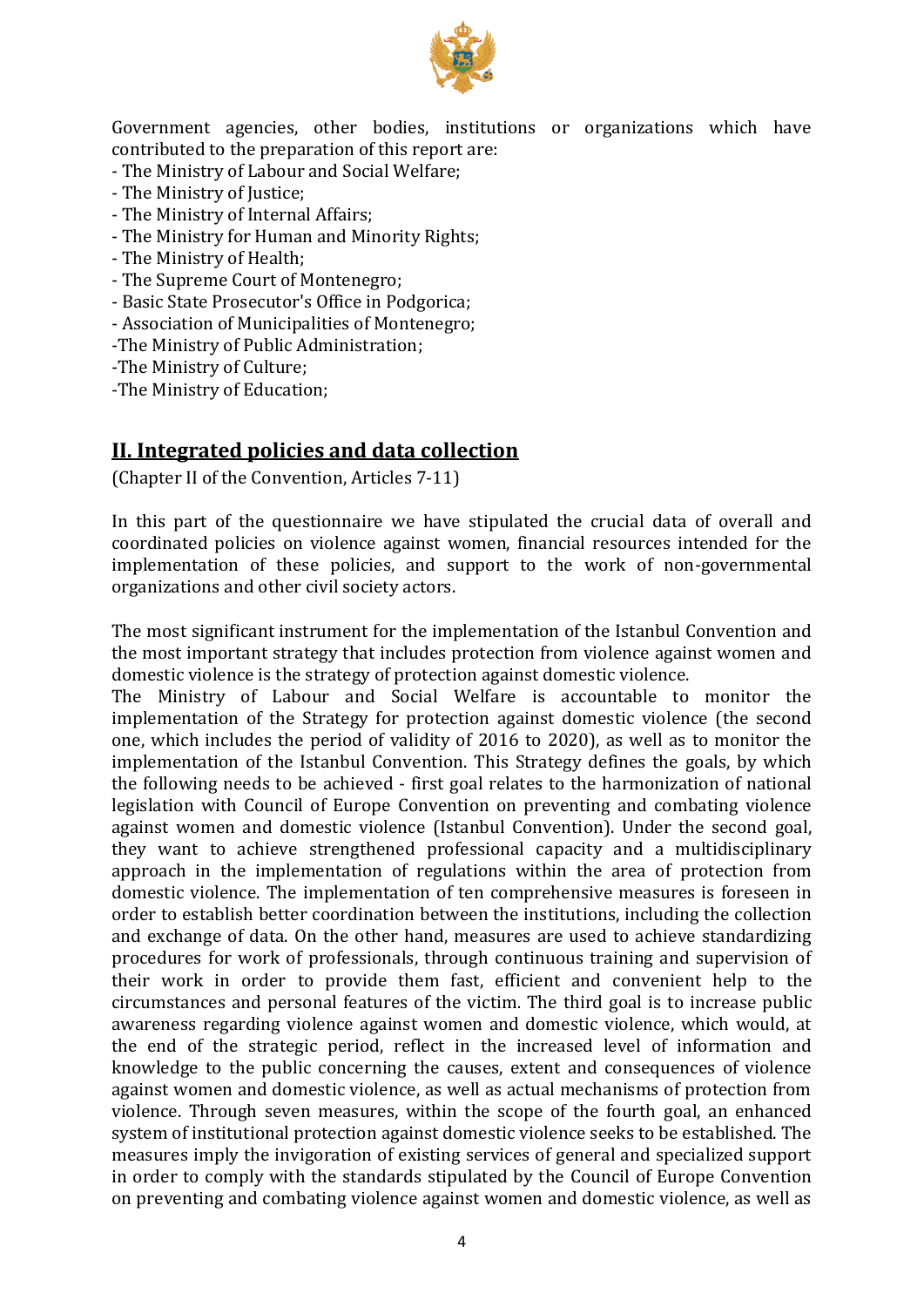Government agencies, other bodies, institutions or organizations which have contributed to the preparation of this report are:

- The Ministry of Labour and Social Welfare;
- The Ministry of Justice;
- The Ministry of Internal Affairs;
- The Ministry for Human and Minority Rights;
- The Ministry of Health;
- The Supreme Court of Montenegro;
- Basic State Prosecutor's Office in Podgorica;
- Association of Municipalities of Montenegro;
- The Ministry of Public Administration;
- The Ministry of Culture;
- The Ministry of Education;

## II. Integrated policies and data collection

(Chapter II of the Convention, Articles 7-11)

In this part of the questionnaire we have stipulated the crucial data of overall and coordinated policies on violence against women, financial resources intended for the implementation of these policies, and support to the work of non-governmental organizations and other civil society actors.

The most significant instrument for the implementation of the Istanbul Convention and the most important strategy that includes protection from violence against women and domestic violence is the strategy of protection against domestic violence.
The Ministry of Labour and Social Welfare is accountable to monitor the implementation of the Strategy for protection against domestic violence (the second one, which includes the period of validity of 2016 to 2020), as well as to monitor the implementation of the Istanbul Convention. This Strategy defines the goals, by which the following needs to be achieved - first goal relates to the harmonization of national legislation with Council of Europe Convention on preventing and combating violence against women and domestic violence (Istanbul Convention). Under the second goal, they want to achieve strengthened professional capacity and a multidisciplinary approach in the implementation of regulations within the area of protection from domestic violence. The implementation of ten comprehensive measures is foreseen in order to establish better coordination between the institutions, including the collection and exchange of data. On the other hand, measures are used to achieve standardizing procedures for work of professionals, through continuous training and supervision of their work in order to provide them fast, efficient and convenient help to the circumstances and personal features of the victim. The third goal is to increase public awareness regarding violence against women and domestic violence, which would, at the end of the strategic period, reflect in the increased level of information and knowledge to the public concerning the causes, extent and consequences of violence against women and domestic violence, as well as actual mechanisms of protection from violence. Through seven measures, within the scope of the fourth goal, an enhanced system of institutional protection against domestic violence seeks to be established. The measures imply the invigoration of existing services of general and specialized support in order to comply with the standards stipulated by the Council of Europe Convention on preventing and combating violence against women and domestic violence, as well as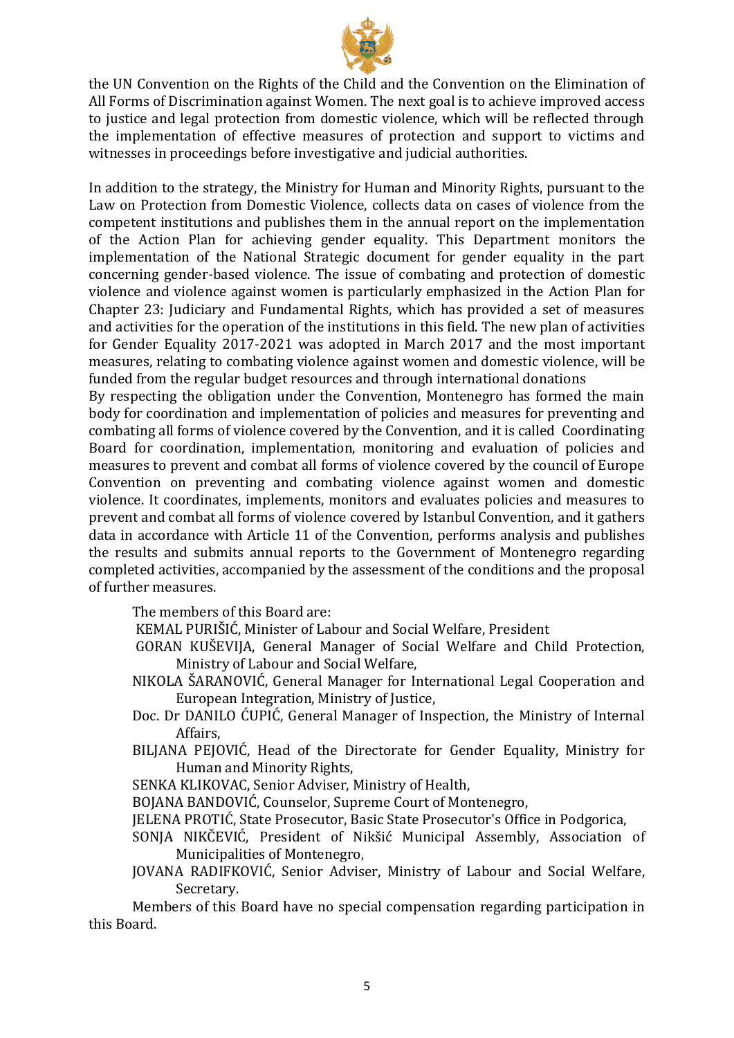the UN Convention on the Rights of the Child and the Convention on the Elimination of All Forms of Discrimination against Women. The next goal is to achieve improved access to justice and legal protection from domestic violence, which will be reflected through the implementation of effective measures of protection and support to victims and witnesses in proceedings before investigative and judicial authorities.

In addition to the strategy, the Ministry for Human and Minority Rights, pursuant to the Law on Protection from Domestic Violence, collects data on cases of violence from the competent institutions and publishes them in the annual report on the implementation of the Action Plan for achieving gender equality. This Department monitors the implementation of the National Strategic document for gender equality in the part concerning gender-based violence. The issue of combating and protection of domestic violence and violence against women is particularly emphasized in the Action Plan for Chapter 23: Judiciary and Fundamental Rights, which has provided a set of measures and activities for the operation of the institutions in this field. The new plan of activities for Gender Equality 2017-2021 was adopted in March 2017 and the most important measures, relating to combating violence against women and domestic violence, will be funded from the regular budget resources and through international donations

By respecting the obligation under the Convention, Montenegro has formed the main body for coordination and implementation of policies and measures for preventing and combating all forms of violence covered by the Convention, and it is called Coordinating Board for coordination, implementation, monitoring and evaluation of policies and measures to prevent and combat all forms of violence covered by the council of Europe Convention on preventing and combating violence against women and domestic violence. It coordinates, implements, monitors and evaluates policies and measures to prevent and combat all forms of violence covered by Istanbul Convention, and it gathers data in accordance with Article 11 of the Convention, performs analysis and publishes the results and submits annual reports to the Government of Montenegro regarding completed activities, accompanied by the assessment of the conditions and the proposal of further measures.

The members of this Board are:

KEMAL PURIŠIĆ, Minister of Labour and Social Welfare, President

GORAN KUŠEVIJA, General Manager of Social Welfare and Child Protection, Ministry of Labour and Social Welfare,

NIKOLA ŠARANOVIĆ, General Manager for International Legal Cooperation and European Integration, Ministry of Justice,

Doc. Dr DANILO ĆUPIĆ, General Manager of Inspection, the Ministry of Internal Affairs,

BILJANA PEJOVIĆ, Head of the Directorate for Gender Equality, Ministry for Human and Minority Rights,

SENKA KLIKOVAC, Senior Adviser, Ministry of Health,

BOJANA BANDOVIĆ, Counselor, Supreme Court of Montenegro,

JELENA PROTIĆ, State Prosecutor, Basic State Prosecutor's Office in Podgorica,

SONJA NIKČEVIĆ, President of Nikšić Municipal Assembly, Association of Municipalities of Montenegro,

JOVANA RADIFKOVIĆ, Senior Adviser, Ministry of Labour and Social Welfare, Secretary.

Members of this Board have no special compensation regarding participation in this Board.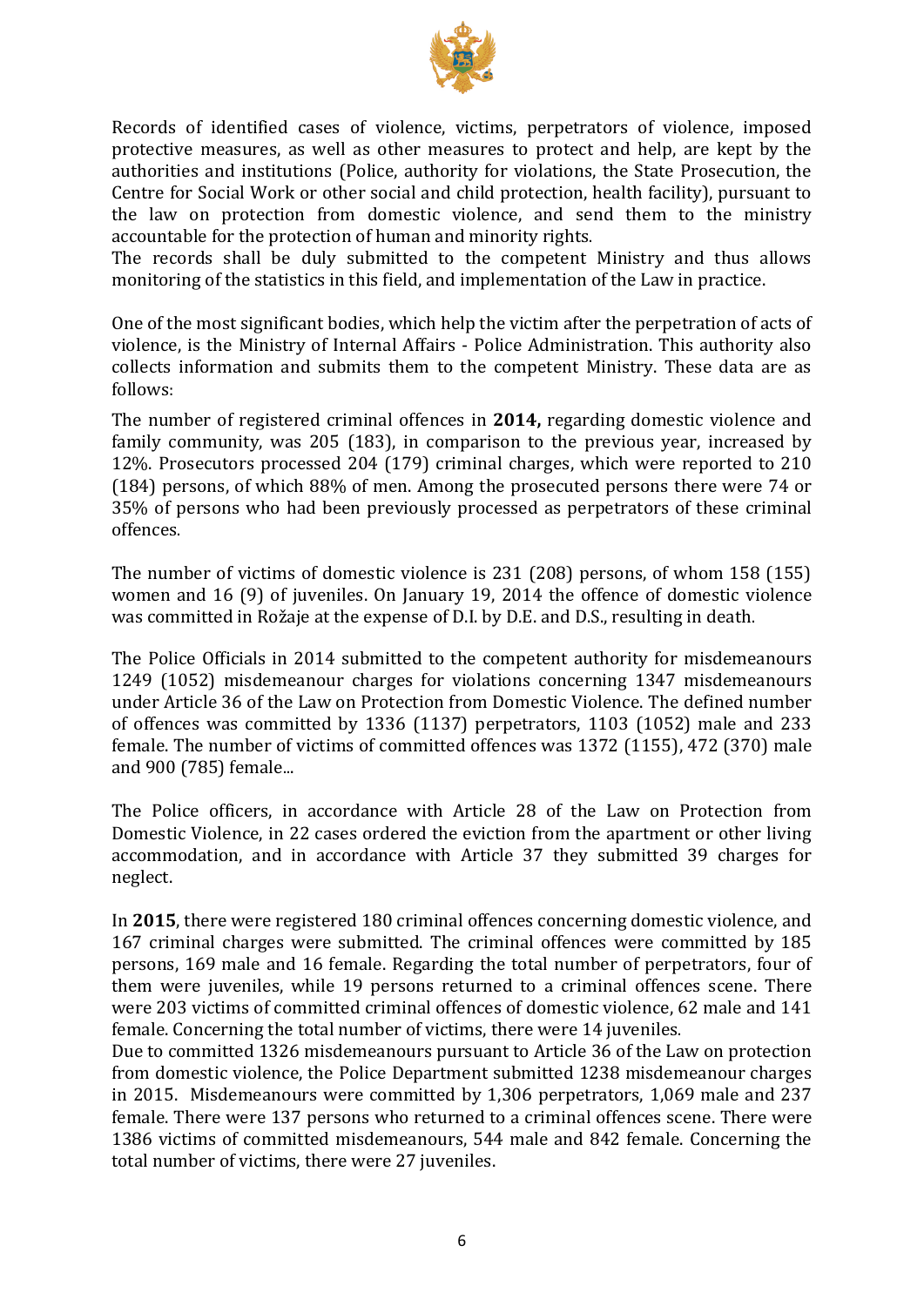Records of identified cases of violence, victims, perpetrators of violence, imposed protective measures, as well as other measures to protect and help, are kept by the authorities and institutions (Police, authority for violations, the State Prosecution, the Centre for Social Work or other social and child protection, health facility), pursuant to the law on protection from domestic violence, and send them to the ministry accountable for the protection of human and minority rights.
The records shall be duly submitted to the competent Ministry and thus allows monitoring of the statistics in this field, and implementation of the Law in practice.

One of the most significant bodies, which help the victim after the perpetration of acts of violence, is the Ministry of Internal Affairs - Police Administration. This authority also collects information and submits them to the competent Ministry. These data are as follows:

The number of registered criminal offences in **2014,** regarding domestic violence and family community, was 205 (183), in comparison to the previous year, increased by 12%. Prosecutors processed 204 (179) criminal charges, which were reported to 210 (184) persons, of which 88% of men. Among the prosecuted persons there were 74 or 35% of persons who had been previously processed as perpetrators of these criminal offences.

The number of victims of domestic violence is 231 (208) persons, of whom 158 (155) women and 16 (9) of juveniles. On January 19, 2014 the offence of domestic violence was committed in Rožaje at the expense of D.I. by D.E. and D.S., resulting in death.

The Police Officials in 2014 submitted to the competent authority for misdemeanours 1249 (1052) misdemeanour charges for violations concerning 1347 misdemeanours under Article 36 of the Law on Protection from Domestic Violence. The defined number of offences was committed by 1336 (1137) perpetrators, 1103 (1052) male and 233 female. The number of victims of committed offences was 1372 (1155), 472 (370) male and 900 (785) female...

The Police officers, in accordance with Article 28 of the Law on Protection from Domestic Violence, in 22 cases ordered the eviction from the apartment or other living accommodation, and in accordance with Article 37 they submitted 39 charges for neglect.

In **2015**, there were registered 180 criminal offences concerning domestic violence, and 167 criminal charges were submitted. The criminal offences were committed by 185 persons, 169 male and 16 female. Regarding the total number of perpetrators, four of them were juveniles, while 19 persons returned to a criminal offences scene. There were 203 victims of committed criminal offences of domestic violence, 62 male and 141 female. Concerning the total number of victims, there were 14 juveniles.
Due to committed 1326 misdemeanours pursuant to Article 36 of the Law on protection from domestic violence, the Police Department submitted 1238 misdemeanour charges in 2015. Misdemeanours were committed by 1,306 perpetrators, 1,069 male and 237 female. There were 137 persons who returned to a criminal offences scene. There were 1386 victims of committed misdemeanours, 544 male and 842 female. Concerning the total number of victims, there were 27 juveniles.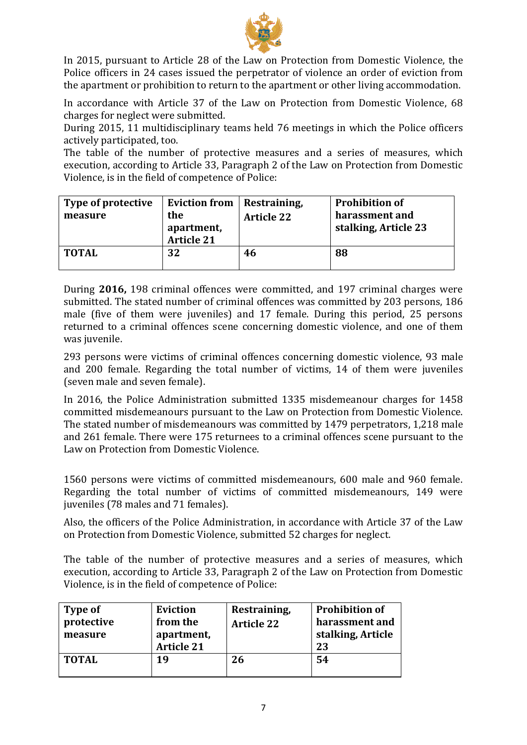In 2015, pursuant to Article 28 of the Law on Protection from Domestic Violence, the Police officers in 24 cases issued the perpetrator of violence an order of eviction from the apartment or prohibition to return to the apartment or other living accommodation.

In accordance with Article 37 of the Law on Protection from Domestic Violence, 68 charges for neglect were submitted.

During 2015, 11 multidisciplinary teams held 76 meetings in which the Police officers actively participated, too.

The table of the number of protective measures and a series of measures, which execution, according to Article 33, Paragraph 2 of the Law on Protection from Domestic Violence, is in the field of competence of Police:

| Type of protective measure | Eviction from the apartment, Article 21 | Restraining, Article 22 | Prohibition of harassment and stalking, Article 23 |
|---|---|---|---|
| **TOTAL** | **32** | **46** | **88** |

During **2016,** 198 criminal offences were committed, and 197 criminal charges were submitted. The stated number of criminal offences was committed by 203 persons, 186 male (five of them were juveniles) and 17 female. During this period, 25 persons returned to a criminal offences scene concerning domestic violence, and one of them was juvenile.

293 persons were victims of criminal offences concerning domestic violence, 93 male and 200 female. Regarding the total number of victims, 14 of them were juveniles (seven male and seven female).

In 2016, the Police Administration submitted 1335 misdemeanour charges for 1458 committed misdemeanours pursuant to the Law on Protection from Domestic Violence. The stated number of misdemeanours was committed by 1479 perpetrators, 1,218 male and 261 female. There were 175 returnees to a criminal offences scene pursuant to the Law on Protection from Domestic Violence.

1560 persons were victims of committed misdemeanours, 600 male and 960 female. Regarding the total number of victims of committed misdemeanours, 149 were juveniles (78 males and 71 females).

Also, the officers of the Police Administration, in accordance with Article 37 of the Law on Protection from Domestic Violence, submitted 52 charges for neglect.

The table of the number of protective measures and a series of measures, which execution, according to Article 33, Paragraph 2 of the Law on Protection from Domestic Violence, is in the field of competence of Police:

| Type of protective measure | Eviction from the apartment, Article 21 | Restraining, Article 22 | Prohibition of harassment and stalking, Article 23 |
|---|---|---|---|
| **TOTAL** | **19** | **26** | **54** |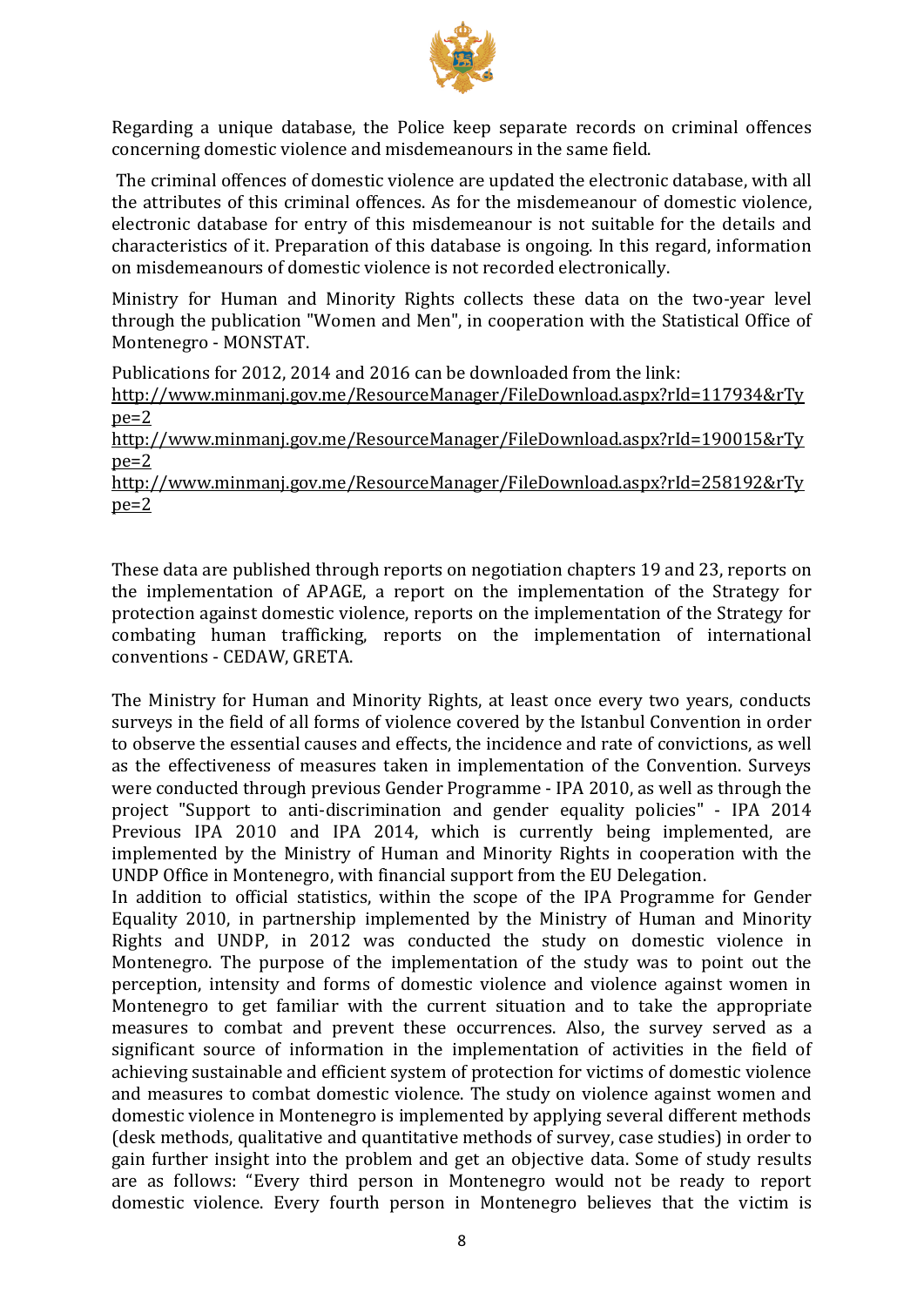Regarding a unique database, the Police keep separate records on criminal offences concerning domestic violence and misdemeanours in the same field.

The criminal offences of domestic violence are updated the electronic database, with all the attributes of this criminal offences. As for the misdemeanour of domestic violence, electronic database for entry of this misdemeanour is not suitable for the details and characteristics of it. Preparation of this database is ongoing. In this regard, information on misdemeanours of domestic violence is not recorded electronically.

Ministry for Human and Minority Rights collects these data on the two-year level through the publication "Women and Men", in cooperation with the Statistical Office of Montenegro - MONSTAT.

Publications for 2012, 2014 and 2016 can be downloaded from the link:
http://www.minmanj.gov.me/ResourceManager/FileDownload.aspx?rId=117934&rType=2
http://www.minmanj.gov.me/ResourceManager/FileDownload.aspx?rId=190015&rType=2
http://www.minmanj.gov.me/ResourceManager/FileDownload.aspx?rId=258192&rType=2

These data are published through reports on negotiation chapters 19 and 23, reports on the implementation of APAGE, a report on the implementation of the Strategy for protection against domestic violence, reports on the implementation of the Strategy for combating human trafficking, reports on the implementation of international conventions - CEDAW, GRETA.

The Ministry for Human and Minority Rights, at least once every two years, conducts surveys in the field of all forms of violence covered by the Istanbul Convention in order to observe the essential causes and effects, the incidence and rate of convictions, as well as the effectiveness of measures taken in implementation of the Convention. Surveys were conducted through previous Gender Programme - IPA 2010, as well as through the project "Support to anti-discrimination and gender equality policies" - IPA 2014 Previous IPA 2010 and IPA 2014, which is currently being implemented, are implemented by the Ministry of Human and Minority Rights in cooperation with the UNDP Office in Montenegro, with financial support from the EU Delegation.
In addition to official statistics, within the scope of the IPA Programme for Gender Equality 2010, in partnership implemented by the Ministry of Human and Minority Rights and UNDP, in 2012 was conducted the study on domestic violence in Montenegro. The purpose of the implementation of the study was to point out the perception, intensity and forms of domestic violence and violence against women in Montenegro to get familiar with the current situation and to take the appropriate measures to combat and prevent these occurrences. Also, the survey served as a significant source of information in the implementation of activities in the field of achieving sustainable and efficient system of protection for victims of domestic violence and measures to combat domestic violence. The study on violence against women and domestic violence in Montenegro is implemented by applying several different methods (desk methods, qualitative and quantitative methods of survey, case studies) in order to gain further insight into the problem and get an objective data. Some of study results are as follows: "Every third person in Montenegro would not be ready to report domestic violence. Every fourth person in Montenegro believes that the victim is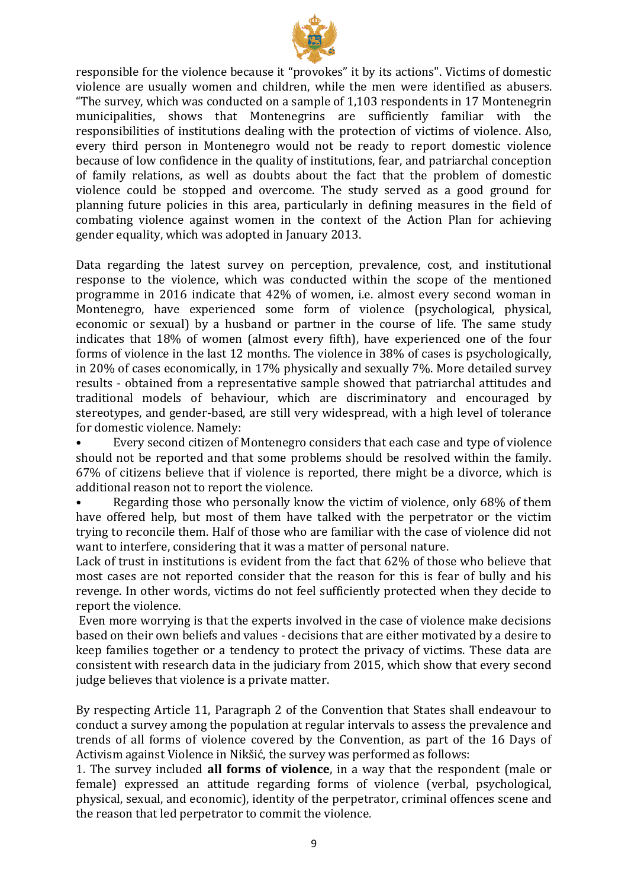responsible for the violence because it "provokes" it by its actions". Victims of domestic violence are usually women and children, while the men were identified as abusers. "The survey, which was conducted on a sample of 1,103 respondents in 17 Montenegrin municipalities, shows that Montenegrins are sufficiently familiar with the responsibilities of institutions dealing with the protection of victims of violence. Also, every third person in Montenegro would not be ready to report domestic violence because of low confidence in the quality of institutions, fear, and patriarchal conception of family relations, as well as doubts about the fact that the problem of domestic violence could be stopped and overcome. The study served as a good ground for planning future policies in this area, particularly in defining measures in the field of combating violence against women in the context of the Action Plan for achieving gender equality, which was adopted in January 2013.

Data regarding the latest survey on perception, prevalence, cost, and institutional response to the violence, which was conducted within the scope of the mentioned programme in 2016 indicate that 42% of women, i.e. almost every second woman in Montenegro, have experienced some form of violence (psychological, physical, economic or sexual) by a husband or partner in the course of life. The same study indicates that 18% of women (almost every fifth), have experienced one of the four forms of violence in the last 12 months. The violence in 38% of cases is psychologically, in 20% of cases economically, in 17% physically and sexually 7%. More detailed survey results - obtained from a representative sample showed that patriarchal attitudes and traditional models of behaviour, which are discriminatory and encouraged by stereotypes, and gender-based, are still very widespread, with a high level of tolerance for domestic violence. Namely:

- Every second citizen of Montenegro considers that each case and type of violence should not be reported and that some problems should be resolved within the family. 67% of citizens believe that if violence is reported, there might be a divorce, which is additional reason not to report the violence.
- Regarding those who personally know the victim of violence, only 68% of them have offered help, but most of them have talked with the perpetrator or the victim trying to reconcile them. Half of those who are familiar with the case of violence did not want to interfere, considering that it was a matter of personal nature.

Lack of trust in institutions is evident from the fact that 62% of those who believe that most cases are not reported consider that the reason for this is fear of bully and his revenge. In other words, victims do not feel sufficiently protected when they decide to report the violence.

Even more worrying is that the experts involved in the case of violence make decisions based on their own beliefs and values - decisions that are either motivated by a desire to keep families together or a tendency to protect the privacy of victims. These data are consistent with research data in the judiciary from 2015, which show that every second judge believes that violence is a private matter.

By respecting Article 11, Paragraph 2 of the Convention that States shall endeavour to conduct a survey among the population at regular intervals to assess the prevalence and trends of all forms of violence covered by the Convention, as part of the 16 Days of Activism against Violence in Nikšić, the survey was performed as follows:

1. The survey included **all forms of violence**, in a way that the respondent (male or female) expressed an attitude regarding forms of violence (verbal, psychological, physical, sexual, and economic), identity of the perpetrator, criminal offences scene and the reason that led perpetrator to commit the violence.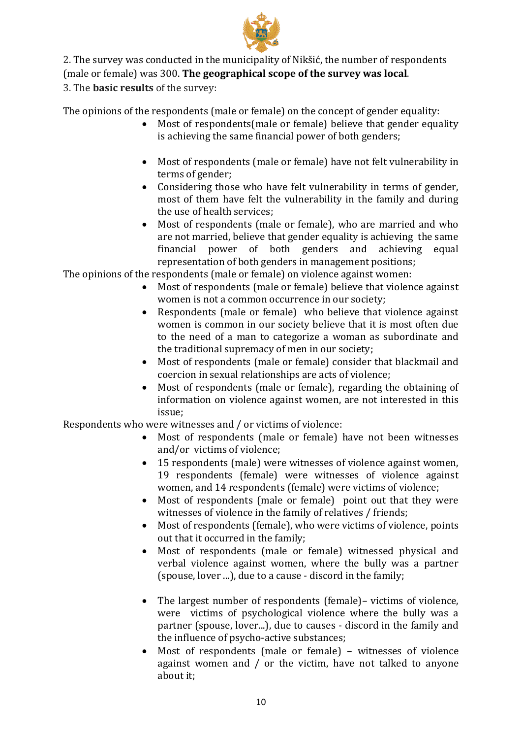2. The survey was conducted in the municipality of Nikšić, the number of respondents (male or female) was 300. **The geographical scope of the survey was local**.

3. The **basic results** of the survey:

The opinions of the respondents (male or female) on the concept of gender equality:

- Most of respondents(male or female) believe that gender equality is achieving the same financial power of both genders;
- Most of respondents (male or female) have not felt vulnerability in terms of gender;
- Considering those who have felt vulnerability in terms of gender, most of them have felt the vulnerability in the family and during the use of health services;
- Most of respondents (male or female), who are married and who are not married, believe that gender equality is achieving the same financial power of both genders and achieving equal representation of both genders in management positions;

The opinions of the respondents (male or female) on violence against women:

- Most of respondents (male or female) believe that violence against women is not a common occurrence in our society;
- Respondents (male or female) who believe that violence against women is common in our society believe that it is most often due to the need of a man to categorize a woman as subordinate and the traditional supremacy of men in our society;
- Most of respondents (male or female) consider that blackmail and coercion in sexual relationships are acts of violence;
- Most of respondents (male or female), regarding the obtaining of information on violence against women, are not interested in this issue;

Respondents who were witnesses and / or victims of violence:

- Most of respondents (male or female) have not been witnesses and/or victims of violence;
- 15 respondents (male) were witnesses of violence against women, 19 respondents (female) were witnesses of violence against women, and 14 respondents (female) were victims of violence;
- Most of respondents (male or female) point out that they were witnesses of violence in the family of relatives / friends;
- Most of respondents (female), who were victims of violence, points out that it occurred in the family;
- Most of respondents (male or female) witnessed physical and verbal violence against women, where the bully was a partner (spouse, lover ...), due to a cause - discord in the family;
- The largest number of respondents (female)– victims of violence, were victims of psychological violence where the bully was a partner (spouse, lover...), due to causes - discord in the family and the influence of psycho-active substances;
- Most of respondents (male or female) – witnesses of violence against women and / or the victim, have not talked to anyone about it;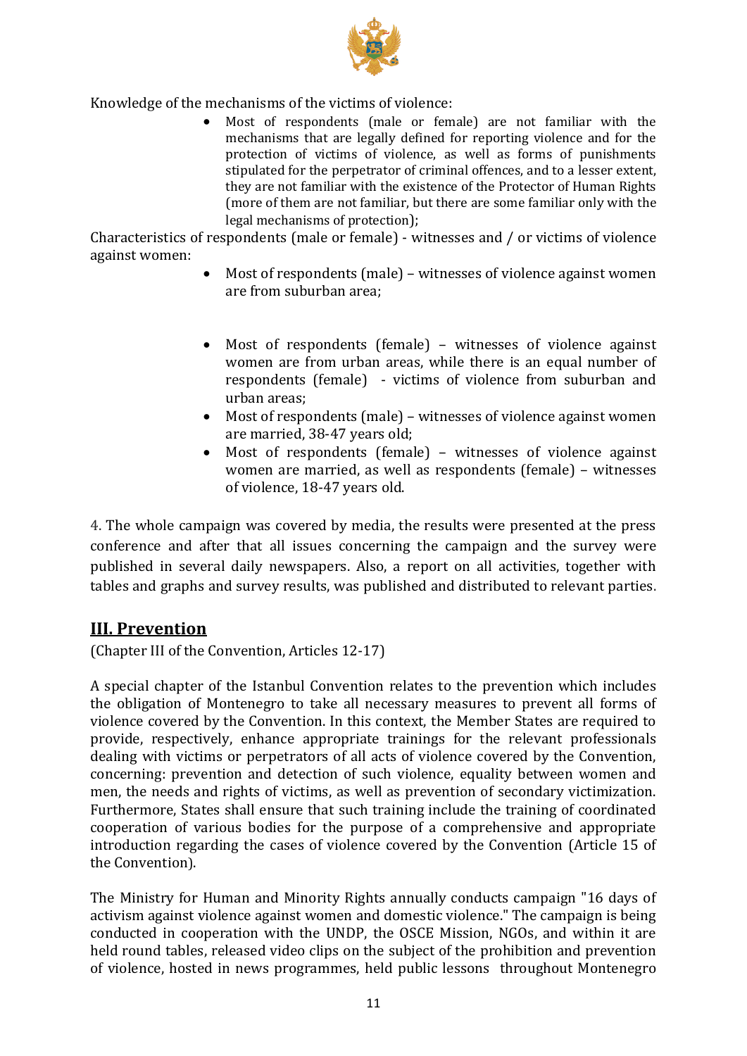Knowledge of the mechanisms of the victims of violence:

- Most of respondents (male or female) are not familiar with the mechanisms that are legally defined for reporting violence and for the protection of victims of violence, as well as forms of punishments stipulated for the perpetrator of criminal offences, and to a lesser extent, they are not familiar with the existence of the Protector of Human Rights (more of them are not familiar, but there are some familiar only with the legal mechanisms of protection);

Characteristics of respondents (male or female) - witnesses and / or victims of violence against women:

- Most of respondents (male) – witnesses of violence against women are from suburban area;
- Most of respondents (female) – witnesses of violence against women are from urban areas, while there is an equal number of respondents (female) - victims of violence from suburban and urban areas;
- Most of respondents (male) – witnesses of violence against women are married, 38-47 years old;
- Most of respondents (female) – witnesses of violence against women are married, as well as respondents (female) – witnesses of violence, 18-47 years old.

4. The whole campaign was covered by media, the results were presented at the press conference and after that all issues concerning the campaign and the survey were published in several daily newspapers. Also, a report on all activities, together with tables and graphs and survey results, was published and distributed to relevant parties.

## III. Prevention

(Chapter III of the Convention, Articles 12-17)

A special chapter of the Istanbul Convention relates to the prevention which includes the obligation of Montenegro to take all necessary measures to prevent all forms of violence covered by the Convention. In this context, the Member States are required to provide, respectively, enhance appropriate trainings for the relevant professionals dealing with victims or perpetrators of all acts of violence covered by the Convention, concerning: prevention and detection of such violence, equality between women and men, the needs and rights of victims, as well as prevention of secondary victimization. Furthermore, States shall ensure that such training include the training of coordinated cooperation of various bodies for the purpose of a comprehensive and appropriate introduction regarding the cases of violence covered by the Convention (Article 15 of the Convention).

The Ministry for Human and Minority Rights annually conducts campaign "16 days of activism against violence against women and domestic violence." The campaign is being conducted in cooperation with the UNDP, the OSCE Mission, NGOs, and within it are held round tables, released video clips on the subject of the prohibition and prevention of violence, hosted in news programmes, held public lessons throughout Montenegro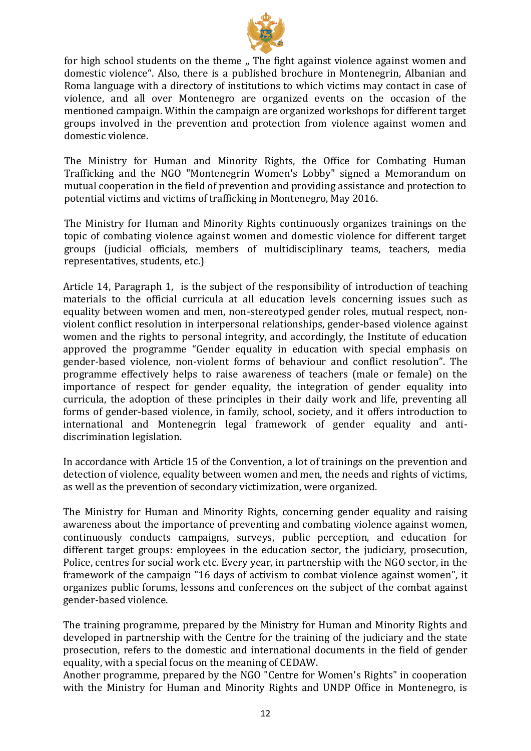for high school students on the theme „ The fight against violence against women and domestic violence". Also, there is a published brochure in Montenegrin, Albanian and Roma language with a directory of institutions to which victims may contact in case of violence, and all over Montenegro are organized events on the occasion of the mentioned campaign. Within the campaign are organized workshops for different target groups involved in the prevention and protection from violence against women and domestic violence.

The Ministry for Human and Minority Rights, the Office for Combating Human Trafficking and the NGO "Montenegrin Women's Lobby" signed a Memorandum on mutual cooperation in the field of prevention and providing assistance and protection to potential victims and victims of trafficking in Montenegro, May 2016.

The Ministry for Human and Minority Rights continuously organizes trainings on the topic of combating violence against women and domestic violence for different target groups (judicial officials, members of multidisciplinary teams, teachers, media representatives, students, etc.)

Article 14, Paragraph 1, is the subject of the responsibility of introduction of teaching materials to the official curricula at all education levels concerning issues such as equality between women and men, non-stereotyped gender roles, mutual respect, non-violent conflict resolution in interpersonal relationships, gender-based violence against women and the rights to personal integrity, and accordingly, the Institute of education approved the programme "Gender equality in education with special emphasis on gender-based violence, non-violent forms of behaviour and conflict resolution". The programme effectively helps to raise awareness of teachers (male or female) on the importance of respect for gender equality, the integration of gender equality into curricula, the adoption of these principles in their daily work and life, preventing all forms of gender-based violence, in family, school, society, and it offers introduction to international and Montenegrin legal framework of gender equality and anti-discrimination legislation.

In accordance with Article 15 of the Convention, a lot of trainings on the prevention and detection of violence, equality between women and men, the needs and rights of victims, as well as the prevention of secondary victimization, were organized.

The Ministry for Human and Minority Rights, concerning gender equality and raising awareness about the importance of preventing and combating violence against women, continuously conducts campaigns, surveys, public perception, and education for different target groups: employees in the education sector, the judiciary, prosecution, Police, centres for social work etc. Every year, in partnership with the NGO sector, in the framework of the campaign "16 days of activism to combat violence against women", it organizes public forums, lessons and conferences on the subject of the combat against gender-based violence.

The training programme, prepared by the Ministry for Human and Minority Rights and developed in partnership with the Centre for the training of the judiciary and the state prosecution, refers to the domestic and international documents in the field of gender equality, with a special focus on the meaning of CEDAW.
Another programme, prepared by the NGO "Centre for Women's Rights" in cooperation with the Ministry for Human and Minority Rights and UNDP Office in Montenegro, is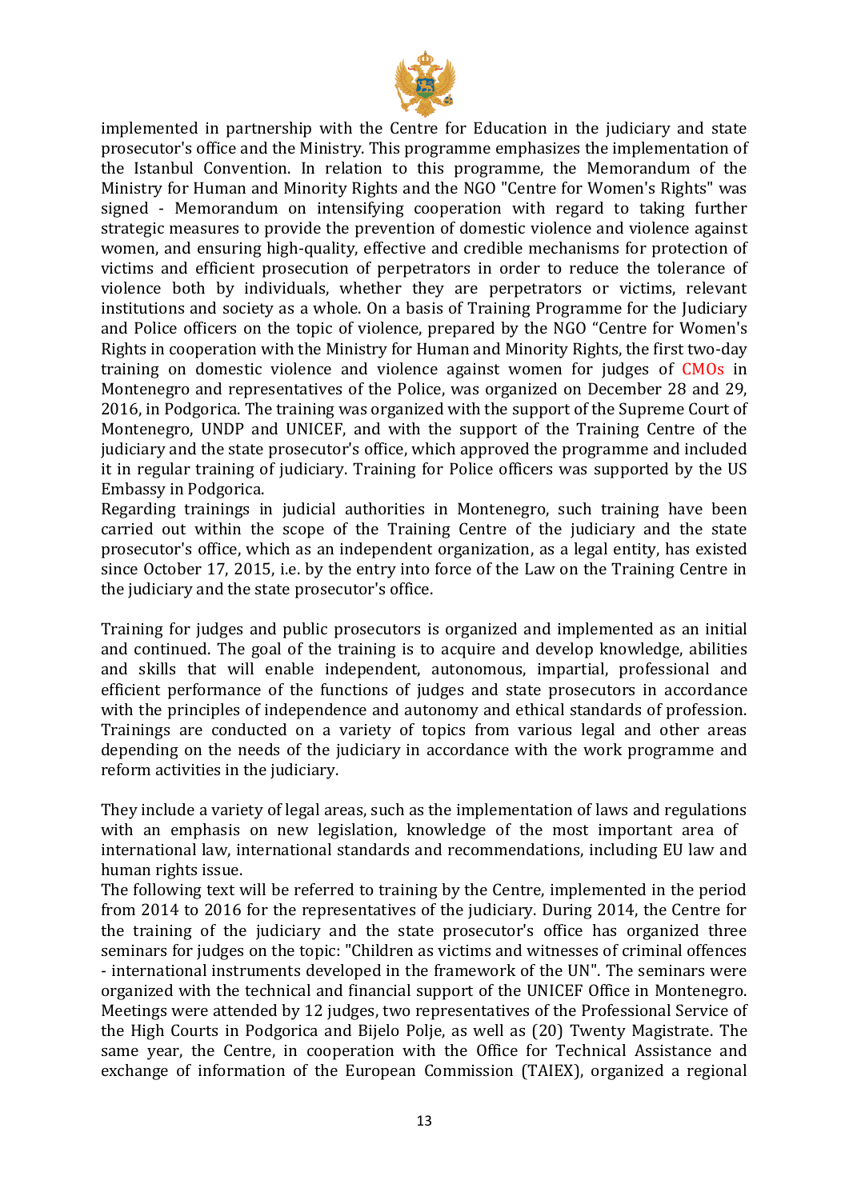implemented in partnership with the Centre for Education in the judiciary and state prosecutor's office and the Ministry. This programme emphasizes the implementation of the Istanbul Convention. In relation to this programme, the Memorandum of the Ministry for Human and Minority Rights and the NGO "Centre for Women's Rights" was signed - Memorandum on intensifying cooperation with regard to taking further strategic measures to provide the prevention of domestic violence and violence against women, and ensuring high-quality, effective and credible mechanisms for protection of victims and efficient prosecution of perpetrators in order to reduce the tolerance of violence both by individuals, whether they are perpetrators or victims, relevant institutions and society as a whole. On a basis of Training Programme for the Judiciary and Police officers on the topic of violence, prepared by the NGO "Centre for Women's Rights in cooperation with the Ministry for Human and Minority Rights, the first two-day training on domestic violence and violence against women for judges of CMOs in Montenegro and representatives of the Police, was organized on December 28 and 29, 2016, in Podgorica. The training was organized with the support of the Supreme Court of Montenegro, UNDP and UNICEF, and with the support of the Training Centre of the judiciary and the state prosecutor's office, which approved the programme and included it in regular training of judiciary. Training for Police officers was supported by the US Embassy in Podgorica.

Regarding trainings in judicial authorities in Montenegro, such training have been carried out within the scope of the Training Centre of the judiciary and the state prosecutor's office, which as an independent organization, as a legal entity, has existed since October 17, 2015, i.e. by the entry into force of the Law on the Training Centre in the judiciary and the state prosecutor's office.

Training for judges and public prosecutors is organized and implemented as an initial and continued. The goal of the training is to acquire and develop knowledge, abilities and skills that will enable independent, autonomous, impartial, professional and efficient performance of the functions of judges and state prosecutors in accordance with the principles of independence and autonomy and ethical standards of profession. Trainings are conducted on a variety of topics from various legal and other areas depending on the needs of the judiciary in accordance with the work programme and reform activities in the judiciary.

They include a variety of legal areas, such as the implementation of laws and regulations with an emphasis on new legislation, knowledge of the most important area of international law, international standards and recommendations, including EU law and human rights issue.

The following text will be referred to training by the Centre, implemented in the period from 2014 to 2016 for the representatives of the judiciary. During 2014, the Centre for the training of the judiciary and the state prosecutor's office has organized three seminars for judges on the topic: "Children as victims and witnesses of criminal offences - international instruments developed in the framework of the UN". The seminars were organized with the technical and financial support of the UNICEF Office in Montenegro. Meetings were attended by 12 judges, two representatives of the Professional Service of the High Courts in Podgorica and Bijelo Polje, as well as (20) Twenty Magistrate. The same year, the Centre, in cooperation with the Office for Technical Assistance and exchange of information of the European Commission (TAIEX), organized a regional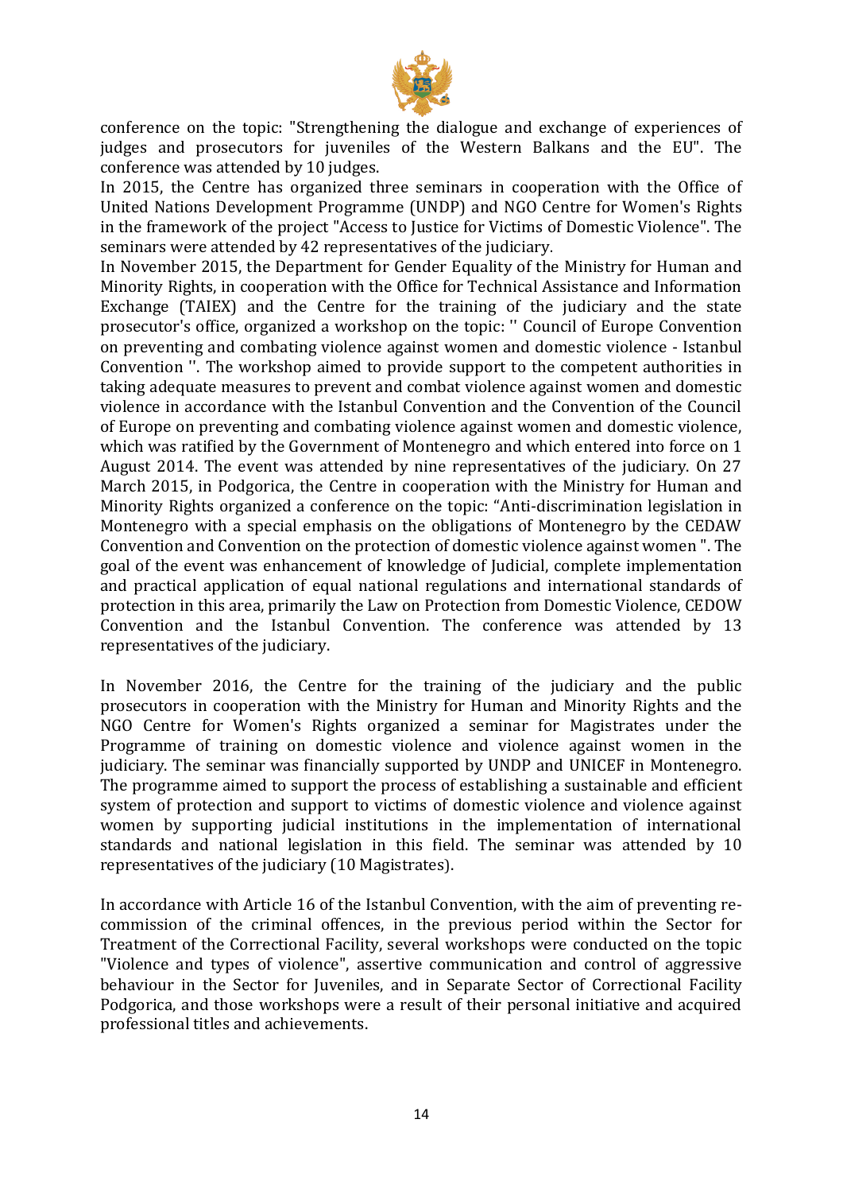conference on the topic: "Strengthening the dialogue and exchange of experiences of judges and prosecutors for juveniles of the Western Balkans and the EU". The conference was attended by 10 judges.

In 2015, the Centre has organized three seminars in cooperation with the Office of United Nations Development Programme (UNDP) and NGO Centre for Women's Rights in the framework of the project "Access to Justice for Victims of Domestic Violence". The seminars were attended by 42 representatives of the judiciary.

In November 2015, the Department for Gender Equality of the Ministry for Human and Minority Rights, in cooperation with the Office for Technical Assistance and Information Exchange (TAIEX) and the Centre for the training of the judiciary and the state prosecutor's office, organized a workshop on the topic: '' Council of Europe Convention on preventing and combating violence against women and domestic violence - Istanbul Convention ''. The workshop aimed to provide support to the competent authorities in taking adequate measures to prevent and combat violence against women and domestic violence in accordance with the Istanbul Convention and the Convention of the Council of Europe on preventing and combating violence against women and domestic violence, which was ratified by the Government of Montenegro and which entered into force on 1 August 2014. The event was attended by nine representatives of the judiciary. On 27 March 2015, in Podgorica, the Centre in cooperation with the Ministry for Human and Minority Rights organized a conference on the topic: "Anti-discrimination legislation in Montenegro with a special emphasis on the obligations of Montenegro by the CEDAW Convention and Convention on the protection of domestic violence against women ". The goal of the event was enhancement of knowledge of Judicial, complete implementation and practical application of equal national regulations and international standards of protection in this area, primarily the Law on Protection from Domestic Violence, CEDOW Convention and the Istanbul Convention. The conference was attended by 13 representatives of the judiciary.

In November 2016, the Centre for the training of the judiciary and the public prosecutors in cooperation with the Ministry for Human and Minority Rights and the NGO Centre for Women's Rights organized a seminar for Magistrates under the Programme of training on domestic violence and violence against women in the judiciary. The seminar was financially supported by UNDP and UNICEF in Montenegro. The programme aimed to support the process of establishing a sustainable and efficient system of protection and support to victims of domestic violence and violence against women by supporting judicial institutions in the implementation of international standards and national legislation in this field. The seminar was attended by 10 representatives of the judiciary (10 Magistrates).

In accordance with Article 16 of the Istanbul Convention, with the aim of preventing re-commission of the criminal offences, in the previous period within the Sector for Treatment of the Correctional Facility, several workshops were conducted on the topic "Violence and types of violence", assertive communication and control of aggressive behaviour in the Sector for Juveniles, and in Separate Sector of Correctional Facility Podgorica, and those workshops were a result of their personal initiative and acquired professional titles and achievements.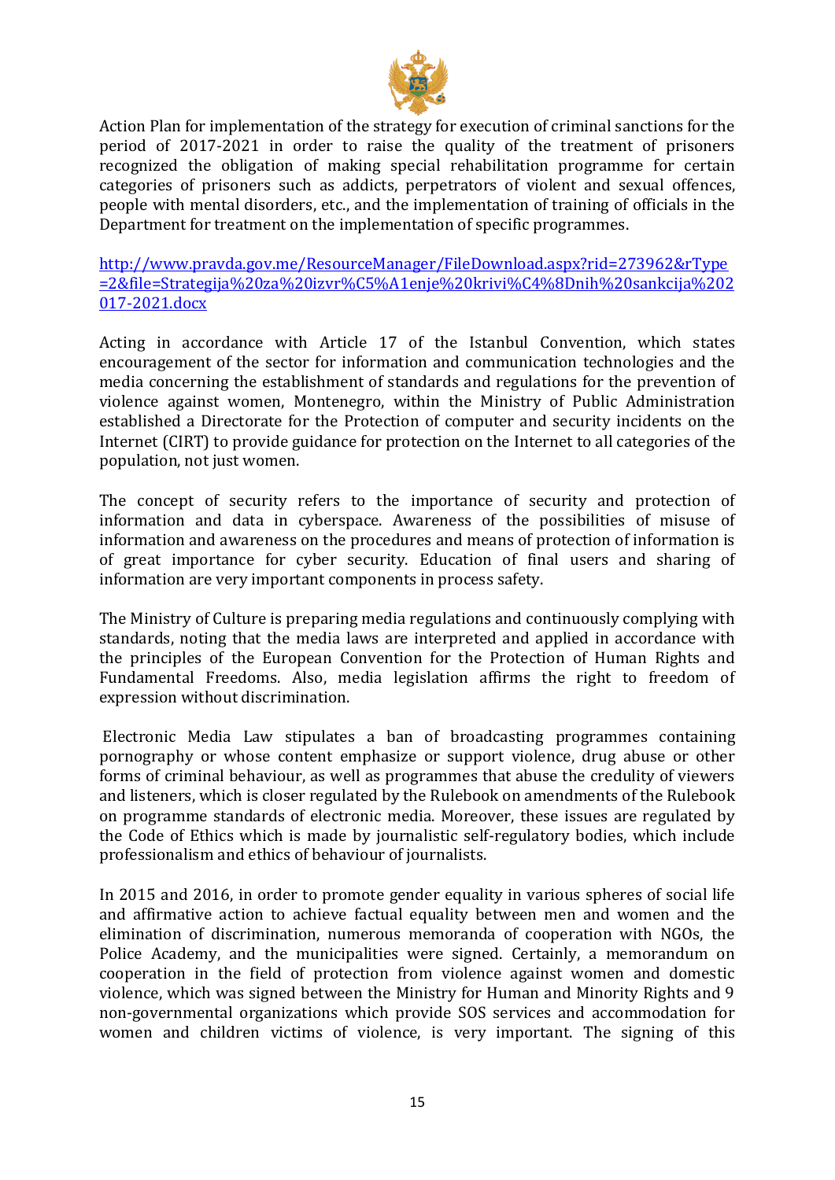Action Plan for implementation of the strategy for execution of criminal sanctions for the period of 2017-2021 in order to raise the quality of the treatment of prisoners recognized the obligation of making special rehabilitation programme for certain categories of prisoners such as addicts, perpetrators of violent and sexual offences, people with mental disorders, etc., and the implementation of training of officials in the Department for treatment on the implementation of specific programmes.

[http://www.pravda.gov.me/ResourceManager/FileDownload.aspx?rid=273962&rType=2&file=Strategija%20za%20izvr%C5%A1enje%20krivi%C4%8Dnih%20sankcija%202017-2021.docx](http://www.pravda.gov.me/ResourceManager/FileDownload.aspx?rid=273962&rType=2&file=Strategija%20za%20izvr%C5%A1enje%20krivi%C4%8Dnih%20sankcija%202017-2021.docx)

Acting in accordance with Article 17 of the Istanbul Convention, which states encouragement of the sector for information and communication technologies and the media concerning the establishment of standards and regulations for the prevention of violence against women, Montenegro, within the Ministry of Public Administration established a Directorate for the Protection of computer and security incidents on the Internet (CIRT) to provide guidance for protection on the Internet to all categories of the population, not just women.

The concept of security refers to the importance of security and protection of information and data in cyberspace. Awareness of the possibilities of misuse of information and awareness on the procedures and means of protection of information is of great importance for cyber security. Education of final users and sharing of information are very important components in process safety.

The Ministry of Culture is preparing media regulations and continuously complying with standards, noting that the media laws are interpreted and applied in accordance with the principles of the European Convention for the Protection of Human Rights and Fundamental Freedoms. Also, media legislation affirms the right to freedom of expression without discrimination.

Electronic Media Law stipulates a ban of broadcasting programmes containing pornography or whose content emphasize or support violence, drug abuse or other forms of criminal behaviour, as well as programmes that abuse the credulity of viewers and listeners, which is closer regulated by the Rulebook on amendments of the Rulebook on programme standards of electronic media. Moreover, these issues are regulated by the Code of Ethics which is made by journalistic self-regulatory bodies, which include professionalism and ethics of behaviour of journalists.

In 2015 and 2016, in order to promote gender equality in various spheres of social life and affirmative action to achieve factual equality between men and women and the elimination of discrimination, numerous memoranda of cooperation with NGOs, the Police Academy, and the municipalities were signed. Certainly, a memorandum on cooperation in the field of protection from violence against women and domestic violence, which was signed between the Ministry for Human and Minority Rights and 9 non-governmental organizations which provide SOS services and accommodation for women and children victims of violence, is very important. The signing of this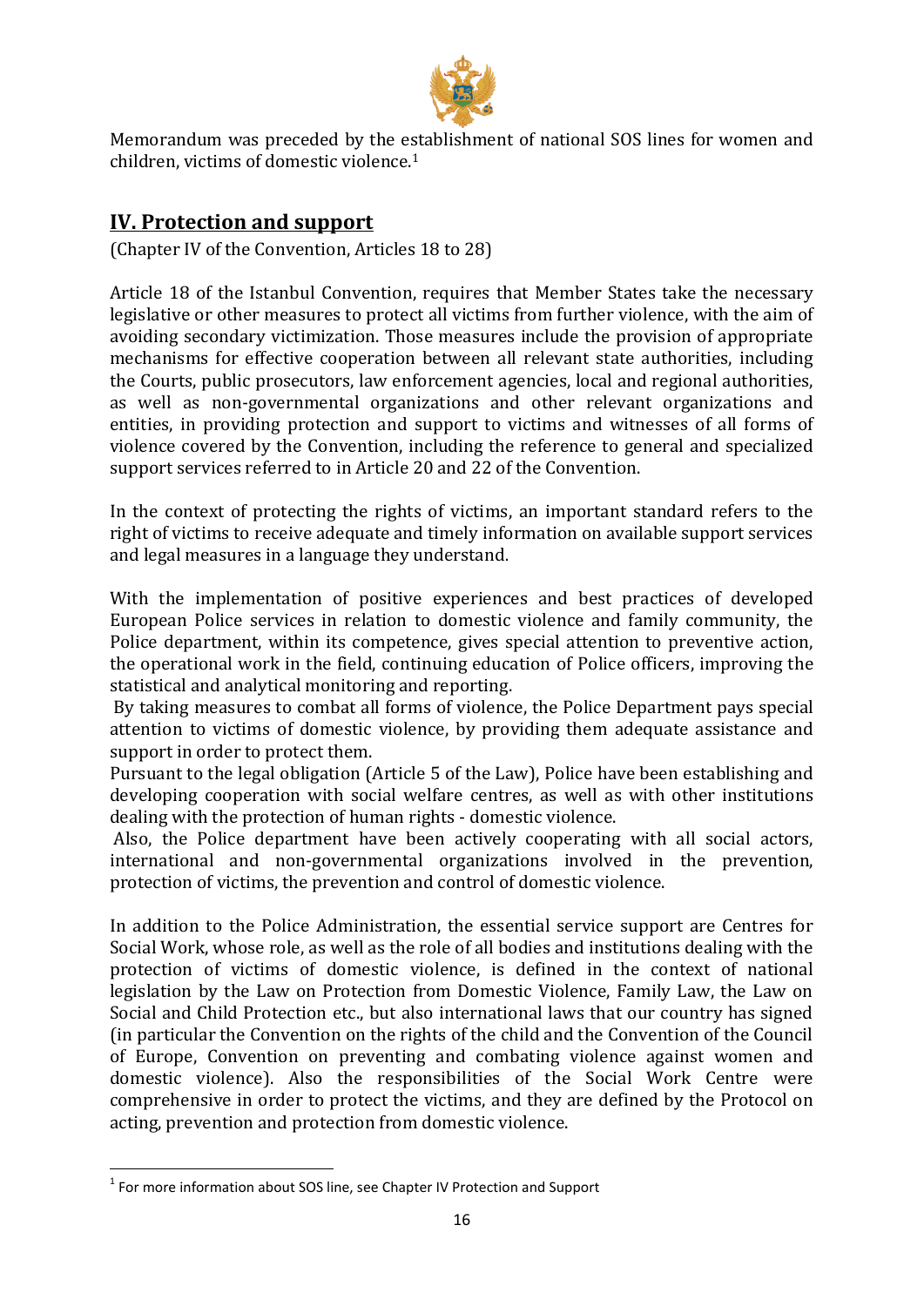Memorandum was preceded by the establishment of national SOS lines for women and children, victims of domestic violence.[1]

## IV. Protection and support

(Chapter IV of the Convention, Articles 18 to 28)

Article 18 of the Istanbul Convention, requires that Member States take the necessary legislative or other measures to protect all victims from further violence, with the aim of avoiding secondary victimization. Those measures include the provision of appropriate mechanisms for effective cooperation between all relevant state authorities, including the Courts, public prosecutors, law enforcement agencies, local and regional authorities, as well as non-governmental organizations and other relevant organizations and entities, in providing protection and support to victims and witnesses of all forms of violence covered by the Convention, including the reference to general and specialized support services referred to in Article 20 and 22 of the Convention.

In the context of protecting the rights of victims, an important standard refers to the right of victims to receive adequate and timely information on available support services and legal measures in a language they understand.

With the implementation of positive experiences and best practices of developed European Police services in relation to domestic violence and family community, the Police department, within its competence, gives special attention to preventive action, the operational work in the field, continuing education of Police officers, improving the statistical and analytical monitoring and reporting.

By taking measures to combat all forms of violence, the Police Department pays special attention to victims of domestic violence, by providing them adequate assistance and support in order to protect them.

Pursuant to the legal obligation (Article 5 of the Law), Police have been establishing and developing cooperation with social welfare centres, as well as with other institutions dealing with the protection of human rights - domestic violence.

Also, the Police department have been actively cooperating with all social actors, international and non-governmental organizations involved in the prevention, protection of victims, the prevention and control of domestic violence.

In addition to the Police Administration, the essential service support are Centres for Social Work, whose role, as well as the role of all bodies and institutions dealing with the protection of victims of domestic violence, is defined in the context of national legislation by the Law on Protection from Domestic Violence, Family Law, the Law on Social and Child Protection etc., but also international laws that our country has signed (in particular the Convention on the rights of the child and the Convention of the Council of Europe, Convention on preventing and combating violence against women and domestic violence). Also the responsibilities of the Social Work Centre were comprehensive in order to protect the victims, and they are defined by the Protocol on acting, prevention and protection from domestic violence.

---

[1] For more information about SOS line, see Chapter IV Protection and Support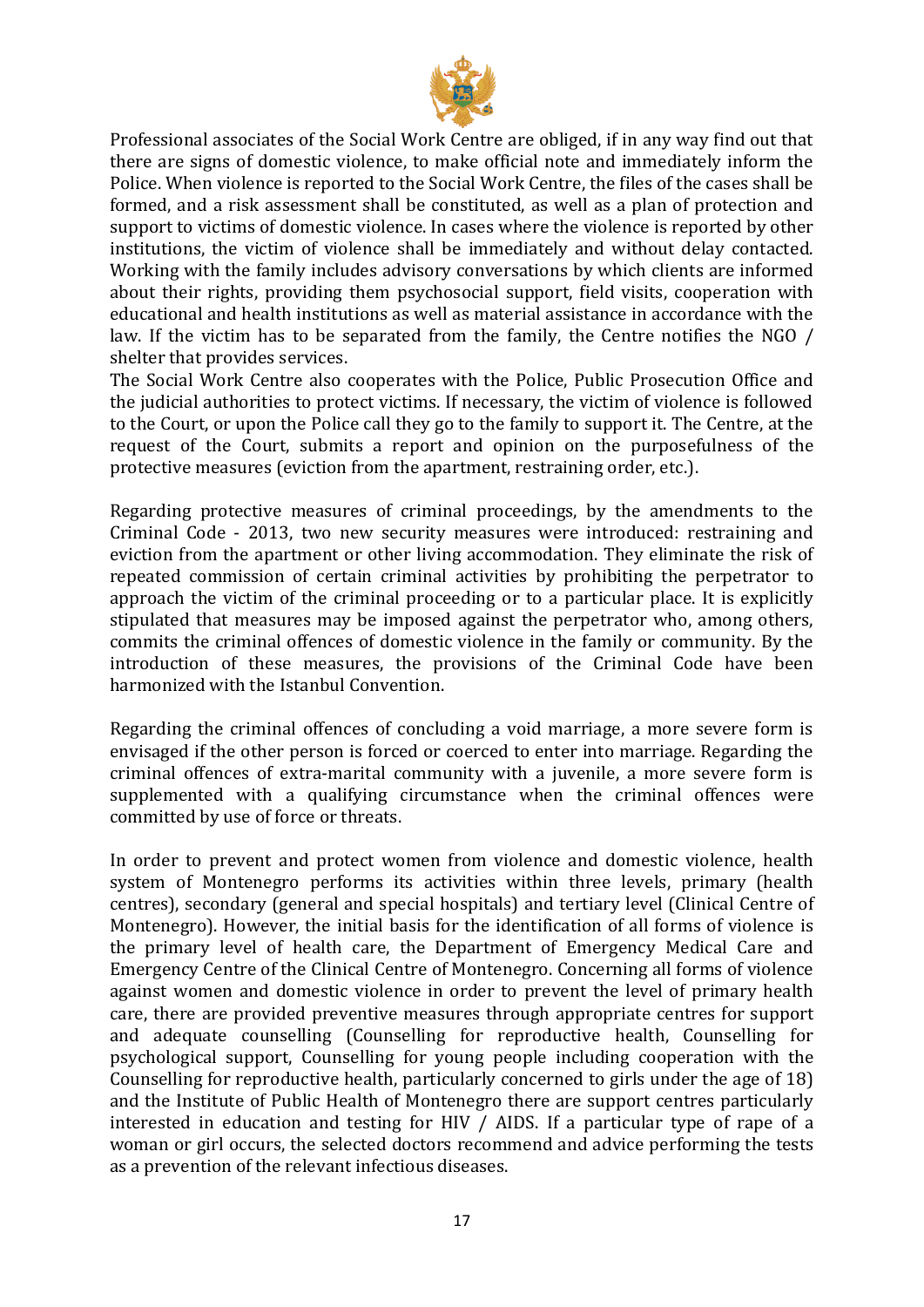Professional associates of the Social Work Centre are obliged, if in any way find out that there are signs of domestic violence, to make official note and immediately inform the Police. When violence is reported to the Social Work Centre, the files of the cases shall be formed, and a risk assessment shall be constituted, as well as a plan of protection and support to victims of domestic violence. In cases where the violence is reported by other institutions, the victim of violence shall be immediately and without delay contacted. Working with the family includes advisory conversations by which clients are informed about their rights, providing them psychosocial support, field visits, cooperation with educational and health institutions as well as material assistance in accordance with the law. If the victim has to be separated from the family, the Centre notifies the NGO / shelter that provides services.

The Social Work Centre also cooperates with the Police, Public Prosecution Office and the judicial authorities to protect victims. If necessary, the victim of violence is followed to the Court, or upon the Police call they go to the family to support it. The Centre, at the request of the Court, submits a report and opinion on the purposefulness of the protective measures (eviction from the apartment, restraining order, etc.).

Regarding protective measures of criminal proceedings, by the amendments to the Criminal Code - 2013, two new security measures were introduced: restraining and eviction from the apartment or other living accommodation. They eliminate the risk of repeated commission of certain criminal activities by prohibiting the perpetrator to approach the victim of the criminal proceeding or to a particular place. It is explicitly stipulated that measures may be imposed against the perpetrator who, among others, commits the criminal offences of domestic violence in the family or community. By the introduction of these measures, the provisions of the Criminal Code have been harmonized with the Istanbul Convention.

Regarding the criminal offences of concluding a void marriage, a more severe form is envisaged if the other person is forced or coerced to enter into marriage. Regarding the criminal offences of extra-marital community with a juvenile, a more severe form is supplemented with a qualifying circumstance when the criminal offences were committed by use of force or threats.

In order to prevent and protect women from violence and domestic violence, health system of Montenegro performs its activities within three levels, primary (health centres), secondary (general and special hospitals) and tertiary level (Clinical Centre of Montenegro). However, the initial basis for the identification of all forms of violence is the primary level of health care, the Department of Emergency Medical Care and Emergency Centre of the Clinical Centre of Montenegro. Concerning all forms of violence against women and domestic violence in order to prevent the level of primary health care, there are provided preventive measures through appropriate centres for support and adequate counselling (Counselling for reproductive health, Counselling for psychological support, Counselling for young people including cooperation with the Counselling for reproductive health, particularly concerned to girls under the age of 18) and the Institute of Public Health of Montenegro there are support centres particularly interested in education and testing for HIV / AIDS. If a particular type of rape of a woman or girl occurs, the selected doctors recommend and advice performing the tests as a prevention of the relevant infectious diseases.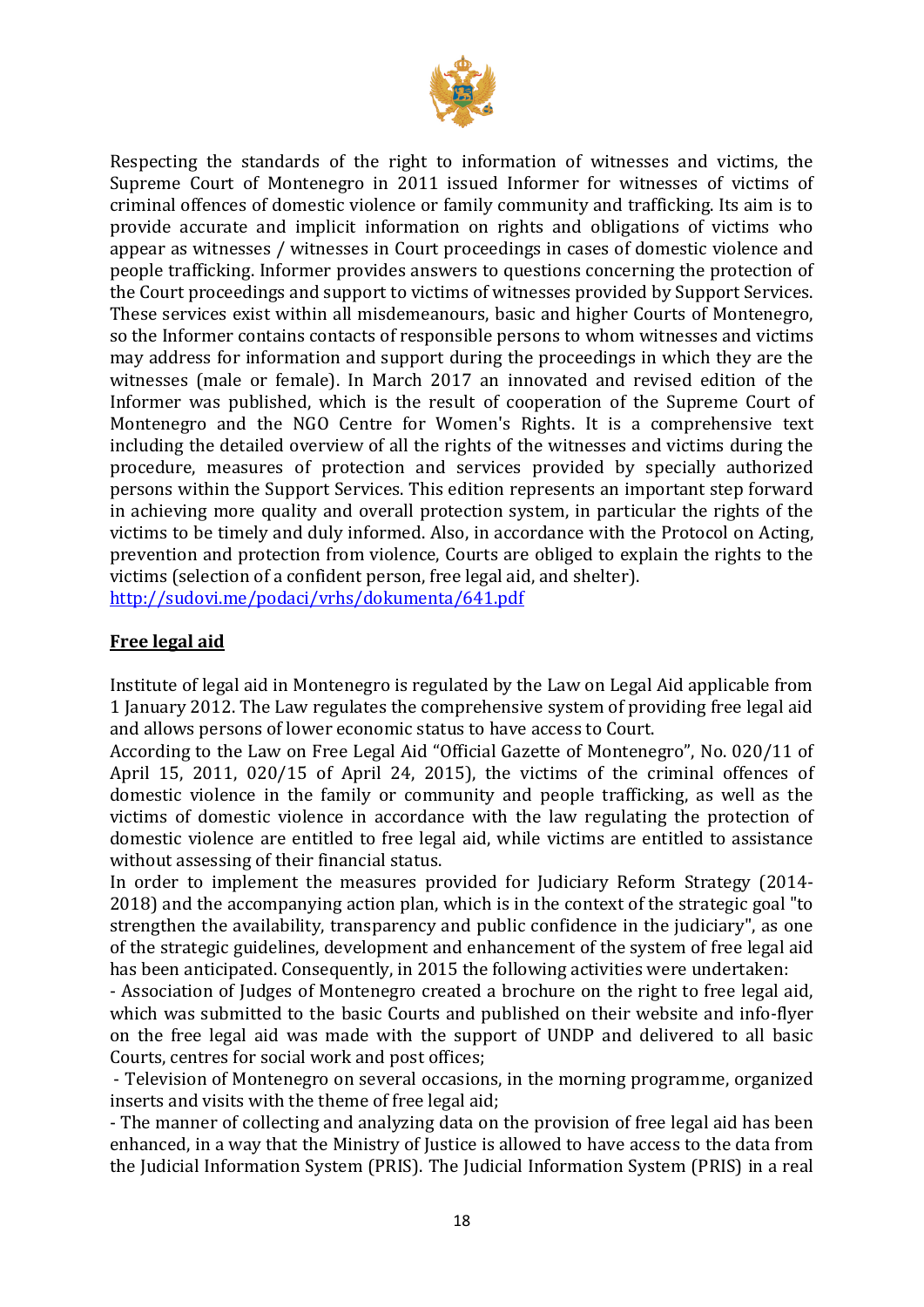Respecting the standards of the right to information of witnesses and victims, the Supreme Court of Montenegro in 2011 issued Informer for witnesses of victims of criminal offences of domestic violence or family community and trafficking. Its aim is to provide accurate and implicit information on rights and obligations of victims who appear as witnesses / witnesses in Court proceedings in cases of domestic violence and people trafficking. Informer provides answers to questions concerning the protection of the Court proceedings and support to victims of witnesses provided by Support Services. These services exist within all misdemeanours, basic and higher Courts of Montenegro, so the Informer contains contacts of responsible persons to whom witnesses and victims may address for information and support during the proceedings in which they are the witnesses (male or female). In March 2017 an innovated and revised edition of the Informer was published, which is the result of cooperation of the Supreme Court of Montenegro and the NGO Centre for Women's Rights. It is a comprehensive text including the detailed overview of all the rights of the witnesses and victims during the procedure, measures of protection and services provided by specially authorized persons within the Support Services. This edition represents an important step forward in achieving more quality and overall protection system, in particular the rights of the victims to be timely and duly informed. Also, in accordance with the Protocol on Acting, prevention and protection from violence, Courts are obliged to explain the rights to the victims (selection of a confident person, free legal aid, and shelter). [http://sudovi.me/podaci/vrhs/dokumenta/641.pdf](http://sudovi.me/podaci/vrhs/dokumenta/641.pdf)

## Free legal aid

Institute of legal aid in Montenegro is regulated by the Law on Legal Aid applicable from 1 January 2012. The Law regulates the comprehensive system of providing free legal aid and allows persons of lower economic status to have access to Court.

According to the Law on Free Legal Aid "Official Gazette of Montenegro", No. 020/11 of April 15, 2011, 020/15 of April 24, 2015), the victims of the criminal offences of domestic violence in the family or community and people trafficking, as well as the victims of domestic violence in accordance with the law regulating the protection of domestic violence are entitled to free legal aid, while victims are entitled to assistance without assessing of their financial status.

In order to implement the measures provided for Judiciary Reform Strategy (2014-2018) and the accompanying action plan, which is in the context of the strategic goal "to strengthen the availability, transparency and public confidence in the judiciary", as one of the strategic guidelines, development and enhancement of the system of free legal aid has been anticipated. Consequently, in 2015 the following activities were undertaken:

- Association of Judges of Montenegro created a brochure on the right to free legal aid, which was submitted to the basic Courts and published on their website and info-flyer on the free legal aid was made with the support of UNDP and delivered to all basic Courts, centres for social work and post offices;
- Television of Montenegro on several occasions, in the morning programme, organized inserts and visits with the theme of free legal aid;
- The manner of collecting and analyzing data on the provision of free legal aid has been enhanced, in a way that the Ministry of Justice is allowed to have access to the data from the Judicial Information System (PRIS). The Judicial Information System (PRIS) in a real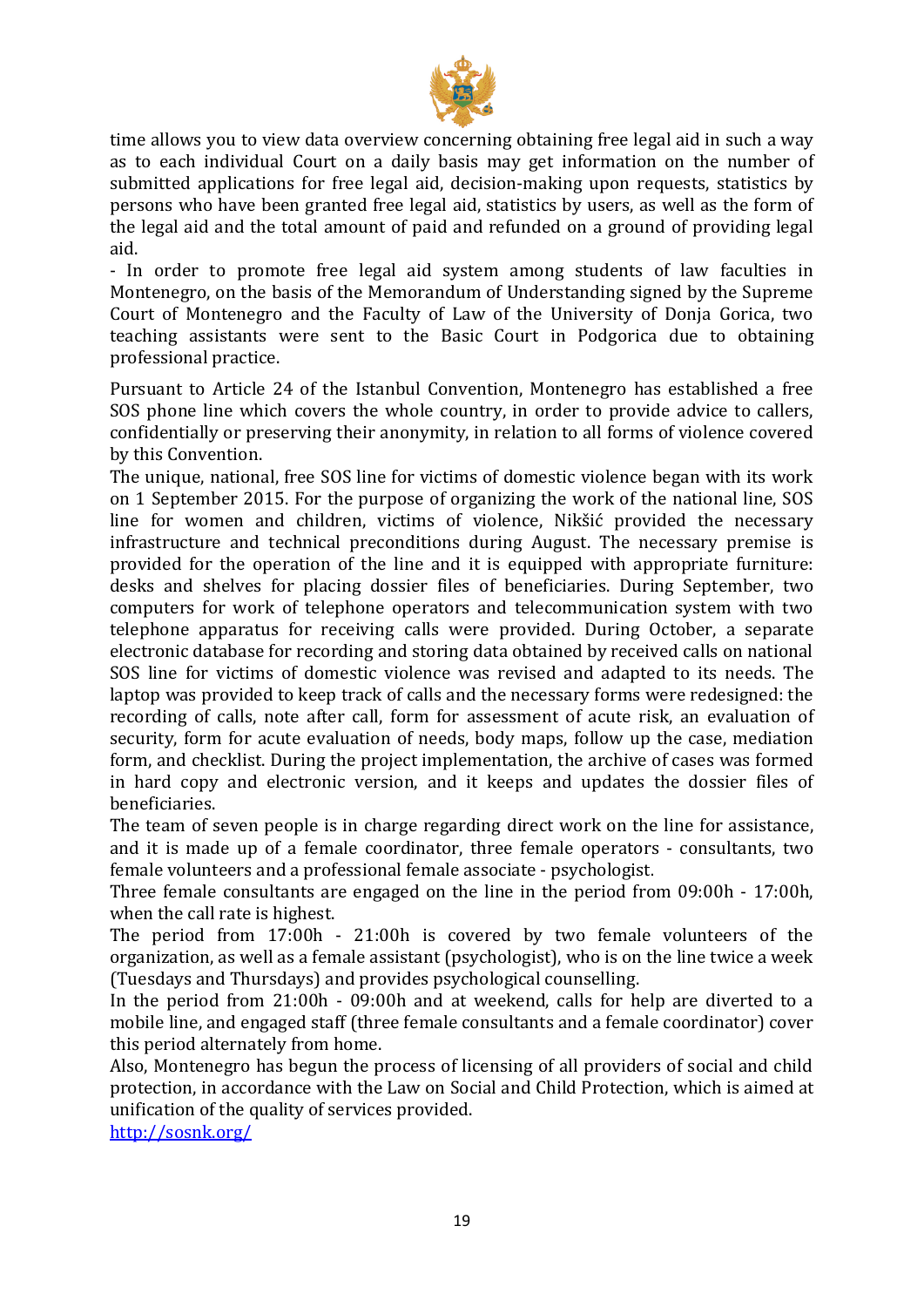time allows you to view data overview concerning obtaining free legal aid in such a way as to each individual Court on a daily basis may get information on the number of submitted applications for free legal aid, decision-making upon requests, statistics by persons who have been granted free legal aid, statistics by users, as well as the form of the legal aid and the total amount of paid and refunded on a ground of providing legal aid.

- In order to promote free legal aid system among students of law faculties in Montenegro, on the basis of the Memorandum of Understanding signed by the Supreme Court of Montenegro and the Faculty of Law of the University of Donja Gorica, two teaching assistants were sent to the Basic Court in Podgorica due to obtaining professional practice.

Pursuant to Article 24 of the Istanbul Convention, Montenegro has established a free SOS phone line which covers the whole country, in order to provide advice to callers, confidentially or preserving their anonymity, in relation to all forms of violence covered by this Convention.

The unique, national, free SOS line for victims of domestic violence began with its work on 1 September 2015. For the purpose of organizing the work of the national line, SOS line for women and children, victims of violence, Nikšić provided the necessary infrastructure and technical preconditions during August. The necessary premise is provided for the operation of the line and it is equipped with appropriate furniture: desks and shelves for placing dossier files of beneficiaries. During September, two computers for work of telephone operators and telecommunication system with two telephone apparatus for receiving calls were provided. During October, a separate electronic database for recording and storing data obtained by received calls on national SOS line for victims of domestic violence was revised and adapted to its needs. The laptop was provided to keep track of calls and the necessary forms were redesigned: the recording of calls, note after call, form for assessment of acute risk, an evaluation of security, form for acute evaluation of needs, body maps, follow up the case, mediation form, and checklist. During the project implementation, the archive of cases was formed in hard copy and electronic version, and it keeps and updates the dossier files of beneficiaries.

The team of seven people is in charge regarding direct work on the line for assistance, and it is made up of a female coordinator, three female operators - consultants, two female volunteers and a professional female associate - psychologist.

Three female consultants are engaged on the line in the period from 09:00h - 17:00h, when the call rate is highest.

The period from 17:00h - 21:00h is covered by two female volunteers of the organization, as well as a female assistant (psychologist), who is on the line twice a week (Tuesdays and Thursdays) and provides psychological counselling.

In the period from 21:00h - 09:00h and at weekend, calls for help are diverted to a mobile line, and engaged staff (three female consultants and a female coordinator) cover this period alternately from home.

Also, Montenegro has begun the process of licensing of all providers of social and child protection, in accordance with the Law on Social and Child Protection, which is aimed at unification of the quality of services provided.

http://sosnk.org/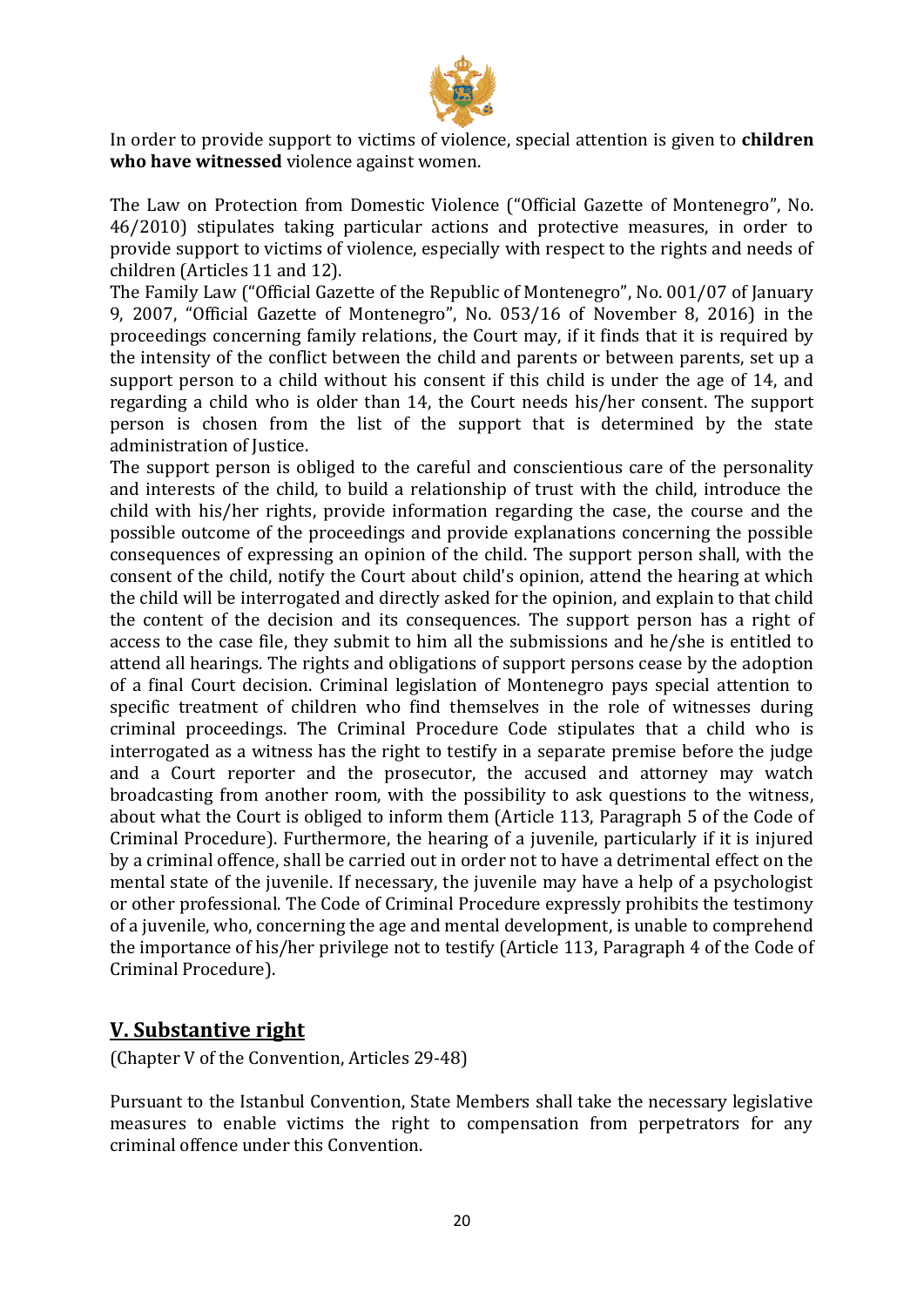In order to provide support to victims of violence, special attention is given to **children who have witnessed** violence against women.

The Law on Protection from Domestic Violence ("Official Gazette of Montenegro", No. 46/2010) stipulates taking particular actions and protective measures, in order to provide support to victims of violence, especially with respect to the rights and needs of children (Articles 11 and 12).

The Family Law ("Official Gazette of the Republic of Montenegro", No. 001/07 of January 9, 2007, "Official Gazette of Montenegro", No. 053/16 of November 8, 2016) in the proceedings concerning family relations, the Court may, if it finds that it is required by the intensity of the conflict between the child and parents or between parents, set up a support person to a child without his consent if this child is under the age of 14, and regarding a child who is older than 14, the Court needs his/her consent. The support person is chosen from the list of the support that is determined by the state administration of Justice.

The support person is obliged to the careful and conscientious care of the personality and interests of the child, to build a relationship of trust with the child, introduce the child with his/her rights, provide information regarding the case, the course and the possible outcome of the proceedings and provide explanations concerning the possible consequences of expressing an opinion of the child. The support person shall, with the consent of the child, notify the Court about child's opinion, attend the hearing at which the child will be interrogated and directly asked for the opinion, and explain to that child the content of the decision and its consequences. The support person has a right of access to the case file, they submit to him all the submissions and he/she is entitled to attend all hearings. The rights and obligations of support persons cease by the adoption of a final Court decision. Criminal legislation of Montenegro pays special attention to specific treatment of children who find themselves in the role of witnesses during criminal proceedings. The Criminal Procedure Code stipulates that a child who is interrogated as a witness has the right to testify in a separate premise before the judge and a Court reporter and the prosecutor, the accused and attorney may watch broadcasting from another room, with the possibility to ask questions to the witness, about what the Court is obliged to inform them (Article 113, Paragraph 5 of the Code of Criminal Procedure). Furthermore, the hearing of a juvenile, particularly if it is injured by a criminal offence, shall be carried out in order not to have a detrimental effect on the mental state of the juvenile. If necessary, the juvenile may have a help of a psychologist or other professional. The Code of Criminal Procedure expressly prohibits the testimony of a juvenile, who, concerning the age and mental development, is unable to comprehend the importance of his/her privilege not to testify (Article 113, Paragraph 4 of the Code of Criminal Procedure).

## V. Substantive right

(Chapter V of the Convention, Articles 29-48)

Pursuant to the Istanbul Convention, State Members shall take the necessary legislative measures to enable victims the right to compensation from perpetrators for any criminal offence under this Convention.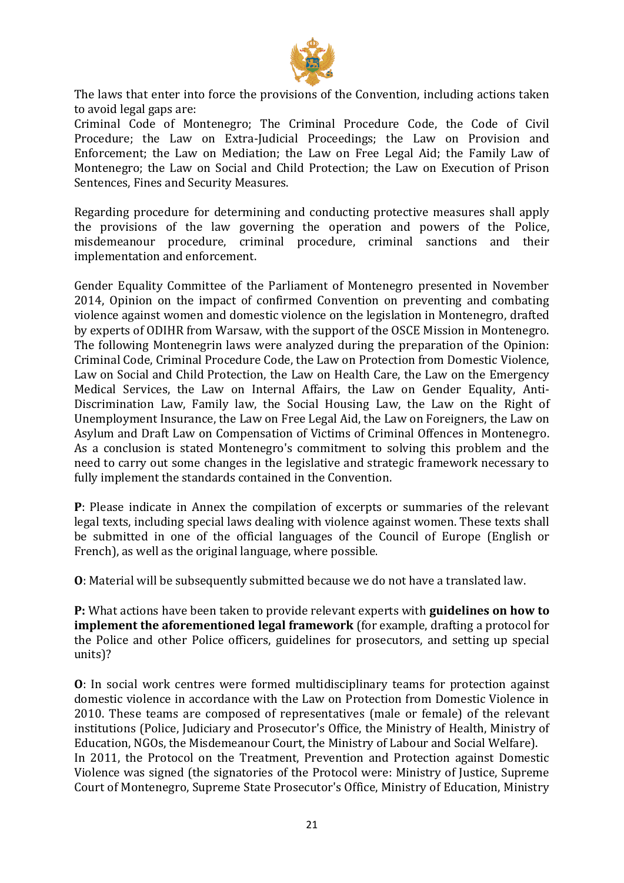The laws that enter into force the provisions of the Convention, including actions taken to avoid legal gaps are:

Criminal Code of Montenegro; The Criminal Procedure Code, the Code of Civil Procedure; the Law on Extra-Judicial Proceedings; the Law on Provision and Enforcement; the Law on Mediation; the Law on Free Legal Aid; the Family Law of Montenegro; the Law on Social and Child Protection; the Law on Execution of Prison Sentences, Fines and Security Measures.

Regarding procedure for determining and conducting protective measures shall apply the provisions of the law governing the operation and powers of the Police, misdemeanour procedure, criminal procedure, criminal sanctions and their implementation and enforcement.

Gender Equality Committee of the Parliament of Montenegro presented in November 2014, Opinion on the impact of confirmed Convention on preventing and combating violence against women and domestic violence on the legislation in Montenegro, drafted by experts of ODIHR from Warsaw, with the support of the OSCE Mission in Montenegro. The following Montenegrin laws were analyzed during the preparation of the Opinion: Criminal Code, Criminal Procedure Code, the Law on Protection from Domestic Violence, Law on Social and Child Protection, the Law on Health Care, the Law on the Emergency Medical Services, the Law on Internal Affairs, the Law on Gender Equality, Anti-Discrimination Law, Family law, the Social Housing Law, the Law on the Right of Unemployment Insurance, the Law on Free Legal Aid, the Law on Foreigners, the Law on Asylum and Draft Law on Compensation of Victims of Criminal Offences in Montenegro. As a conclusion is stated Montenegro's commitment to solving this problem and the need to carry out some changes in the legislative and strategic framework necessary to fully implement the standards contained in the Convention.

**P**: Please indicate in Annex the compilation of excerpts or summaries of the relevant legal texts, including special laws dealing with violence against women. These texts shall be submitted in one of the official languages of the Council of Europe (English or French), as well as the original language, where possible.

**O**: Material will be subsequently submitted because we do not have a translated law.

**P:** What actions have been taken to provide relevant experts with **guidelines on how to implement the aforementioned legal framework** (for example, drafting a protocol for the Police and other Police officers, guidelines for prosecutors, and setting up special units)?

**O**: In social work centres were formed multidisciplinary teams for protection against domestic violence in accordance with the Law on Protection from Domestic Violence in 2010. These teams are composed of representatives (male or female) of the relevant institutions (Police, Judiciary and Prosecutor's Office, the Ministry of Health, Ministry of Education, NGOs, the Misdemeanour Court, the Ministry of Labour and Social Welfare).

In 2011, the Protocol on the Treatment, Prevention and Protection against Domestic Violence was signed (the signatories of the Protocol were: Ministry of Justice, Supreme Court of Montenegro, Supreme State Prosecutor's Office, Ministry of Education, Ministry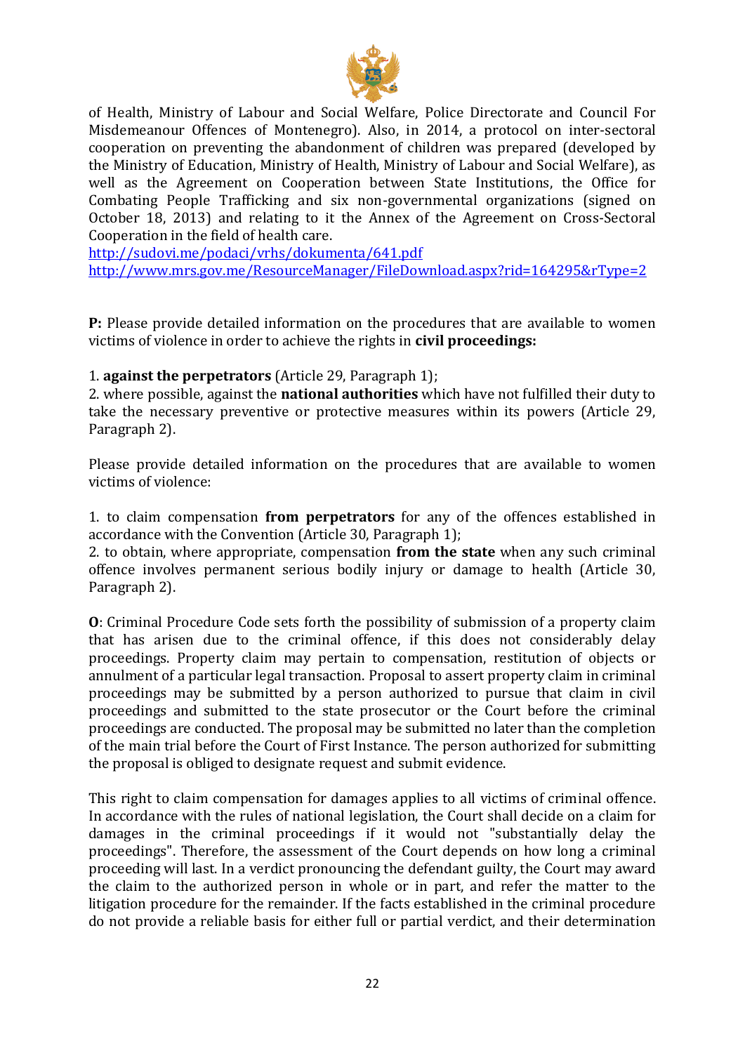of Health, Ministry of Labour and Social Welfare, Police Directorate and Council For Misdemeanour Offences of Montenegro). Also, in 2014, a protocol on inter-sectoral cooperation on preventing the abandonment of children was prepared (developed by the Ministry of Education, Ministry of Health, Ministry of Labour and Social Welfare), as well as the Agreement on Cooperation between State Institutions, the Office for Combating People Trafficking and six non-governmental organizations (signed on October 18, 2013) and relating to it the Annex of the Agreement on Cross-Sectoral Cooperation in the field of health care.

http://sudovi.me/podaci/vrhs/dokumenta/641.pdf
http://www.mrs.gov.me/ResourceManager/FileDownload.aspx?rid=164295&rType=2

**P:** Please provide detailed information on the procedures that are available to women victims of violence in order to achieve the rights in **civil proceedings:**

1. **against the perpetrators** (Article 29, Paragraph 1);
2. where possible, against the **national authorities** which have not fulfilled their duty to take the necessary preventive or protective measures within its powers (Article 29, Paragraph 2).

Please provide detailed information on the procedures that are available to women victims of violence:

1. to claim compensation **from perpetrators** for any of the offences established in accordance with the Convention (Article 30, Paragraph 1);
2. to obtain, where appropriate, compensation **from the state** when any such criminal offence involves permanent serious bodily injury or damage to health (Article 30, Paragraph 2).

**O**: Criminal Procedure Code sets forth the possibility of submission of a property claim that has arisen due to the criminal offence, if this does not considerably delay proceedings. Property claim may pertain to compensation, restitution of objects or annulment of a particular legal transaction. Proposal to assert property claim in criminal proceedings may be submitted by a person authorized to pursue that claim in civil proceedings and submitted to the state prosecutor or the Court before the criminal proceedings are conducted. The proposal may be submitted no later than the completion of the main trial before the Court of First Instance. The person authorized for submitting the proposal is obliged to designate request and submit evidence.

This right to claim compensation for damages applies to all victims of criminal offence. In accordance with the rules of national legislation, the Court shall decide on a claim for damages in the criminal proceedings if it would not "substantially delay the proceedings". Therefore, the assessment of the Court depends on how long a criminal proceeding will last. In a verdict pronouncing the defendant guilty, the Court may award the claim to the authorized person in whole or in part, and refer the matter to the litigation procedure for the remainder. If the facts established in the criminal procedure do not provide a reliable basis for either full or partial verdict, and their determination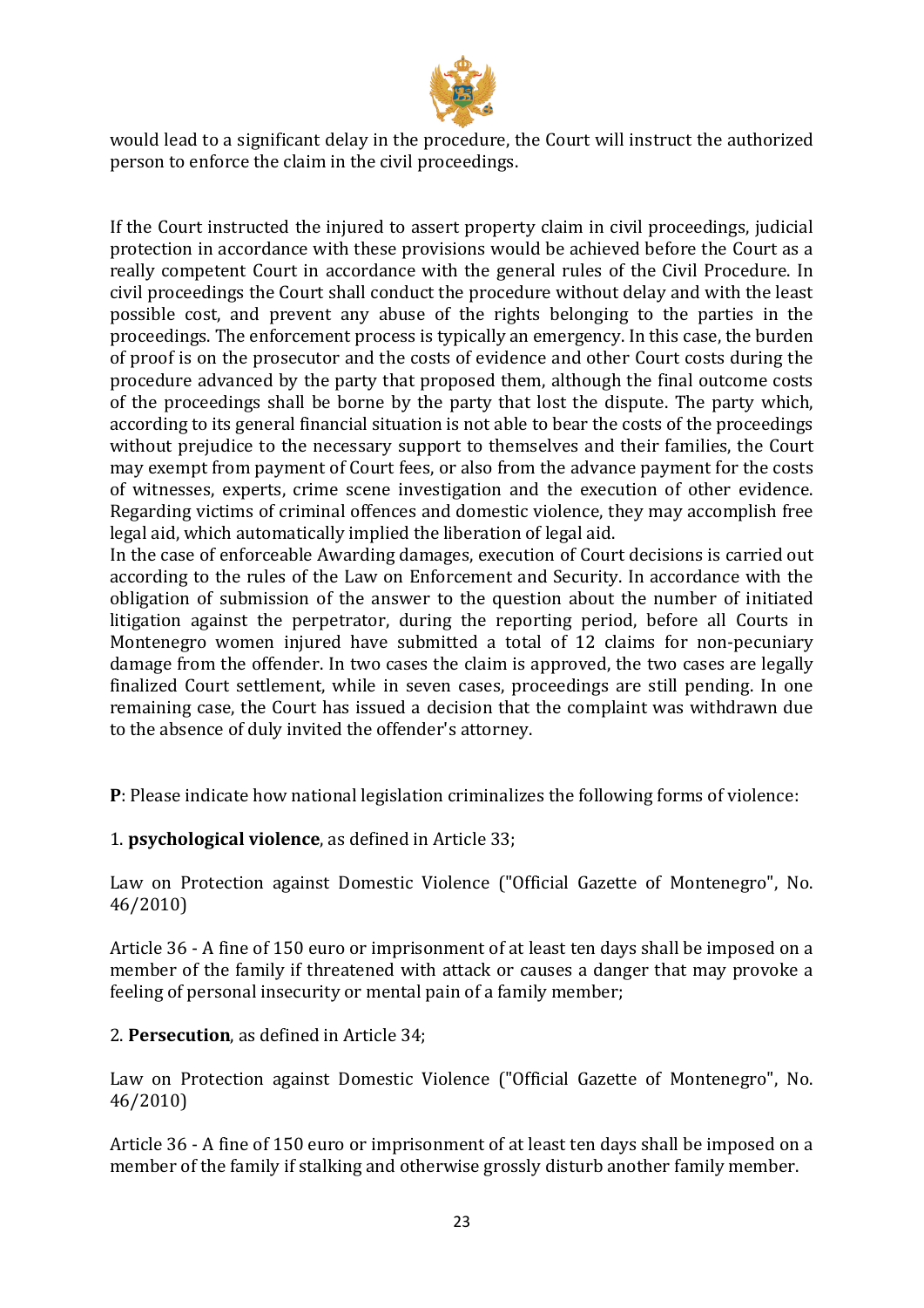would lead to a significant delay in the procedure, the Court will instruct the authorized person to enforce the claim in the civil proceedings.

If the Court instructed the injured to assert property claim in civil proceedings, judicial protection in accordance with these provisions would be achieved before the Court as a really competent Court in accordance with the general rules of the Civil Procedure. In civil proceedings the Court shall conduct the procedure without delay and with the least possible cost, and prevent any abuse of the rights belonging to the parties in the proceedings. The enforcement process is typically an emergency. In this case, the burden of proof is on the prosecutor and the costs of evidence and other Court costs during the procedure advanced by the party that proposed them, although the final outcome costs of the proceedings shall be borne by the party that lost the dispute. The party which, according to its general financial situation is not able to bear the costs of the proceedings without prejudice to the necessary support to themselves and their families, the Court may exempt from payment of Court fees, or also from the advance payment for the costs of witnesses, experts, crime scene investigation and the execution of other evidence. Regarding victims of criminal offences and domestic violence, they may accomplish free legal aid, which automatically implied the liberation of legal aid.
In the case of enforceable Awarding damages, execution of Court decisions is carried out according to the rules of the Law on Enforcement and Security. In accordance with the obligation of submission of the answer to the question about the number of initiated litigation against the perpetrator, during the reporting period, before all Courts in Montenegro women injured have submitted a total of 12 claims for non-pecuniary damage from the offender. In two cases the claim is approved, the two cases are legally finalized Court settlement, while in seven cases, proceedings are still pending. In one remaining case, the Court has issued a decision that the complaint was withdrawn due to the absence of duly invited the offender's attorney.

**P**: Please indicate how national legislation criminalizes the following forms of violence:

1. **psychological violence**, as defined in Article 33;

Law on Protection against Domestic Violence ("Official Gazette of Montenegro", No. 46/2010)

Article 36 - A fine of 150 euro or imprisonment of at least ten days shall be imposed on a member of the family if threatened with attack or causes a danger that may provoke a feeling of personal insecurity or mental pain of a family member;

2. **Persecution**, as defined in Article 34;

Law on Protection against Domestic Violence ("Official Gazette of Montenegro", No. 46/2010)

Article 36 - A fine of 150 euro or imprisonment of at least ten days shall be imposed on a member of the family if stalking and otherwise grossly disturb another family member.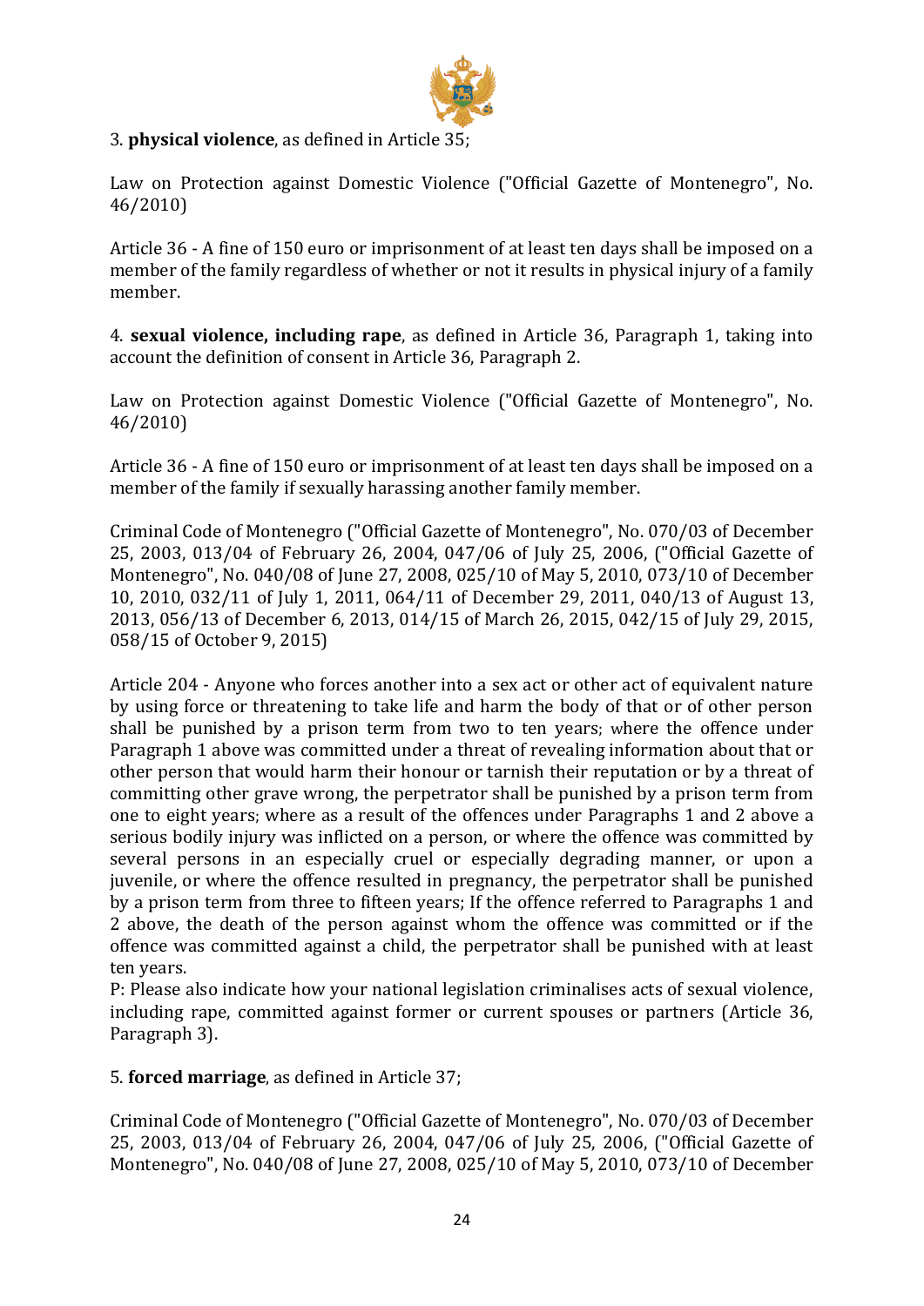3. **physical violence**, as defined in Article 35;

Law on Protection against Domestic Violence ("Official Gazette of Montenegro", No. 46/2010)

Article 36 - A fine of 150 euro or imprisonment of at least ten days shall be imposed on a member of the family regardless of whether or not it results in physical injury of a family member.

4. **sexual violence, including rape**, as defined in Article 36, Paragraph 1, taking into account the definition of consent in Article 36, Paragraph 2.

Law on Protection against Domestic Violence ("Official Gazette of Montenegro", No. 46/2010)

Article 36 - A fine of 150 euro or imprisonment of at least ten days shall be imposed on a member of the family if sexually harassing another family member.

Criminal Code of Montenegro ("Official Gazette of Montenegro", No. 070/03 of December 25, 2003, 013/04 of February 26, 2004, 047/06 of July 25, 2006, ("Official Gazette of Montenegro", No. 040/08 of June 27, 2008, 025/10 of May 5, 2010, 073/10 of December 10, 2010, 032/11 of July 1, 2011, 064/11 of December 29, 2011, 040/13 of August 13, 2013, 056/13 of December 6, 2013, 014/15 of March 26, 2015, 042/15 of July 29, 2015, 058/15 of October 9, 2015)

Article 204 - Anyone who forces another into a sex act or other act of equivalent nature by using force or threatening to take life and harm the body of that or of other person shall be punished by a prison term from two to ten years; where the offence under Paragraph 1 above was committed under a threat of revealing information about that or other person that would harm their honour or tarnish their reputation or by a threat of committing other grave wrong, the perpetrator shall be punished by a prison term from one to eight years; where as a result of the offences under Paragraphs 1 and 2 above a serious bodily injury was inflicted on a person, or where the offence was committed by several persons in an especially cruel or especially degrading manner, or upon a juvenile, or where the offence resulted in pregnancy, the perpetrator shall be punished by a prison term from three to fifteen years; If the offence referred to Paragraphs 1 and 2 above, the death of the person against whom the offence was committed or if the offence was committed against a child, the perpetrator shall be punished with at least ten years.
P: Please also indicate how your national legislation criminalises acts of sexual violence, including rape, committed against former or current spouses or partners (Article 36, Paragraph 3).

5. **forced marriage**, as defined in Article 37;

Criminal Code of Montenegro ("Official Gazette of Montenegro", No. 070/03 of December 25, 2003, 013/04 of February 26, 2004, 047/06 of July 25, 2006, ("Official Gazette of Montenegro", No. 040/08 of June 27, 2008, 025/10 of May 5, 2010, 073/10 of December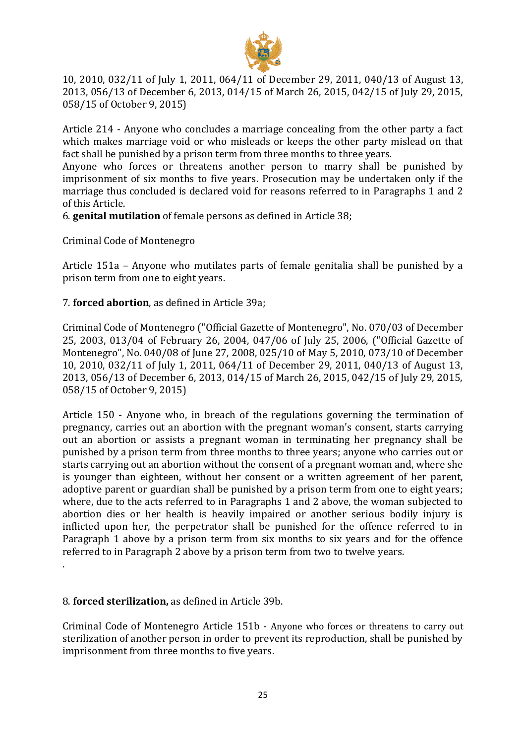10, 2010, 032/11 of July 1, 2011, 064/11 of December 29, 2011, 040/13 of August 13, 2013, 056/13 of December 6, 2013, 014/15 of March 26, 2015, 042/15 of July 29, 2015, 058/15 of October 9, 2015)

Article 214 - Anyone who concludes a marriage concealing from the other party a fact which makes marriage void or who misleads or keeps the other party mislead on that fact shall be punished by a prison term from three months to three years.
Anyone who forces or threatens another person to marry shall be punished by imprisonment of six months to five years. Prosecution may be undertaken only if the marriage thus concluded is declared void for reasons referred to in Paragraphs 1 and 2 of this Article.
6. **genital mutilation** of female persons as defined in Article 38;

Criminal Code of Montenegro

Article 151a – Anyone who mutilates parts of female genitalia shall be punished by a prison term from one to eight years.

7. **forced abortion**, as defined in Article 39a;

Criminal Code of Montenegro ("Official Gazette of Montenegro", No. 070/03 of December 25, 2003, 013/04 of February 26, 2004, 047/06 of July 25, 2006, ("Official Gazette of Montenegro", No. 040/08 of June 27, 2008, 025/10 of May 5, 2010, 073/10 of December 10, 2010, 032/11 of July 1, 2011, 064/11 of December 29, 2011, 040/13 of August 13, 2013, 056/13 of December 6, 2013, 014/15 of March 26, 2015, 042/15 of July 29, 2015, 058/15 of October 9, 2015)

Article 150 - Anyone who, in breach of the regulations governing the termination of pregnancy, carries out an abortion with the pregnant woman's consent, starts carrying out an abortion or assists a pregnant woman in terminating her pregnancy shall be punished by a prison term from three months to three years; anyone who carries out or starts carrying out an abortion without the consent of a pregnant woman and, where she is younger than eighteen, without her consent or a written agreement of her parent, adoptive parent or guardian shall be punished by a prison term from one to eight years; where, due to the acts referred to in Paragraphs 1 and 2 above, the woman subjected to abortion dies or her health is heavily impaired or another serious bodily injury is inflicted upon her, the perpetrator shall be punished for the offence referred to in Paragraph 1 above by a prison term from six months to six years and for the offence referred to in Paragraph 2 above by a prison term from two to twelve years.

.

8. **forced sterilization,** as defined in Article 39b.

Criminal Code of Montenegro Article 151b - Anyone who forces or threatens to carry out sterilization of another person in order to prevent its reproduction, shall be punished by imprisonment from three months to five years.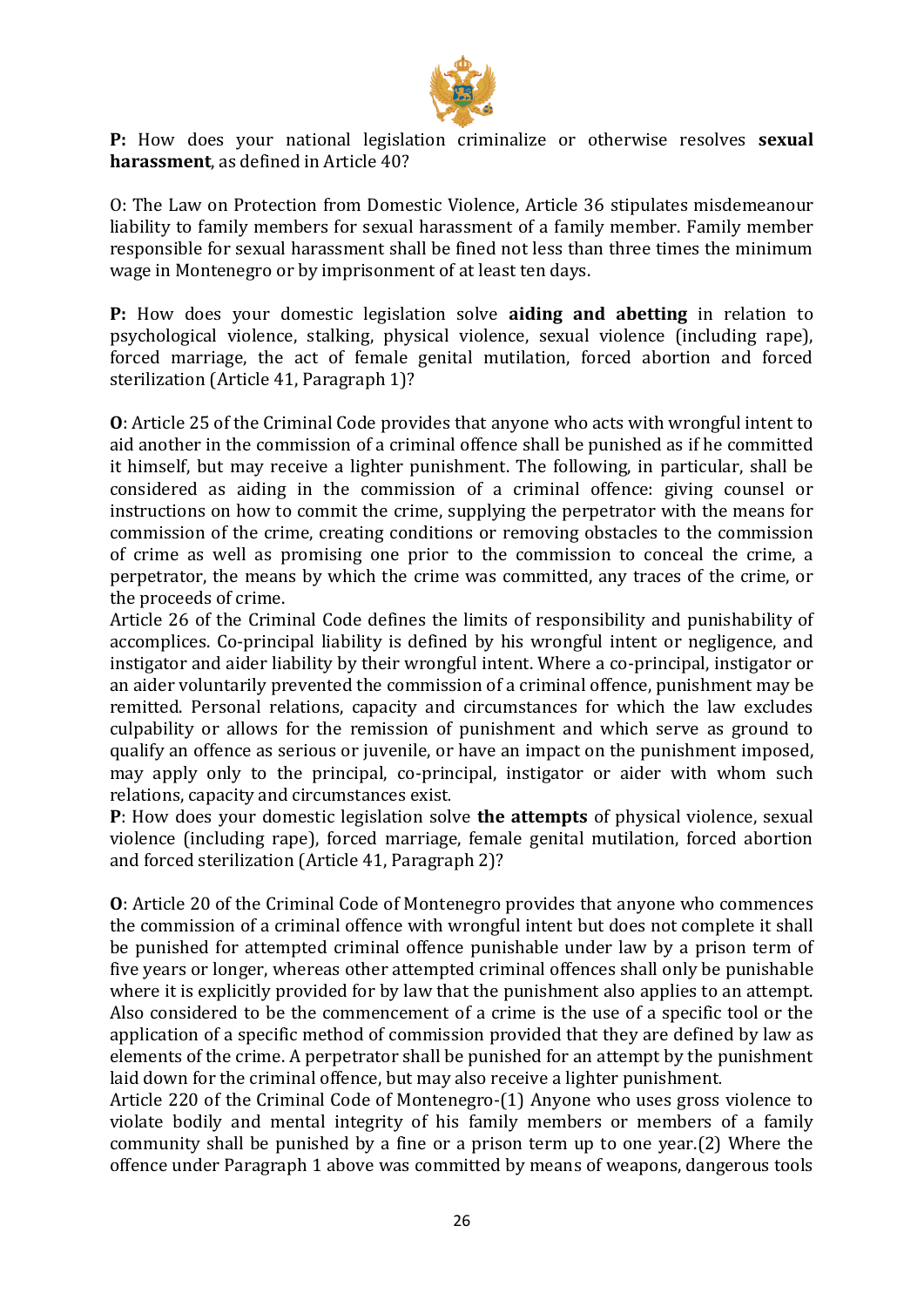**P:** How does your national legislation criminalize or otherwise resolves **sexual harassment**, as defined in Article 40?

O: The Law on Protection from Domestic Violence, Article 36 stipulates misdemeanour liability to family members for sexual harassment of a family member. Family member responsible for sexual harassment shall be fined not less than three times the minimum wage in Montenegro or by imprisonment of at least ten days.

**P:** How does your domestic legislation solve **aiding and abetting** in relation to psychological violence, stalking, physical violence, sexual violence (including rape), forced marriage, the act of female genital mutilation, forced abortion and forced sterilization (Article 41, Paragraph 1)?

**O**: Article 25 of the Criminal Code provides that anyone who acts with wrongful intent to aid another in the commission of a criminal offence shall be punished as if he committed it himself, but may receive a lighter punishment. The following, in particular, shall be considered as aiding in the commission of a criminal offence: giving counsel or instructions on how to commit the crime, supplying the perpetrator with the means for commission of the crime, creating conditions or removing obstacles to the commission of crime as well as promising one prior to the commission to conceal the crime, a perpetrator, the means by which the crime was committed, any traces of the crime, or the proceeds of crime.
Article 26 of the Criminal Code defines the limits of responsibility and punishability of accomplices. Co-principal liability is defined by his wrongful intent or negligence, and instigator and aider liability by their wrongful intent. Where a co-principal, instigator or an aider voluntarily prevented the commission of a criminal offence, punishment may be remitted. Personal relations, capacity and circumstances for which the law excludes culpability or allows for the remission of punishment and which serve as ground to qualify an offence as serious or juvenile, or have an impact on the punishment imposed, may apply only to the principal, co-principal, instigator or aider with whom such relations, capacity and circumstances exist.
**P**: How does your domestic legislation solve **the attempts** of physical violence, sexual violence (including rape), forced marriage, female genital mutilation, forced abortion and forced sterilization (Article 41, Paragraph 2)?

**O**: Article 20 of the Criminal Code of Montenegro provides that anyone who commences the commission of a criminal offence with wrongful intent but does not complete it shall be punished for attempted criminal offence punishable under law by a prison term of five years or longer, whereas other attempted criminal offences shall only be punishable where it is explicitly provided for by law that the punishment also applies to an attempt. Also considered to be the commencement of a crime is the use of a specific tool or the application of a specific method of commission provided that they are defined by law as elements of the crime. A perpetrator shall be punished for an attempt by the punishment laid down for the criminal offence, but may also receive a lighter punishment.
Article 220 of the Criminal Code of Montenegro-(1) Anyone who uses gross violence to violate bodily and mental integrity of his family members or members of a family community shall be punished by a fine or a prison term up to one year.(2) Where the offence under Paragraph 1 above was committed by means of weapons, dangerous tools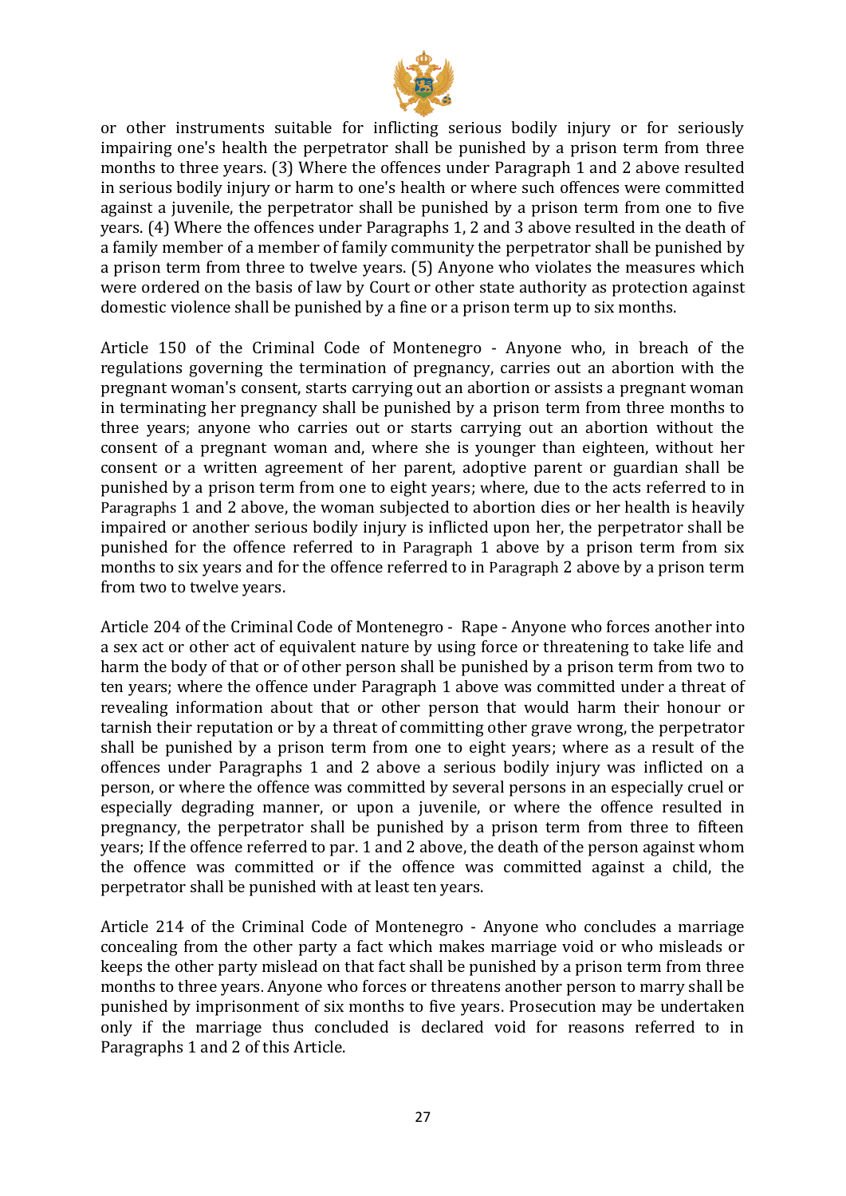or other instruments suitable for inflicting serious bodily injury or for seriously impairing one's health the perpetrator shall be punished by a prison term from three months to three years. (3) Where the offences under Paragraph 1 and 2 above resulted in serious bodily injury or harm to one's health or where such offences were committed against a juvenile, the perpetrator shall be punished by a prison term from one to five years. (4) Where the offences under Paragraphs 1, 2 and 3 above resulted in the death of a family member of a member of family community the perpetrator shall be punished by a prison term from three to twelve years. (5) Anyone who violates the measures which were ordered on the basis of law by Court or other state authority as protection against domestic violence shall be punished by a fine or a prison term up to six months.

Article 150 of the Criminal Code of Montenegro - Anyone who, in breach of the regulations governing the termination of pregnancy, carries out an abortion with the pregnant woman's consent, starts carrying out an abortion or assists a pregnant woman in terminating her pregnancy shall be punished by a prison term from three months to three years; anyone who carries out or starts carrying out an abortion without the consent of a pregnant woman and, where she is younger than eighteen, without her consent or a written agreement of her parent, adoptive parent or guardian shall be punished by a prison term from one to eight years; where, due to the acts referred to in Paragraphs 1 and 2 above, the woman subjected to abortion dies or her health is heavily impaired or another serious bodily injury is inflicted upon her, the perpetrator shall be punished for the offence referred to in Paragraph 1 above by a prison term from six months to six years and for the offence referred to in Paragraph 2 above by a prison term from two to twelve years.

Article 204 of the Criminal Code of Montenegro - Rape - Anyone who forces another into a sex act or other act of equivalent nature by using force or threatening to take life and harm the body of that or of other person shall be punished by a prison term from two to ten years; where the offence under Paragraph 1 above was committed under a threat of revealing information about that or other person that would harm their honour or tarnish their reputation or by a threat of committing other grave wrong, the perpetrator shall be punished by a prison term from one to eight years; where as a result of the offences under Paragraphs 1 and 2 above a serious bodily injury was inflicted on a person, or where the offence was committed by several persons in an especially cruel or especially degrading manner, or upon a juvenile, or where the offence resulted in pregnancy, the perpetrator shall be punished by a prison term from three to fifteen years; If the offence referred to par. 1 and 2 above, the death of the person against whom the offence was committed or if the offence was committed against a child, the perpetrator shall be punished with at least ten years.

Article 214 of the Criminal Code of Montenegro - Anyone who concludes a marriage concealing from the other party a fact which makes marriage void or who misleads or keeps the other party mislead on that fact shall be punished by a prison term from three months to three years. Anyone who forces or threatens another person to marry shall be punished by imprisonment of six months to five years. Prosecution may be undertaken only if the marriage thus concluded is declared void for reasons referred to in Paragraphs 1 and 2 of this Article.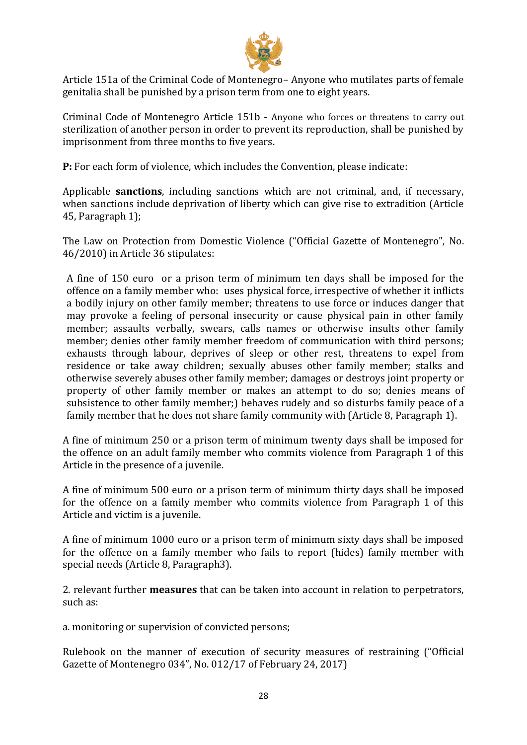Article 151a of the Criminal Code of Montenegro– Anyone who mutilates parts of female genitalia shall be punished by a prison term from one to eight years.

Criminal Code of Montenegro Article 151b - Anyone who forces or threatens to carry out sterilization of another person in order to prevent its reproduction, shall be punished by imprisonment from three months to five years.

**P:** For each form of violence, which includes the Convention, please indicate:

Applicable **sanctions**, including sanctions which are not criminal, and, if necessary, when sanctions include deprivation of liberty which can give rise to extradition (Article 45, Paragraph 1);

The Law on Protection from Domestic Violence ("Official Gazette of Montenegro", No. 46/2010) in Article 36 stipulates:

A fine of 150 euro or a prison term of minimum ten days shall be imposed for the offence on a family member who: uses physical force, irrespective of whether it inflicts a bodily injury on other family member; threatens to use force or induces danger that may provoke a feeling of personal insecurity or cause physical pain in other family member; assaults verbally, swears, calls names or otherwise insults other family member; denies other family member freedom of communication with third persons; exhausts through labour, deprives of sleep or other rest, threatens to expel from residence or take away children; sexually abuses other family member; stalks and otherwise severely abuses other family member; damages or destroys joint property or property of other family member or makes an attempt to do so; denies means of subsistence to other family member;) behaves rudely and so disturbs family peace of a family member that he does not share family community with (Article 8, Paragraph 1).

A fine of minimum 250 or a prison term of minimum twenty days shall be imposed for the offence on an adult family member who commits violence from Paragraph 1 of this Article in the presence of a juvenile.

A fine of minimum 500 euro or a prison term of minimum thirty days shall be imposed for the offence on a family member who commits violence from Paragraph 1 of this Article and victim is a juvenile.

A fine of minimum 1000 euro or a prison term of minimum sixty days shall be imposed for the offence on a family member who fails to report (hides) family member with special needs (Article 8, Paragraph3).

2. relevant further **measures** that can be taken into account in relation to perpetrators, such as:

a. monitoring or supervision of convicted persons;

Rulebook on the manner of execution of security measures of restraining ("Official Gazette of Montenegro 034", No. 012/17 of February 24, 2017)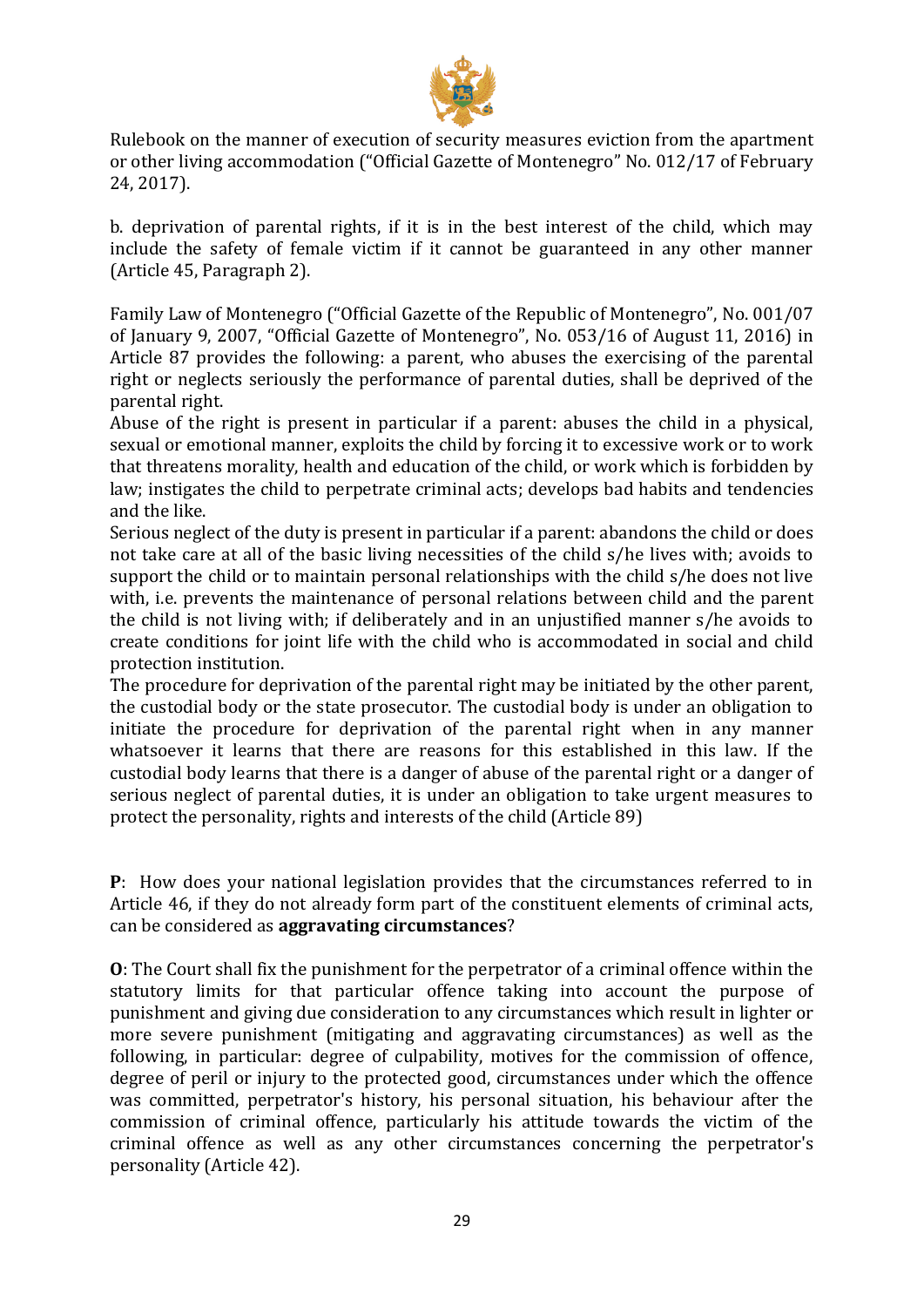Rulebook on the manner of execution of security measures eviction from the apartment or other living accommodation ("Official Gazette of Montenegro" No. 012/17 of February 24, 2017).

b. deprivation of parental rights, if it is in the best interest of the child, which may include the safety of female victim if it cannot be guaranteed in any other manner (Article 45, Paragraph 2).

Family Law of Montenegro ("Official Gazette of the Republic of Montenegro", No. 001/07 of January 9, 2007, "Official Gazette of Montenegro", No. 053/16 of August 11, 2016) in Article 87 provides the following: a parent, who abuses the exercising of the parental right or neglects seriously the performance of parental duties, shall be deprived of the parental right.
Abuse of the right is present in particular if a parent: abuses the child in a physical, sexual or emotional manner, exploits the child by forcing it to excessive work or to work that threatens morality, health and education of the child, or work which is forbidden by law; instigates the child to perpetrate criminal acts; develops bad habits and tendencies and the like.
Serious neglect of the duty is present in particular if a parent: abandons the child or does not take care at all of the basic living necessities of the child s/he lives with; avoids to support the child or to maintain personal relationships with the child s/he does not live with, i.e. prevents the maintenance of personal relations between child and the parent the child is not living with; if deliberately and in an unjustified manner s/he avoids to create conditions for joint life with the child who is accommodated in social and child protection institution.
The procedure for deprivation of the parental right may be initiated by the other parent, the custodial body or the state prosecutor. The custodial body is under an obligation to initiate the procedure for deprivation of the parental right when in any manner whatsoever it learns that there are reasons for this established in this law. If the custodial body learns that there is a danger of abuse of the parental right or a danger of serious neglect of parental duties, it is under an obligation to take urgent measures to protect the personality, rights and interests of the child (Article 89)

**P**: How does your national legislation provides that the circumstances referred to in Article 46, if they do not already form part of the constituent elements of criminal acts, can be considered as **aggravating circumstances**?

**O**: The Court shall fix the punishment for the perpetrator of a criminal offence within the statutory limits for that particular offence taking into account the purpose of punishment and giving due consideration to any circumstances which result in lighter or more severe punishment (mitigating and aggravating circumstances) as well as the following, in particular: degree of culpability, motives for the commission of offence, degree of peril or injury to the protected good, circumstances under which the offence was committed, perpetrator's history, his personal situation, his behaviour after the commission of criminal offence, particularly his attitude towards the victim of the criminal offence as well as any other circumstances concerning the perpetrator's personality (Article 42).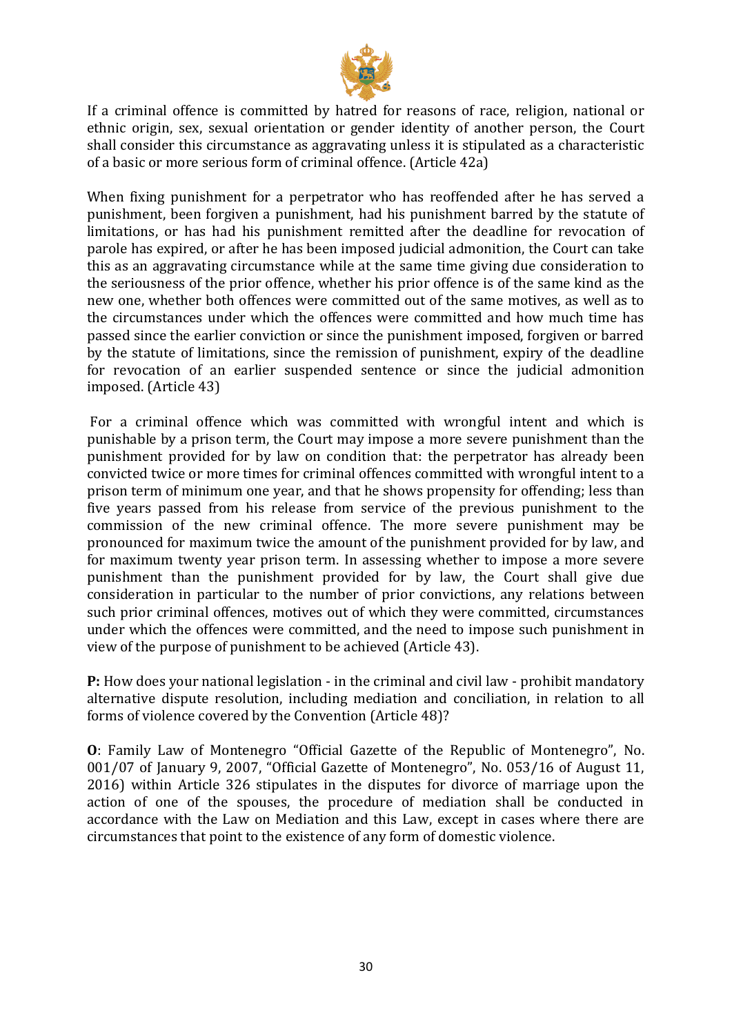If a criminal offence is committed by hatred for reasons of race, religion, national or ethnic origin, sex, sexual orientation or gender identity of another person, the Court shall consider this circumstance as aggravating unless it is stipulated as a characteristic of a basic or more serious form of criminal offence. (Article 42a)

When fixing punishment for a perpetrator who has reoffended after he has served a punishment, been forgiven a punishment, had his punishment barred by the statute of limitations, or has had his punishment remitted after the deadline for revocation of parole has expired, or after he has been imposed judicial admonition, the Court can take this as an aggravating circumstance while at the same time giving due consideration to the seriousness of the prior offence, whether his prior offence is of the same kind as the new one, whether both offences were committed out of the same motives, as well as to the circumstances under which the offences were committed and how much time has passed since the earlier conviction or since the punishment imposed, forgiven or barred by the statute of limitations, since the remission of punishment, expiry of the deadline for revocation of an earlier suspended sentence or since the judicial admonition imposed. (Article 43)

For a criminal offence which was committed with wrongful intent and which is punishable by a prison term, the Court may impose a more severe punishment than the punishment provided for by law on condition that: the perpetrator has already been convicted twice or more times for criminal offences committed with wrongful intent to a prison term of minimum one year, and that he shows propensity for offending; less than five years passed from his release from service of the previous punishment to the commission of the new criminal offence. The more severe punishment may be pronounced for maximum twice the amount of the punishment provided for by law, and for maximum twenty year prison term. In assessing whether to impose a more severe punishment than the punishment provided for by law, the Court shall give due consideration in particular to the number of prior convictions, any relations between such prior criminal offences, motives out of which they were committed, circumstances under which the offences were committed, and the need to impose such punishment in view of the purpose of punishment to be achieved (Article 43).

**P:** How does your national legislation - in the criminal and civil law - prohibit mandatory alternative dispute resolution, including mediation and conciliation, in relation to all forms of violence covered by the Convention (Article 48)?

**O**: Family Law of Montenegro "Official Gazette of the Republic of Montenegro", No. 001/07 of January 9, 2007, "Official Gazette of Montenegro", No. 053/16 of August 11, 2016) within Article 326 stipulates in the disputes for divorce of marriage upon the action of one of the spouses, the procedure of mediation shall be conducted in accordance with the Law on Mediation and this Law, except in cases where there are circumstances that point to the existence of any form of domestic violence.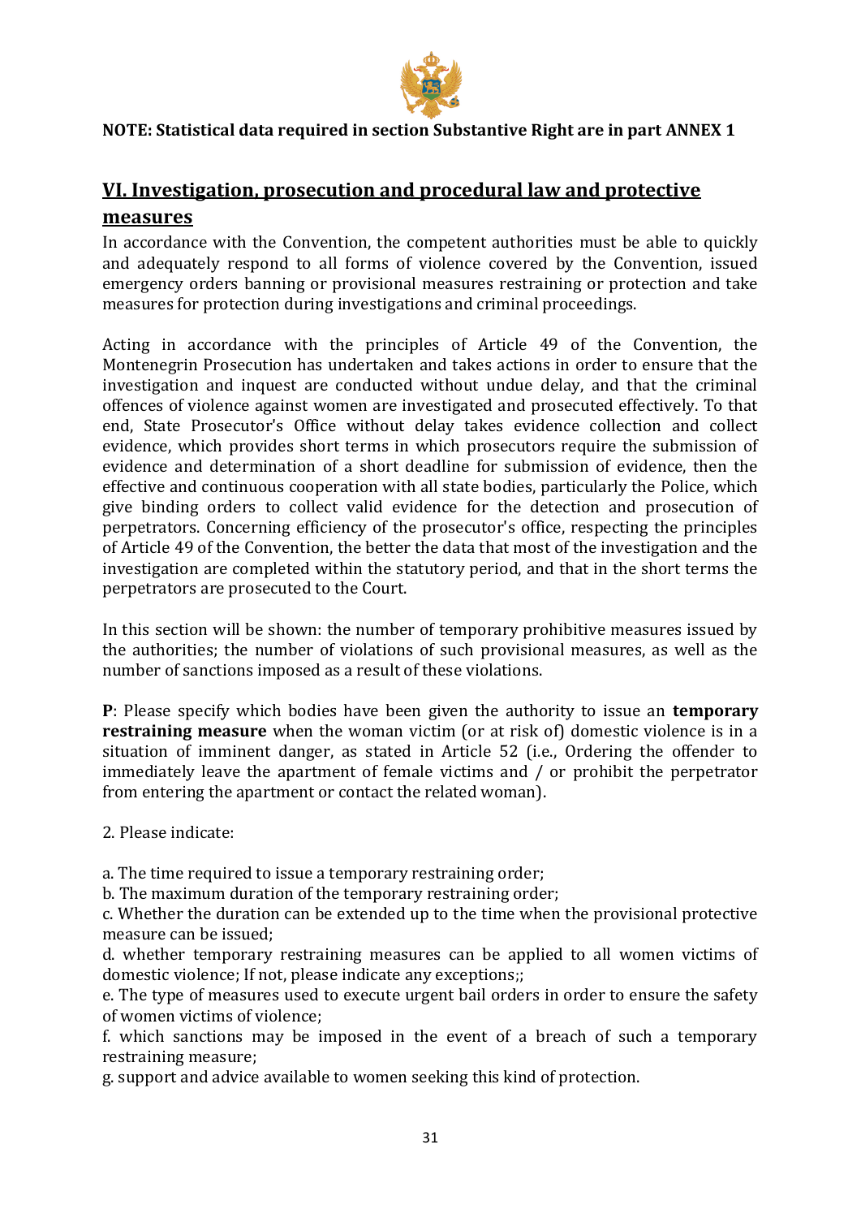**NOTE: Statistical data required in section Substantive Right are in part ANNEX 1**

## VI. Investigation, prosecution and procedural law and protective measures

In accordance with the Convention, the competent authorities must be able to quickly and adequately respond to all forms of violence covered by the Convention, issued emergency orders banning or provisional measures restraining or protection and take measures for protection during investigations and criminal proceedings.

Acting in accordance with the principles of Article 49 of the Convention, the Montenegrin Prosecution has undertaken and takes actions in order to ensure that the investigation and inquest are conducted without undue delay, and that the criminal offences of violence against women are investigated and prosecuted effectively. To that end, State Prosecutor's Office without delay takes evidence collection and collect evidence, which provides short terms in which prosecutors require the submission of evidence and determination of a short deadline for submission of evidence, then the effective and continuous cooperation with all state bodies, particularly the Police, which give binding orders to collect valid evidence for the detection and prosecution of perpetrators. Concerning efficiency of the prosecutor's office, respecting the principles of Article 49 of the Convention, the better the data that most of the investigation and the investigation are completed within the statutory period, and that in the short terms the perpetrators are prosecuted to the Court.

In this section will be shown: the number of temporary prohibitive measures issued by the authorities; the number of violations of such provisional measures, as well as the number of sanctions imposed as a result of these violations.

**P**: Please specify which bodies have been given the authority to issue an **temporary restraining measure** when the woman victim (or at risk of) domestic violence is in a situation of imminent danger, as stated in Article 52 (i.e., Ordering the offender to immediately leave the apartment of female victims and / or prohibit the perpetrator from entering the apartment or contact the related woman).

2. Please indicate:

a. The time required to issue a temporary restraining order;
b. The maximum duration of the temporary restraining order;
c. Whether the duration can be extended up to the time when the provisional protective measure can be issued;
d. whether temporary restraining measures can be applied to all women victims of domestic violence; If not, please indicate any exceptions;;
e. The type of measures used to execute urgent bail orders in order to ensure the safety of women victims of violence;
f. which sanctions may be imposed in the event of a breach of such a temporary restraining measure;
g. support and advice available to women seeking this kind of protection.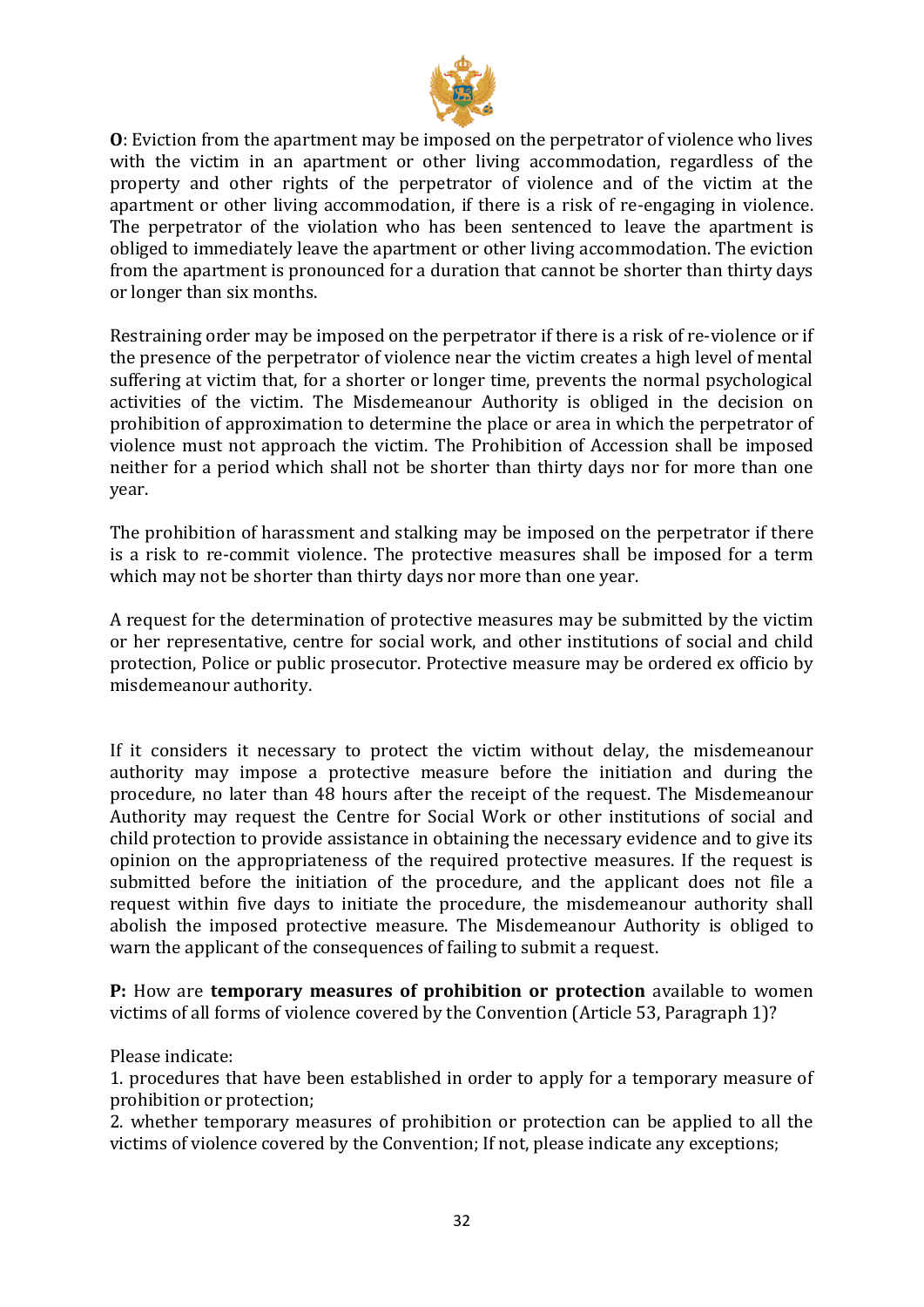**O**: Eviction from the apartment may be imposed on the perpetrator of violence who lives with the victim in an apartment or other living accommodation, regardless of the property and other rights of the perpetrator of violence and of the victim at the apartment or other living accommodation, if there is a risk of re-engaging in violence. The perpetrator of the violation who has been sentenced to leave the apartment is obliged to immediately leave the apartment or other living accommodation. The eviction from the apartment is pronounced for a duration that cannot be shorter than thirty days or longer than six months.

Restraining order may be imposed on the perpetrator if there is a risk of re-violence or if the presence of the perpetrator of violence near the victim creates a high level of mental suffering at victim that, for a shorter or longer time, prevents the normal psychological activities of the victim. The Misdemeanour Authority is obliged in the decision on prohibition of approximation to determine the place or area in which the perpetrator of violence must not approach the victim. The Prohibition of Accession shall be imposed neither for a period which shall not be shorter than thirty days nor for more than one year.

The prohibition of harassment and stalking may be imposed on the perpetrator if there is a risk to re-commit violence. The protective measures shall be imposed for a term which may not be shorter than thirty days nor more than one year.

A request for the determination of protective measures may be submitted by the victim or her representative, centre for social work, and other institutions of social and child protection, Police or public prosecutor. Protective measure may be ordered ex officio by misdemeanour authority.

If it considers it necessary to protect the victim without delay, the misdemeanour authority may impose a protective measure before the initiation and during the procedure, no later than 48 hours after the receipt of the request. The Misdemeanour Authority may request the Centre for Social Work or other institutions of social and child protection to provide assistance in obtaining the necessary evidence and to give its opinion on the appropriateness of the required protective measures. If the request is submitted before the initiation of the procedure, and the applicant does not file a request within five days to initiate the procedure, the misdemeanour authority shall abolish the imposed protective measure. The Misdemeanour Authority is obliged to warn the applicant of the consequences of failing to submit a request.

**P:** How are **temporary measures of prohibition or protection** available to women victims of all forms of violence covered by the Convention (Article 53, Paragraph 1)?

Please indicate:

1. procedures that have been established in order to apply for a temporary measure of prohibition or protection;
2. whether temporary measures of prohibition or protection can be applied to all the victims of violence covered by the Convention; If not, please indicate any exceptions;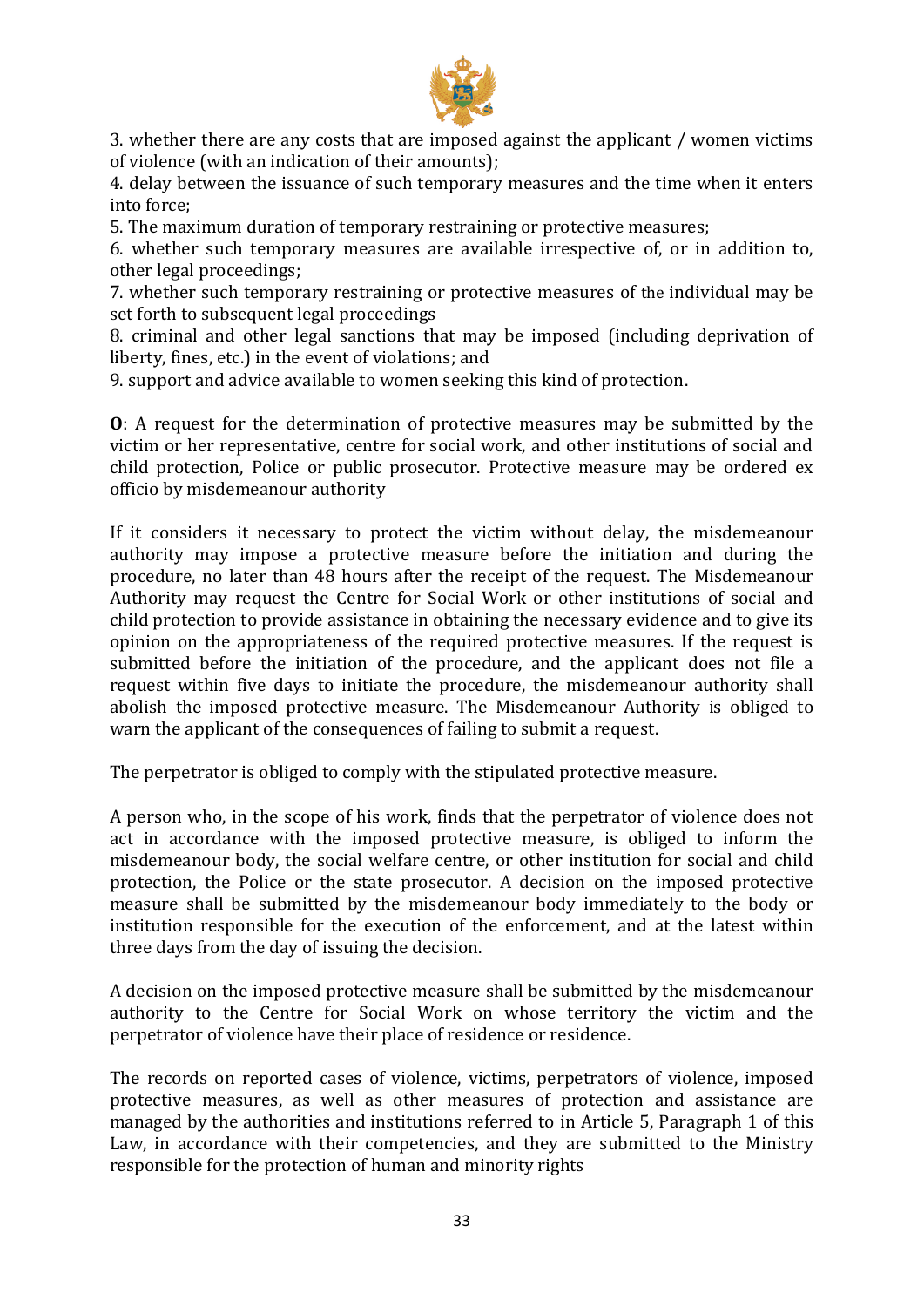3. whether there are any costs that are imposed against the applicant / women victims of violence (with an indication of their amounts);

4. delay between the issuance of such temporary measures and the time when it enters into force;

5. The maximum duration of temporary restraining or protective measures;

6. whether such temporary measures are available irrespective of, or in addition to, other legal proceedings;

7. whether such temporary restraining or protective measures of the individual may be set forth to subsequent legal proceedings

8. criminal and other legal sanctions that may be imposed (including deprivation of liberty, fines, etc.) in the event of violations; and

9. support and advice available to women seeking this kind of protection.

**O**: A request for the determination of protective measures may be submitted by the victim or her representative, centre for social work, and other institutions of social and child protection, Police or public prosecutor. Protective measure may be ordered ex officio by misdemeanour authority

If it considers it necessary to protect the victim without delay, the misdemeanour authority may impose a protective measure before the initiation and during the procedure, no later than 48 hours after the receipt of the request. The Misdemeanour Authority may request the Centre for Social Work or other institutions of social and child protection to provide assistance in obtaining the necessary evidence and to give its opinion on the appropriateness of the required protective measures. If the request is submitted before the initiation of the procedure, and the applicant does not file a request within five days to initiate the procedure, the misdemeanour authority shall abolish the imposed protective measure. The Misdemeanour Authority is obliged to warn the applicant of the consequences of failing to submit a request.

The perpetrator is obliged to comply with the stipulated protective measure.

A person who, in the scope of his work, finds that the perpetrator of violence does not act in accordance with the imposed protective measure, is obliged to inform the misdemeanour body, the social welfare centre, or other institution for social and child protection, the Police or the state prosecutor. A decision on the imposed protective measure shall be submitted by the misdemeanour body immediately to the body or institution responsible for the execution of the enforcement, and at the latest within three days from the day of issuing the decision.

A decision on the imposed protective measure shall be submitted by the misdemeanour authority to the Centre for Social Work on whose territory the victim and the perpetrator of violence have their place of residence or residence.

The records on reported cases of violence, victims, perpetrators of violence, imposed protective measures, as well as other measures of protection and assistance are managed by the authorities and institutions referred to in Article 5, Paragraph 1 of this Law, in accordance with their competencies, and they are submitted to the Ministry responsible for the protection of human and minority rights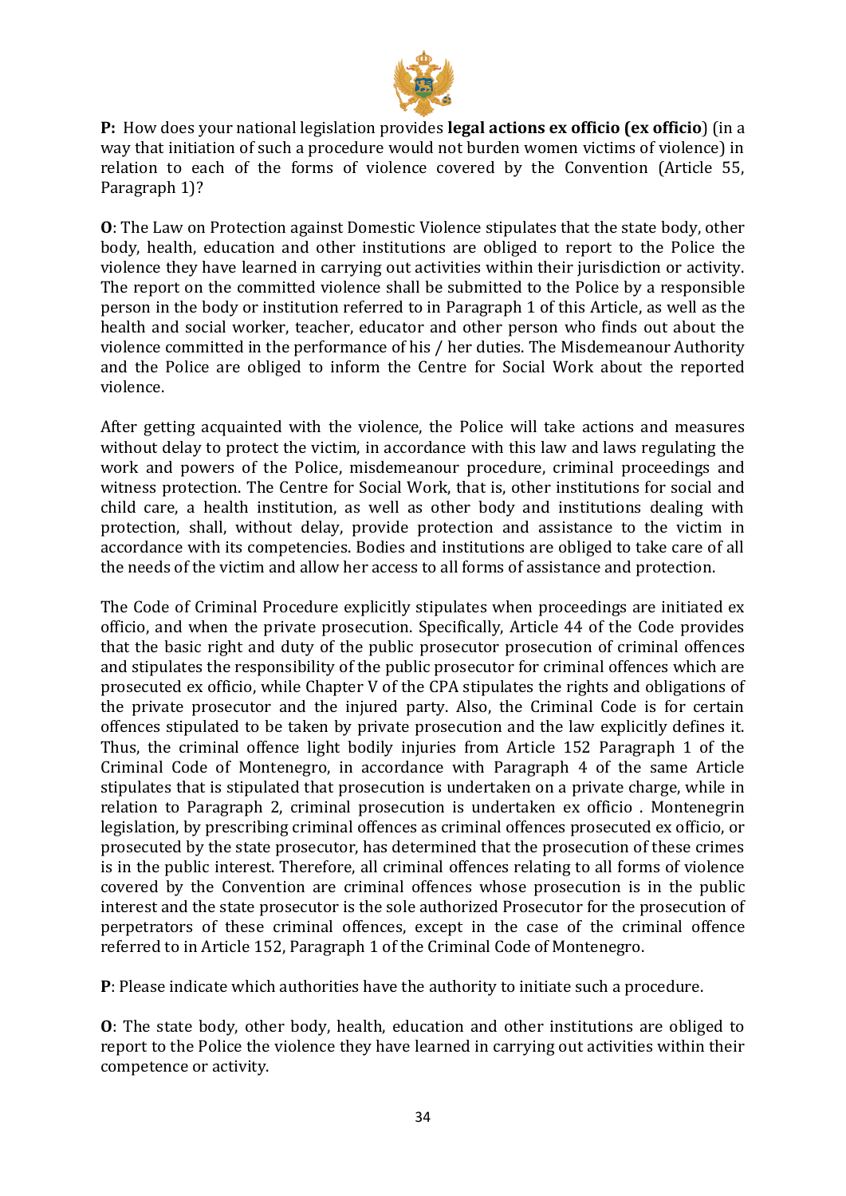**P:** How does your national legislation provides **legal actions ex officio (ex officio**) (in a way that initiation of such a procedure would not burden women victims of violence) in relation to each of the forms of violence covered by the Convention (Article 55, Paragraph 1)?

**O**: The Law on Protection against Domestic Violence stipulates that the state body, other body, health, education and other institutions are obliged to report to the Police the violence they have learned in carrying out activities within their jurisdiction or activity. The report on the committed violence shall be submitted to the Police by a responsible person in the body or institution referred to in Paragraph 1 of this Article, as well as the health and social worker, teacher, educator and other person who finds out about the violence committed in the performance of his / her duties. The Misdemeanour Authority and the Police are obliged to inform the Centre for Social Work about the reported violence.

After getting acquainted with the violence, the Police will take actions and measures without delay to protect the victim, in accordance with this law and laws regulating the work and powers of the Police, misdemeanour procedure, criminal proceedings and witness protection. The Centre for Social Work, that is, other institutions for social and child care, a health institution, as well as other body and institutions dealing with protection, shall, without delay, provide protection and assistance to the victim in accordance with its competencies. Bodies and institutions are obliged to take care of all the needs of the victim and allow her access to all forms of assistance and protection.

The Code of Criminal Procedure explicitly stipulates when proceedings are initiated ex officio, and when the private prosecution. Specifically, Article 44 of the Code provides that the basic right and duty of the public prosecutor prosecution of criminal offences and stipulates the responsibility of the public prosecutor for criminal offences which are prosecuted ex officio, while Chapter V of the CPA stipulates the rights and obligations of the private prosecutor and the injured party. Also, the Criminal Code is for certain offences stipulated to be taken by private prosecution and the law explicitly defines it. Thus, the criminal offence light bodily injuries from Article 152 Paragraph 1 of the Criminal Code of Montenegro, in accordance with Paragraph 4 of the same Article stipulates that is stipulated that prosecution is undertaken on a private charge, while in relation to Paragraph 2, criminal prosecution is undertaken ex officio . Montenegrin legislation, by prescribing criminal offences as criminal offences prosecuted ex officio, or prosecuted by the state prosecutor, has determined that the prosecution of these crimes is in the public interest. Therefore, all criminal offences relating to all forms of violence covered by the Convention are criminal offences whose prosecution is in the public interest and the state prosecutor is the sole authorized Prosecutor for the prosecution of perpetrators of these criminal offences, except in the case of the criminal offence referred to in Article 152, Paragraph 1 of the Criminal Code of Montenegro.

**P**: Please indicate which authorities have the authority to initiate such a procedure.

**O**: The state body, other body, health, education and other institutions are obliged to report to the Police the violence they have learned in carrying out activities within their competence or activity.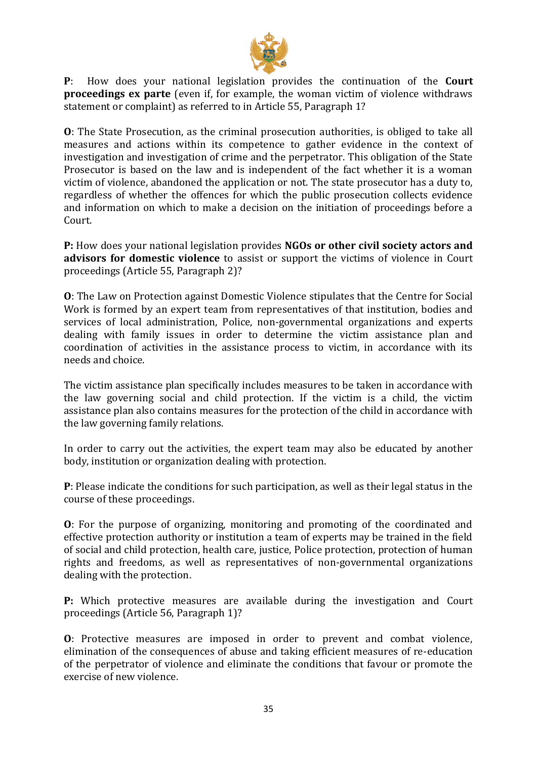**P**: How does your national legislation provides the continuation of the **Court proceedings ex parte** (even if, for example, the woman victim of violence withdraws statement or complaint) as referred to in Article 55, Paragraph 1?

**O**: The State Prosecution, as the criminal prosecution authorities, is obliged to take all measures and actions within its competence to gather evidence in the context of investigation and investigation of crime and the perpetrator. This obligation of the State Prosecutor is based on the law and is independent of the fact whether it is a woman victim of violence, abandoned the application or not. The state prosecutor has a duty to, regardless of whether the offences for which the public prosecution collects evidence and information on which to make a decision on the initiation of proceedings before a Court.

**P:** How does your national legislation provides **NGOs or other civil society actors and advisors for domestic violence** to assist or support the victims of violence in Court proceedings (Article 55, Paragraph 2)?

**O**: The Law on Protection against Domestic Violence stipulates that the Centre for Social Work is formed by an expert team from representatives of that institution, bodies and services of local administration, Police, non-governmental organizations and experts dealing with family issues in order to determine the victim assistance plan and coordination of activities in the assistance process to victim, in accordance with its needs and choice.

The victim assistance plan specifically includes measures to be taken in accordance with the law governing social and child protection. If the victim is a child, the victim assistance plan also contains measures for the protection of the child in accordance with the law governing family relations.

In order to carry out the activities, the expert team may also be educated by another body, institution or organization dealing with protection.

**P**: Please indicate the conditions for such participation, as well as their legal status in the course of these proceedings.

**O**: For the purpose of organizing, monitoring and promoting of the coordinated and effective protection authority or institution a team of experts may be trained in the field of social and child protection, health care, justice, Police protection, protection of human rights and freedoms, as well as representatives of non-governmental organizations dealing with the protection.

**P:** Which protective measures are available during the investigation and Court proceedings (Article 56, Paragraph 1)?

**O**: Protective measures are imposed in order to prevent and combat violence, elimination of the consequences of abuse and taking efficient measures of re-education of the perpetrator of violence and eliminate the conditions that favour or promote the exercise of new violence.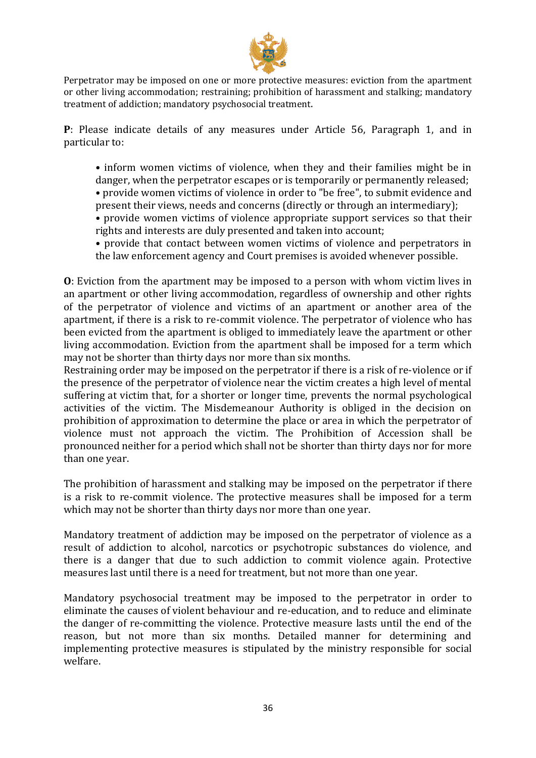Perpetrator may be imposed on one or more protective measures: eviction from the apartment or other living accommodation; restraining; prohibition of harassment and stalking; mandatory treatment of addiction; mandatory psychosocial treatment.

**P**: Please indicate details of any measures under Article 56, Paragraph 1, and in particular to:

- inform women victims of violence, when they and their families might be in danger, when the perpetrator escapes or is temporarily or permanently released;
- provide women victims of violence in order to "be free", to submit evidence and present their views, needs and concerns (directly or through an intermediary);
- provide women victims of violence appropriate support services so that their rights and interests are duly presented and taken into account;
- provide that contact between women victims of violence and perpetrators in the law enforcement agency and Court premises is avoided whenever possible.

**O**: Eviction from the apartment may be imposed to a person with whom victim lives in an apartment or other living accommodation, regardless of ownership and other rights of the perpetrator of violence and victims of an apartment or another area of the apartment, if there is a risk to re-commit violence. The perpetrator of violence who has been evicted from the apartment is obliged to immediately leave the apartment or other living accommodation. Eviction from the apartment shall be imposed for a term which may not be shorter than thirty days nor more than six months.
Restraining order may be imposed on the perpetrator if there is a risk of re-violence or if the presence of the perpetrator of violence near the victim creates a high level of mental suffering at victim that, for a shorter or longer time, prevents the normal psychological activities of the victim. The Misdemeanour Authority is obliged in the decision on prohibition of approximation to determine the place or area in which the perpetrator of violence must not approach the victim. The Prohibition of Accession shall be pronounced neither for a period which shall not be shorter than thirty days nor for more than one year.

The prohibition of harassment and stalking may be imposed on the perpetrator if there is a risk to re-commit violence. The protective measures shall be imposed for a term which may not be shorter than thirty days nor more than one year.

Mandatory treatment of addiction may be imposed on the perpetrator of violence as a result of addiction to alcohol, narcotics or psychotropic substances do violence, and there is a danger that due to such addiction to commit violence again. Protective measures last until there is a need for treatment, but not more than one year.

Mandatory psychosocial treatment may be imposed to the perpetrator in order to eliminate the causes of violent behaviour and re-education, and to reduce and eliminate the danger of re-committing the violence. Protective measure lasts until the end of the reason, but not more than six months. Detailed manner for determining and implementing protective measures is stipulated by the ministry responsible for social welfare.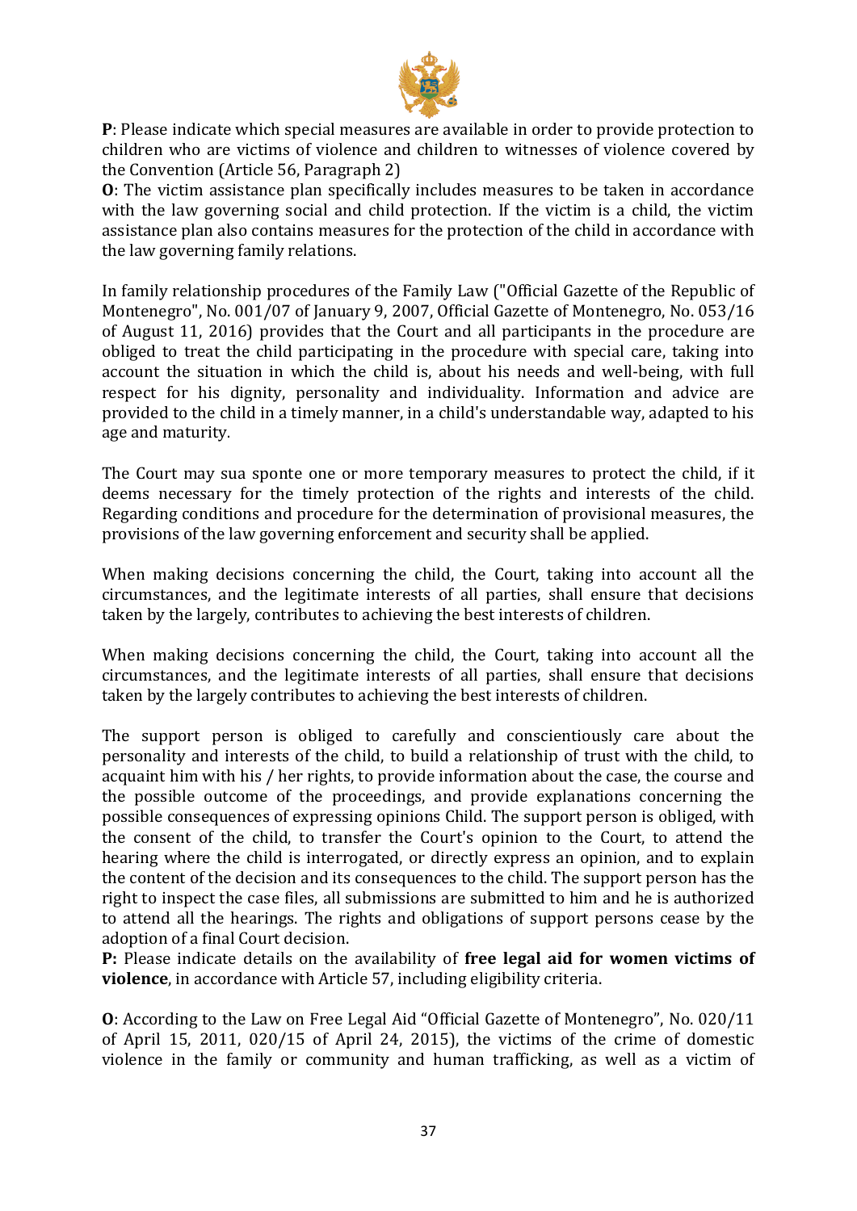**P**: Please indicate which special measures are available in order to provide protection to children who are victims of violence and children to witnesses of violence covered by the Convention (Article 56, Paragraph 2)

**O**: The victim assistance plan specifically includes measures to be taken in accordance with the law governing social and child protection. If the victim is a child, the victim assistance plan also contains measures for the protection of the child in accordance with the law governing family relations.

In family relationship procedures of the Family Law ("Official Gazette of the Republic of Montenegro", No. 001/07 of January 9, 2007, Official Gazette of Montenegro, No. 053/16 of August 11, 2016) provides that the Court and all participants in the procedure are obliged to treat the child participating in the procedure with special care, taking into account the situation in which the child is, about his needs and well-being, with full respect for his dignity, personality and individuality. Information and advice are provided to the child in a timely manner, in a child's understandable way, adapted to his age and maturity.

The Court may sua sponte one or more temporary measures to protect the child, if it deems necessary for the timely protection of the rights and interests of the child. Regarding conditions and procedure for the determination of provisional measures, the provisions of the law governing enforcement and security shall be applied.

When making decisions concerning the child, the Court, taking into account all the circumstances, and the legitimate interests of all parties, shall ensure that decisions taken by the largely, contributes to achieving the best interests of children.

When making decisions concerning the child, the Court, taking into account all the circumstances, and the legitimate interests of all parties, shall ensure that decisions taken by the largely contributes to achieving the best interests of children.

The support person is obliged to carefully and conscientiously care about the personality and interests of the child, to build a relationship of trust with the child, to acquaint him with his / her rights, to provide information about the case, the course and the possible outcome of the proceedings, and provide explanations concerning the possible consequences of expressing opinions Child. The support person is obliged, with the consent of the child, to transfer the Court's opinion to the Court, to attend the hearing where the child is interrogated, or directly express an opinion, and to explain the content of the decision and its consequences to the child. The support person has the right to inspect the case files, all submissions are submitted to him and he is authorized to attend all the hearings. The rights and obligations of support persons cease by the adoption of a final Court decision.

**P:** Please indicate details on the availability of **free legal aid for women victims of violence**, in accordance with Article 57, including eligibility criteria.

**O**: According to the Law on Free Legal Aid "Official Gazette of Montenegro", No. 020/11 of April 15, 2011, 020/15 of April 24, 2015), the victims of the crime of domestic violence in the family or community and human trafficking, as well as a victim of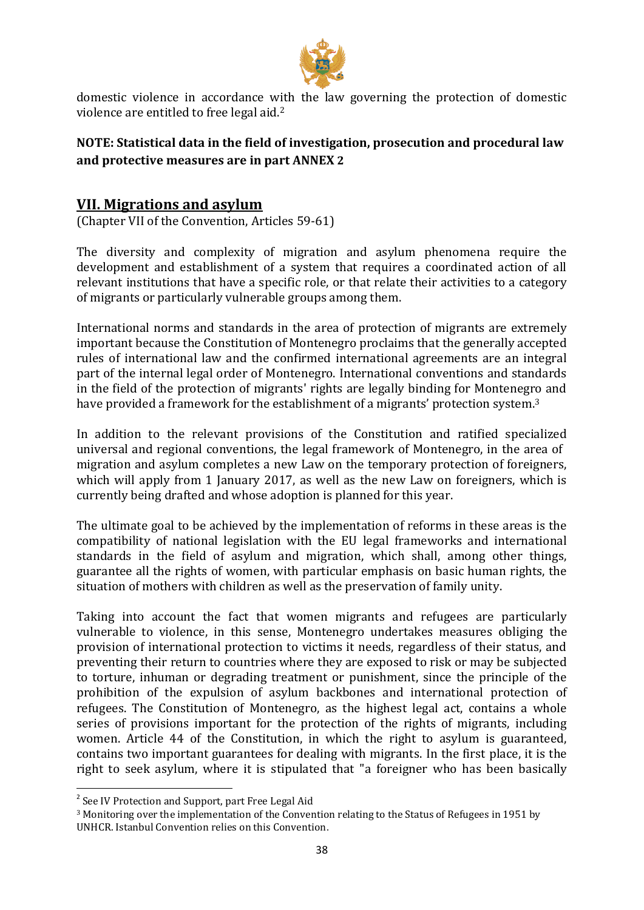domestic violence in accordance with the law governing the protection of domestic violence are entitled to free legal aid.[2]

**NOTE: Statistical data in the field of investigation, prosecution and procedural law and protective measures are in part ANNEX 2**

## VII. Migrations and asylum

(Chapter VII of the Convention, Articles 59-61)

The diversity and complexity of migration and asylum phenomena require the development and establishment of a system that requires a coordinated action of all relevant institutions that have a specific role, or that relate their activities to a category of migrants or particularly vulnerable groups among them.

International norms and standards in the area of protection of migrants are extremely important because the Constitution of Montenegro proclaims that the generally accepted rules of international law and the confirmed international agreements are an integral part of the internal legal order of Montenegro. International conventions and standards in the field of the protection of migrants' rights are legally binding for Montenegro and have provided a framework for the establishment of a migrants' protection system.[3]

In addition to the relevant provisions of the Constitution and ratified specialized universal and regional conventions, the legal framework of Montenegro, in the area of migration and asylum completes a new Law on the temporary protection of foreigners, which will apply from 1 January 2017, as well as the new Law on foreigners, which is currently being drafted and whose adoption is planned for this year.

The ultimate goal to be achieved by the implementation of reforms in these areas is the compatibility of national legislation with the EU legal frameworks and international standards in the field of asylum and migration, which shall, among other things, guarantee all the rights of women, with particular emphasis on basic human rights, the situation of mothers with children as well as the preservation of family unity.

Taking into account the fact that women migrants and refugees are particularly vulnerable to violence, in this sense, Montenegro undertakes measures obliging the provision of international protection to victims it needs, regardless of their status, and preventing their return to countries where they are exposed to risk or may be subjected to torture, inhuman or degrading treatment or punishment, since the principle of the prohibition of the expulsion of asylum backbones and international protection of refugees. The Constitution of Montenegro, as the highest legal act, contains a whole series of provisions important for the protection of the rights of migrants, including women. Article 44 of the Constitution, in which the right to asylum is guaranteed, contains two important guarantees for dealing with migrants. In the first place, it is the right to seek asylum, where it is stipulated that "a foreigner who has been basically

---

[2] See IV Protection and Support, part Free Legal Aid

[3] Monitoring over the implementation of the Convention relating to the Status of Refugees in 1951 by UNHCR. Istanbul Convention relies on this Convention.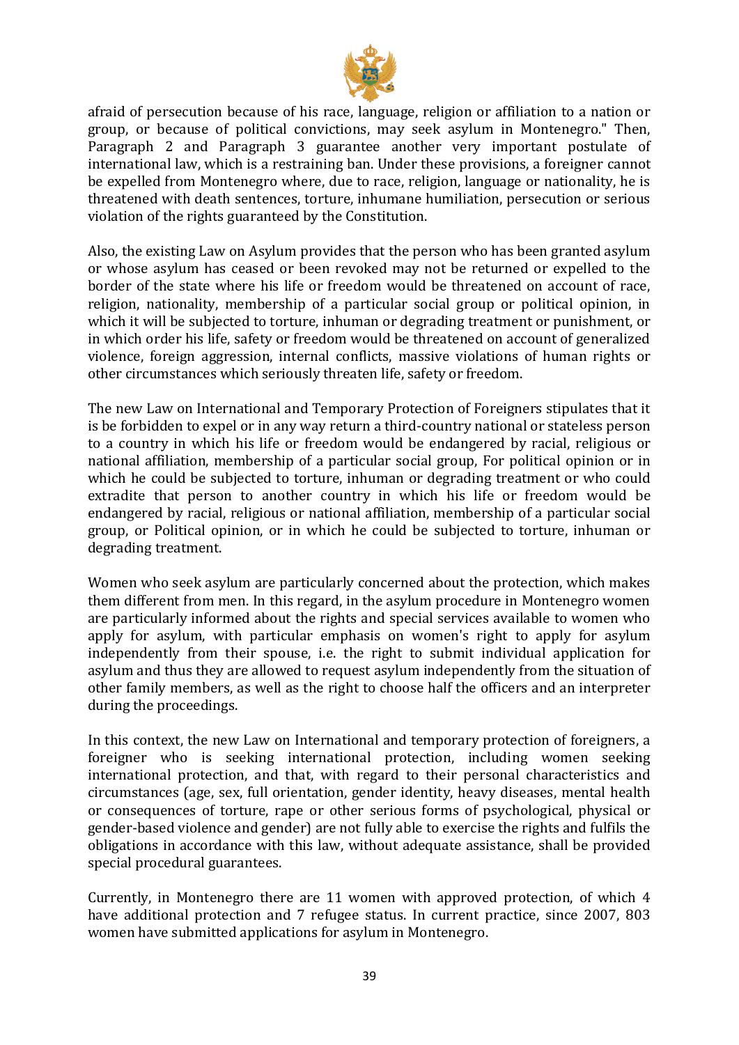afraid of persecution because of his race, language, religion or affiliation to a nation or group, or because of political convictions, may seek asylum in Montenegro." Then, Paragraph 2 and Paragraph 3 guarantee another very important postulate of international law, which is a restraining ban. Under these provisions, a foreigner cannot be expelled from Montenegro where, due to race, religion, language or nationality, he is threatened with death sentences, torture, inhumane humiliation, persecution or serious violation of the rights guaranteed by the Constitution.

Also, the existing Law on Asylum provides that the person who has been granted asylum or whose asylum has ceased or been revoked may not be returned or expelled to the border of the state where his life or freedom would be threatened on account of race, religion, nationality, membership of a particular social group or political opinion, in which it will be subjected to torture, inhuman or degrading treatment or punishment, or in which order his life, safety or freedom would be threatened on account of generalized violence, foreign aggression, internal conflicts, massive violations of human rights or other circumstances which seriously threaten life, safety or freedom.

The new Law on International and Temporary Protection of Foreigners stipulates that it is be forbidden to expel or in any way return a third-country national or stateless person to a country in which his life or freedom would be endangered by racial, religious or national affiliation, membership of a particular social group, For political opinion or in which he could be subjected to torture, inhuman or degrading treatment or who could extradite that person to another country in which his life or freedom would be endangered by racial, religious or national affiliation, membership of a particular social group, or Political opinion, or in which he could be subjected to torture, inhuman or degrading treatment.

Women who seek asylum are particularly concerned about the protection, which makes them different from men. In this regard, in the asylum procedure in Montenegro women are particularly informed about the rights and special services available to women who apply for asylum, with particular emphasis on women's right to apply for asylum independently from their spouse, i.e. the right to submit individual application for asylum and thus they are allowed to request asylum independently from the situation of other family members, as well as the right to choose half the officers and an interpreter during the proceedings.

In this context, the new Law on International and temporary protection of foreigners, a foreigner who is seeking international protection, including women seeking international protection, and that, with regard to their personal characteristics and circumstances (age, sex, full orientation, gender identity, heavy diseases, mental health or consequences of torture, rape or other serious forms of psychological, physical or gender-based violence and gender) are not fully able to exercise the rights and fulfils the obligations in accordance with this law, without adequate assistance, shall be provided special procedural guarantees.

Currently, in Montenegro there are 11 women with approved protection, of which 4 have additional protection and 7 refugee status. In current practice, since 2007, 803 women have submitted applications for asylum in Montenegro.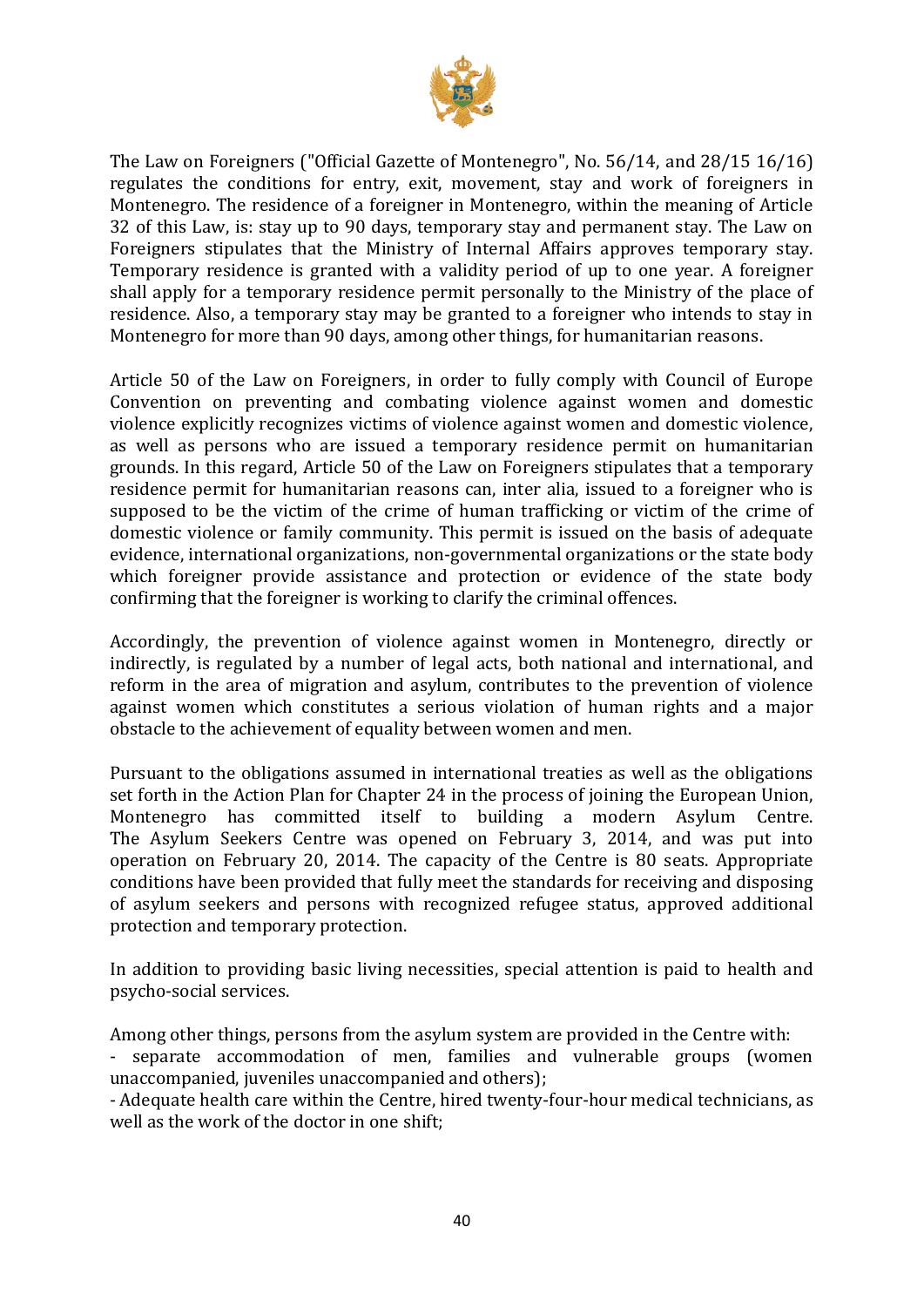The Law on Foreigners ("Official Gazette of Montenegro", No. 56/14, and 28/15 16/16) regulates the conditions for entry, exit, movement, stay and work of foreigners in Montenegro. The residence of a foreigner in Montenegro, within the meaning of Article 32 of this Law, is: stay up to 90 days, temporary stay and permanent stay. The Law on Foreigners stipulates that the Ministry of Internal Affairs approves temporary stay. Temporary residence is granted with a validity period of up to one year. A foreigner shall apply for a temporary residence permit personally to the Ministry of the place of residence. Also, a temporary stay may be granted to a foreigner who intends to stay in Montenegro for more than 90 days, among other things, for humanitarian reasons.

Article 50 of the Law on Foreigners, in order to fully comply with Council of Europe Convention on preventing and combating violence against women and domestic violence explicitly recognizes victims of violence against women and domestic violence, as well as persons who are issued a temporary residence permit on humanitarian grounds. In this regard, Article 50 of the Law on Foreigners stipulates that a temporary residence permit for humanitarian reasons can, inter alia, issued to a foreigner who is supposed to be the victim of the crime of human trafficking or victim of the crime of domestic violence or family community. This permit is issued on the basis of adequate evidence, international organizations, non-governmental organizations or the state body which foreigner provide assistance and protection or evidence of the state body confirming that the foreigner is working to clarify the criminal offences.

Accordingly, the prevention of violence against women in Montenegro, directly or indirectly, is regulated by a number of legal acts, both national and international, and reform in the area of migration and asylum, contributes to the prevention of violence against women which constitutes a serious violation of human rights and a major obstacle to the achievement of equality between women and men.

Pursuant to the obligations assumed in international treaties as well as the obligations set forth in the Action Plan for Chapter 24 in the process of joining the European Union, Montenegro has committed itself to building a modern Asylum Centre. The Asylum Seekers Centre was opened on February 3, 2014, and was put into operation on February 20, 2014. The capacity of the Centre is 80 seats. Appropriate conditions have been provided that fully meet the standards for receiving and disposing of asylum seekers and persons with recognized refugee status, approved additional protection and temporary protection.

In addition to providing basic living necessities, special attention is paid to health and psycho-social services.

Among other things, persons from the asylum system are provided in the Centre with:

- separate accommodation of men, families and vulnerable groups (women unaccompanied, juveniles unaccompanied and others);
- Adequate health care within the Centre, hired twenty-four-hour medical technicians, as well as the work of the doctor in one shift;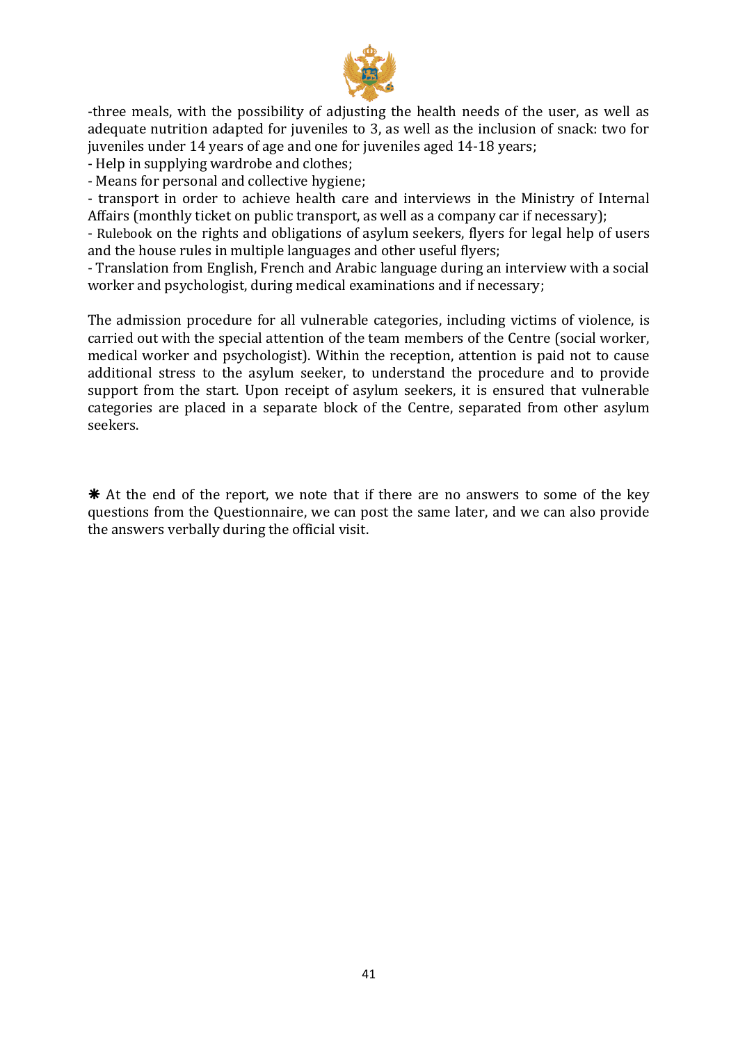-three meals, with the possibility of adjusting the health needs of the user, as well as adequate nutrition adapted for juveniles to 3, as well as the inclusion of snack: two for juveniles under 14 years of age and one for juveniles aged 14-18 years;

- Help in supplying wardrobe and clothes;
- Means for personal and collective hygiene;
- transport in order to achieve health care and interviews in the Ministry of Internal Affairs (monthly ticket on public transport, as well as a company car if necessary);
- Rulebook on the rights and obligations of asylum seekers, flyers for legal help of users and the house rules in multiple languages and other useful flyers;
- Translation from English, French and Arabic language during an interview with a social worker and psychologist, during medical examinations and if necessary;

The admission procedure for all vulnerable categories, including victims of violence, is carried out with the special attention of the team members of the Centre (social worker, medical worker and psychologist). Within the reception, attention is paid not to cause additional stress to the asylum seeker, to understand the procedure and to provide support from the start. Upon receipt of asylum seekers, it is ensured that vulnerable categories are placed in a separate block of the Centre, separated from other asylum seekers.

❋ At the end of the report, we note that if there are no answers to some of the key questions from the Questionnaire, we can post the same later, and we can also provide the answers verbally during the official visit.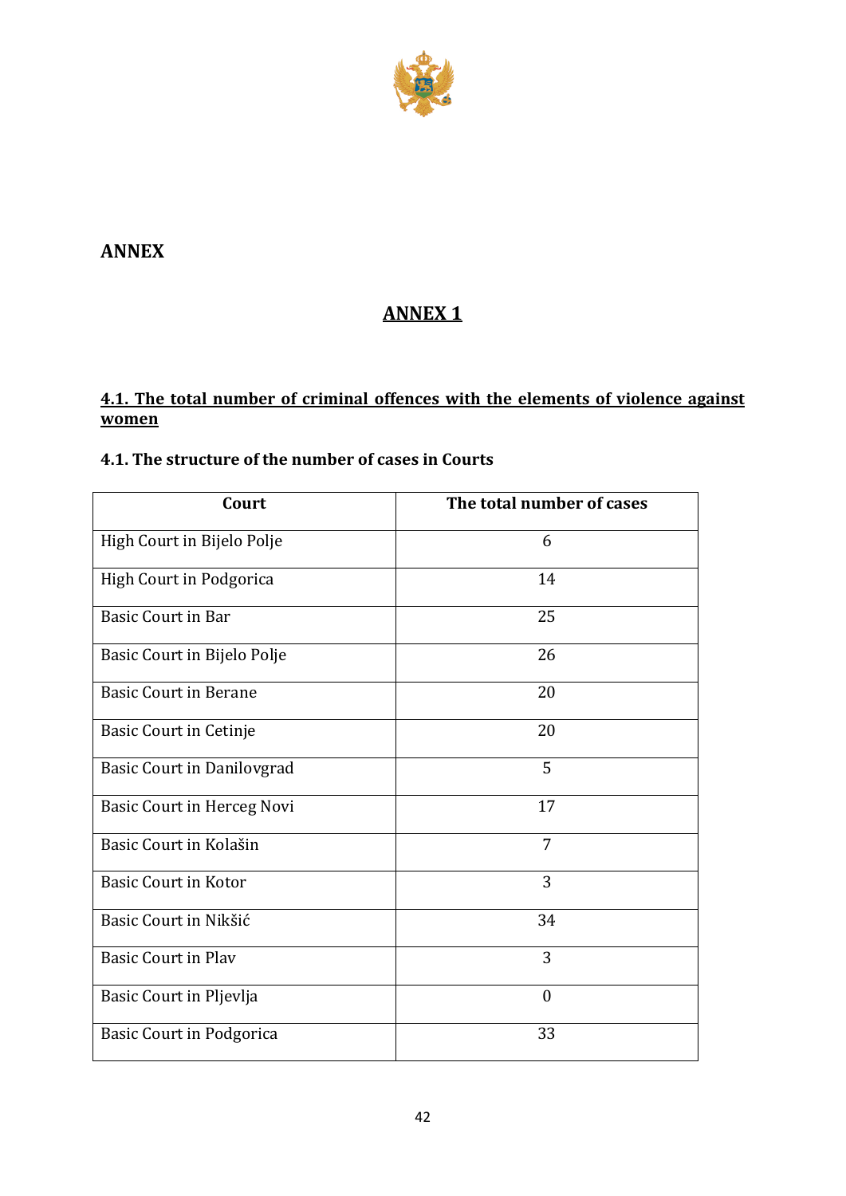# ANNEX

## ANNEX 1

### 4.1. The total number of criminal offences with the elements of violence against women

### 4.1. The structure of the number of cases in Courts

| Court | The total number of cases |
|---|---|
| High Court in Bijelo Polje | 6 |
| High Court in Podgorica | 14 |
| Basic Court in Bar | 25 |
| Basic Court in Bijelo Polje | 26 |
| Basic Court in Berane | 20 |
| Basic Court in Cetinje | 20 |
| Basic Court in Danilovgrad | 5 |
| Basic Court in Herceg Novi | 17 |
| Basic Court in Kolašin | 7 |
| Basic Court in Kotor | 3 |
| Basic Court in Nikšić | 34 |
| Basic Court in Plav | 3 |
| Basic Court in Pljevlja | 0 |
| Basic Court in Podgorica | 33 |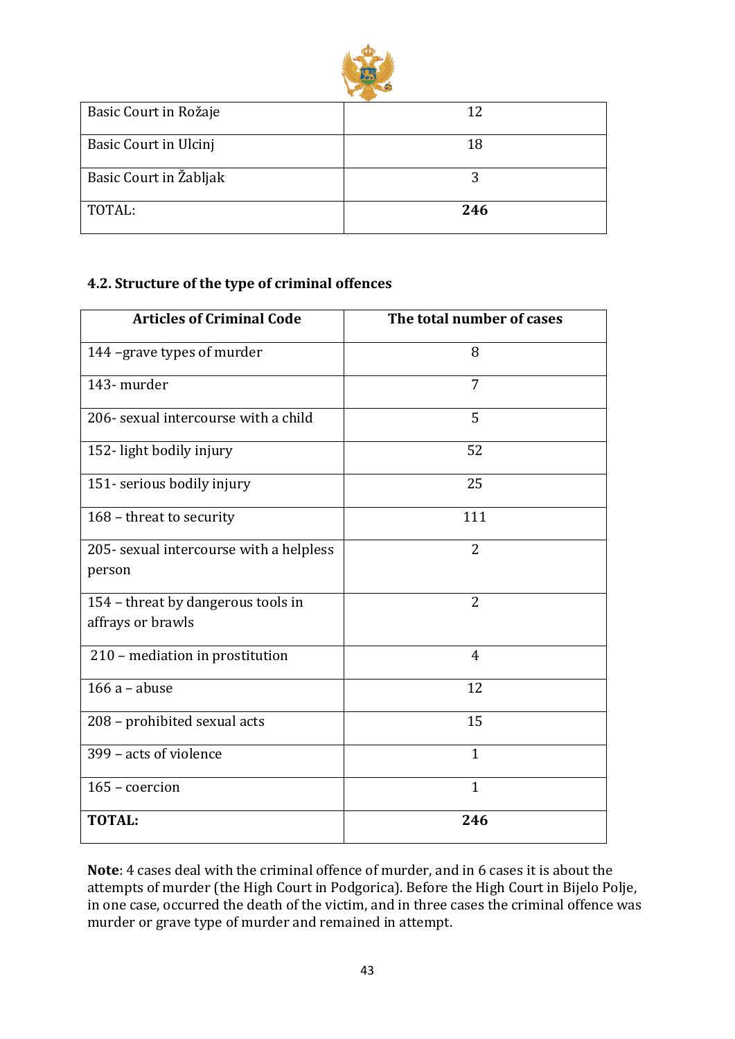| | |
|---|---|
| Basic Court in Rožaje | 12 |
| Basic Court in Ulcinj | 18 |
| Basic Court in Žabljak | 3 |
| TOTAL: | **246** |

### 4.2. Structure of the type of criminal offences

| Articles of Criminal Code | The total number of cases |
|---|---|
| 144 –grave types of murder | 8 |
| 143- murder | 7 |
| 206- sexual intercourse with a child | 5 |
| 152- light bodily injury | 52 |
| 151- serious bodily injury | 25 |
| 168 – threat to security | 111 |
| 205- sexual intercourse with a helpless person | 2 |
| 154 – threat by dangerous tools in affrays or brawls | 2 |
| 210 – mediation in prostitution | 4 |
| 166 a – abuse | 12 |
| 208 – prohibited sexual acts | 15 |
| 399 – acts of violence | 1 |
| 165 – coercion | 1 |
| **TOTAL:** | **246** |

**Note**: 4 cases deal with the criminal offence of murder, and in 6 cases it is about the attempts of murder (the High Court in Podgorica). Before the High Court in Bijelo Polje, in one case, occurred the death of the victim, and in three cases the criminal offence was murder or grave type of murder and remained in attempt.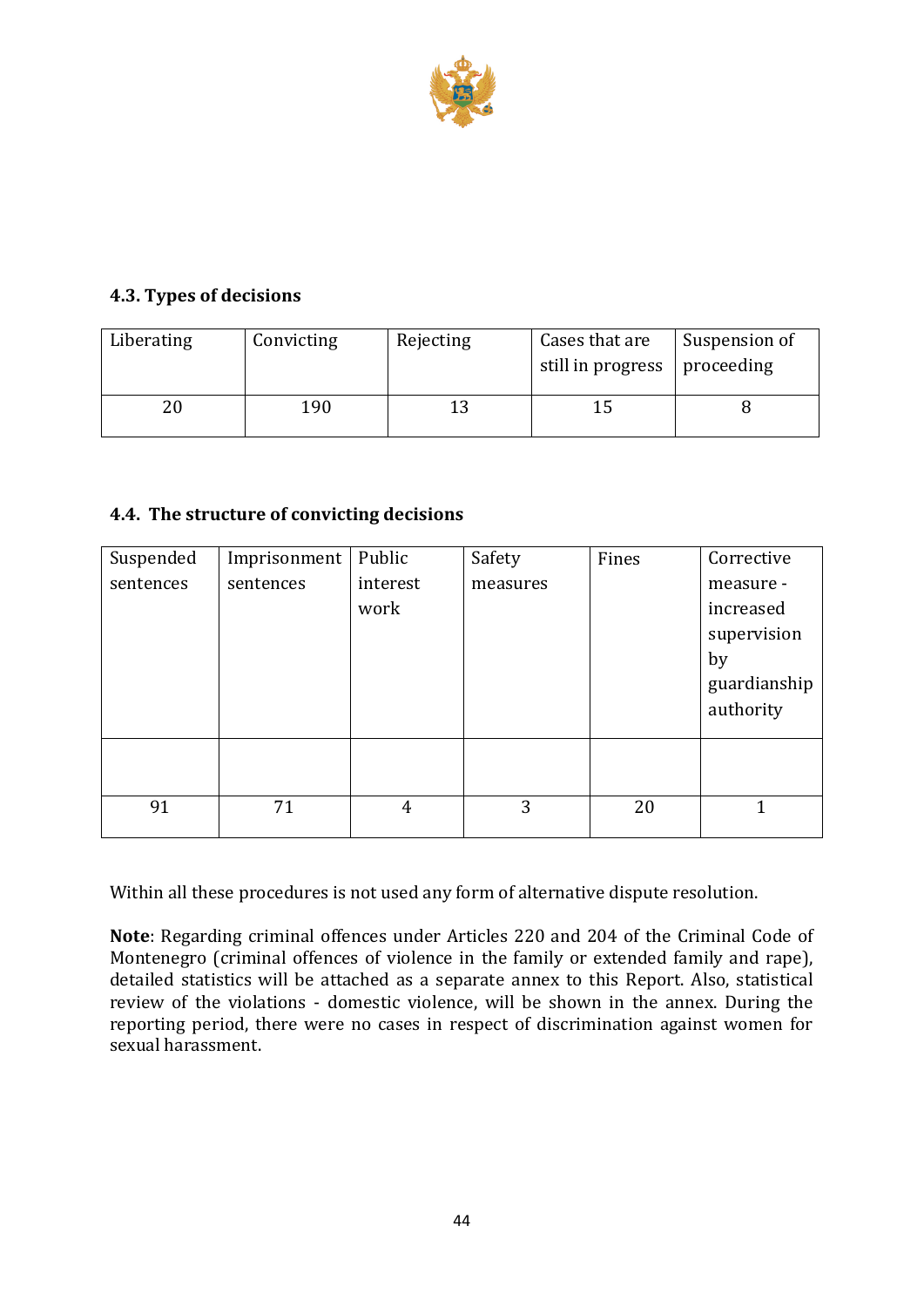### 4.3. Types of decisions

| Liberating | Convicting | Rejecting | Cases that are still in progress | Suspension of proceeding |
|---|---|---|---|---|
| 20 | 190 | 13 | 15 | 8 |

### 4.4. The structure of convicting decisions

| Suspended sentences | Imprisonment sentences | Public interest work | Safety measures | Fines | Corrective measure - increased supervision by guardianship authority |
|---|---|---|---|---|---|
| | | | | | |
| 91 | 71 | 4 | 3 | 20 | 1 |

Within all these procedures is not used any form of alternative dispute resolution.

**Note**: Regarding criminal offences under Articles 220 and 204 of the Criminal Code of Montenegro (criminal offences of violence in the family or extended family and rape), detailed statistics will be attached as a separate annex to this Report. Also, statistical review of the violations - domestic violence, will be shown in the annex. During the reporting period, there were no cases in respect of discrimination against women for sexual harassment.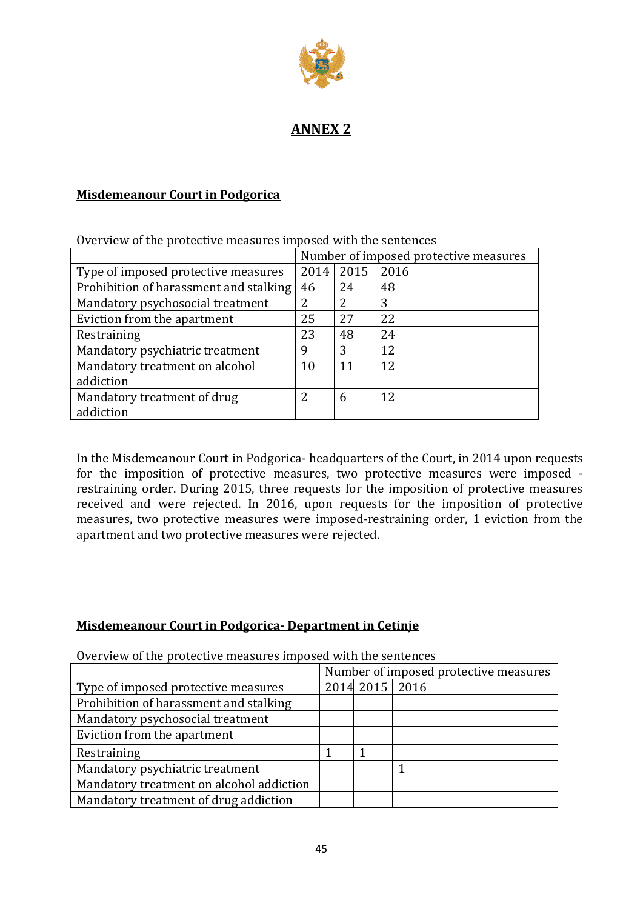# ANNEX 2

## Misdemeanour Court in Podgorica

Overview of the protective measures imposed with the sentences

| | Number of imposed protective measures | | |
|---|---|---|---|
| Type of imposed protective measures | 2014 | 2015 | 2016 |
| Prohibition of harassment and stalking | 46 | 24 | 48 |
| Mandatory psychosocial treatment | 2 | 2 | 3 |
| Eviction from the apartment | 25 | 27 | 22 |
| Restraining | 23 | 48 | 24 |
| Mandatory psychiatric treatment | 9 | 3 | 12 |
| Mandatory treatment on alcohol addiction | 10 | 11 | 12 |
| Mandatory treatment of drug addiction | 2 | 6 | 12 |

In the Misdemeanour Court in Podgorica- headquarters of the Court, in 2014 upon requests for the imposition of protective measures, two protective measures were imposed - restraining order. During 2015, three requests for the imposition of protective measures received and were rejected. In 2016, upon requests for the imposition of protective measures, two protective measures were imposed-restraining order, 1 eviction from the apartment and two protective measures were rejected.

## Misdemeanour Court in Podgorica- Department in Cetinje

Overview of the protective measures imposed with the sentences

| | Number of imposed protective measures | | |
|---|---|---|---|
| Type of imposed protective measures | 2014 | 2015 | 2016 |
| Prohibition of harassment and stalking | | | |
| Mandatory psychosocial treatment | | | |
| Eviction from the apartment | | | |
| Restraining | 1 | 1 | |
| Mandatory psychiatric treatment | | | 1 |
| Mandatory treatment on alcohol addiction | | | |
| Mandatory treatment of drug addiction | | | |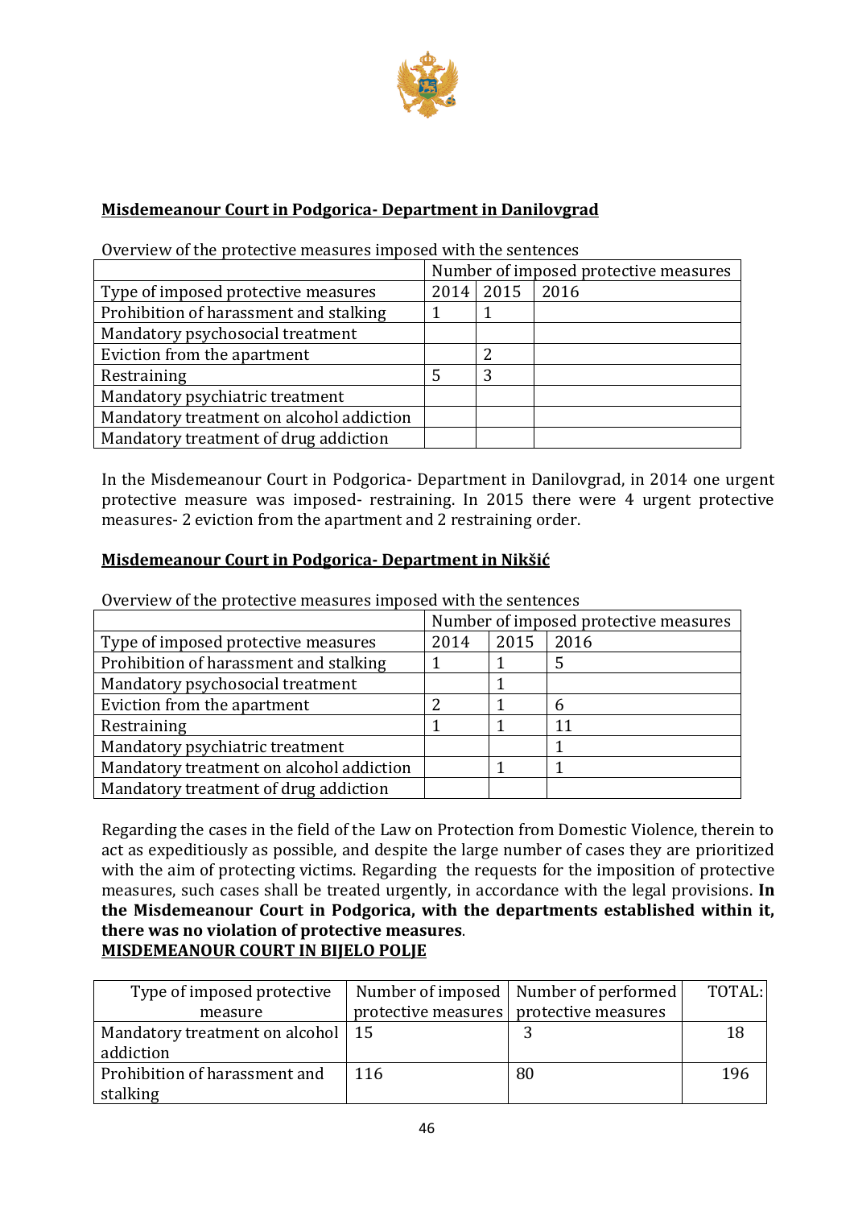## Misdemeanour Court in Podgorica- Department in Danilovgrad

Overview of the protective measures imposed with the sentences

| | Number of imposed protective measures | | |
|---|---|---|---|
| Type of imposed protective measures | 2014 | 2015 | 2016 |
| Prohibition of harassment and stalking | 1 | 1 | |
| Mandatory psychosocial treatment | | | |
| Eviction from the apartment | | 2 | |
| Restraining | 5 | 3 | |
| Mandatory psychiatric treatment | | | |
| Mandatory treatment on alcohol addiction | | | |
| Mandatory treatment of drug addiction | | | |

In the Misdemeanour Court in Podgorica- Department in Danilovgrad, in 2014 one urgent protective measure was imposed- restraining. In 2015 there were 4 urgent protective measures- 2 eviction from the apartment and 2 restraining order.

## Misdemeanour Court in Podgorica- Department in Nikšić

Overview of the protective measures imposed with the sentences

| | Number of imposed protective measures | | |
|---|---|---|---|
| Type of imposed protective measures | 2014 | 2015 | 2016 |
| Prohibition of harassment and stalking | 1 | 1 | 5 |
| Mandatory psychosocial treatment | | 1 | |
| Eviction from the apartment | 2 | 1 | 6 |
| Restraining | 1 | 1 | 11 |
| Mandatory psychiatric treatment | | | 1 |
| Mandatory treatment on alcohol addiction | | 1 | 1 |
| Mandatory treatment of drug addiction | | | |

Regarding the cases in the field of the Law on Protection from Domestic Violence, therein to act as expeditiously as possible, and despite the large number of cases they are prioritized with the aim of protecting victims. Regarding the requests for the imposition of protective measures, such cases shall be treated urgently, in accordance with the legal provisions. **In the Misdemeanour Court in Podgorica, with the departments established within it, there was no violation of protective measures**.

## MISDEMEANOUR COURT IN BIJELO POLJE

| Type of imposed protective measure | Number of imposed protective measures | Number of performed protective measures | TOTAL: |
|---|---|---|---|
| Mandatory treatment on alcohol addiction | 15 | 3 | 18 |
| Prohibition of harassment and stalking | 116 | 80 | 196 |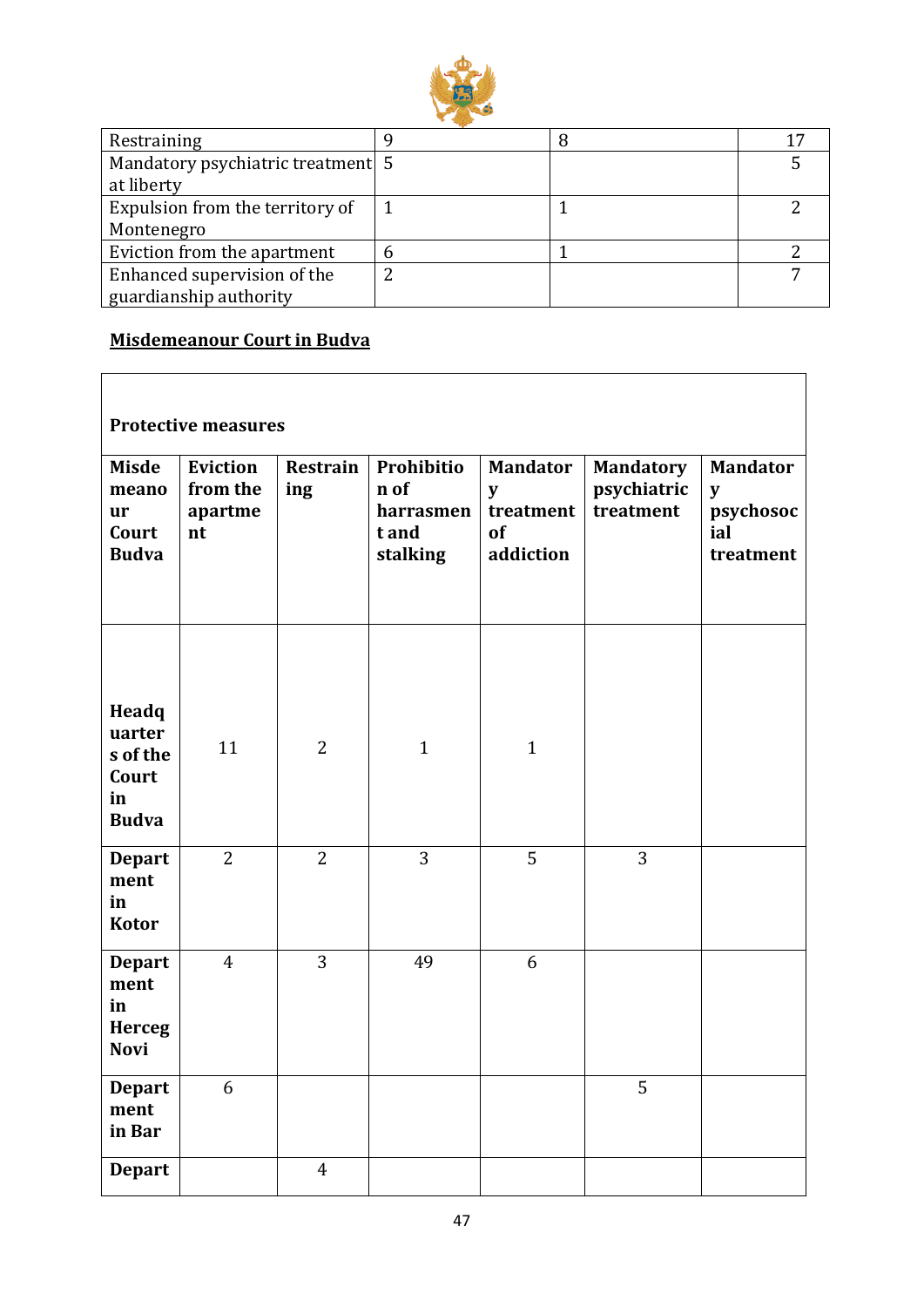| Restraining | 9 | 8 | 17 |
|---|---|---|---|
| Mandatory psychiatric treatment at liberty | 5 | | 5 |
| Expulsion from the territory of Montenegro | 1 | 1 | 2 |
| Eviction from the apartment | 6 | 1 | 2 |
| Enhanced supervision of the guardianship authority | 2 | | 7 |

**Misdemeanour Court in Budva**

| Protective measures | | | | | | |
|---|---|---|---|---|---|---|
| **Misdemeanour Court Budva** | **Eviction from the apartment** | **Restraining** | **Prohibition of harrasment and stalking** | **Mandatory treatment of addiction** | **Mandatory psychiatric treatment** | **Mandatory psychosocial treatment** |
| **Headquarters of the Court in Budva** | 11 | 2 | 1 | 1 | | |
| **Department in Kotor** | 2 | 2 | 3 | 5 | 3 | |
| **Department in Herceg Novi** | 4 | 3 | 49 | 6 | | |
| **Department in Bar** | 6 | | | | 5 | |
| **Depart** | | 4 | | | | |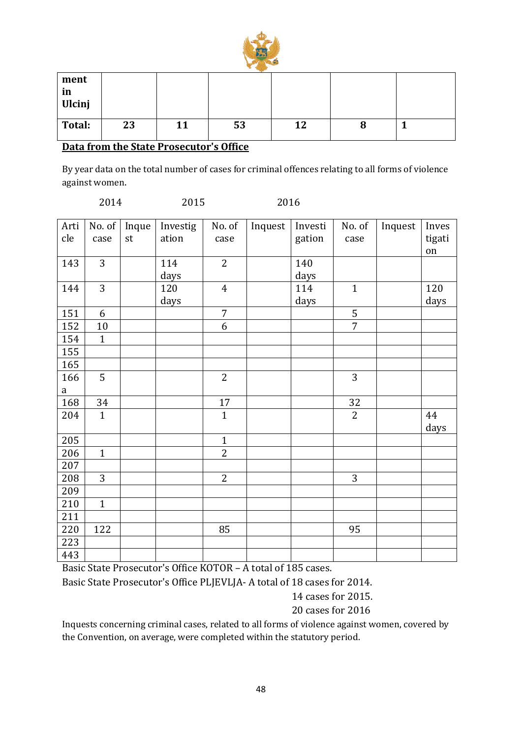| ment in Ulcinj | | | | | |
|---|---|---|---|---|---|
| **Total:** | **23** | **11** | **53** | **12** | **8** | **1** |

**Data from the State Prosecutor's Office**

By year data on the total number of cases for criminal offences relating to all forms of violence against women.

| | 2014 | | | 2015 | | | 2016 | | |
|---|---|---|---|---|---|---|---|---|---|
| Article | No. of case | Inquest | Investigation | No. of case | Inquest | Investigation | No. of case | Inquest | Investigation |
| 143 | 3 | | 114 days | 2 | | 140 days | | | |
| 144 | 3 | | 120 days | 4 | | 114 days | 1 | | 120 days |
| 151 | 6 | | | 7 | | | 5 | | |
| 152 | 10 | | | 6 | | | 7 | | |
| 154 | 1 | | | | | | | | |
| 155 | | | | | | | | | |
| 165 | | | | | | | | | |
| 166 a | 5 | | | 2 | | | 3 | | |
| 168 | 34 | | | 17 | | | 32 | | |
| 204 | 1 | | | 1 | | | 2 | | 44 days |
| 205 | | | | 1 | | | | | |
| 206 | 1 | | | 2 | | | | | |
| 207 | | | | | | | | | |
| 208 | 3 | | | 2 | | | 3 | | |
| 209 | | | | | | | | | |
| 210 | 1 | | | | | | | | |
| 211 | | | | | | | | | |
| 220 | 122 | | | 85 | | | 95 | | |
| 223 | | | | | | | | | |
| 443 | | | | | | | | | |

Basic State Prosecutor's Office KOTOR – A total of 185 cases.

Basic State Prosecutor's Office PLJEVLJA- A total of 18 cases for 2014.
14 cases for 2015.
20 cases for 2016

Inquests concerning criminal cases, related to all forms of violence against women, covered by the Convention, on average, were completed within the statutory period.